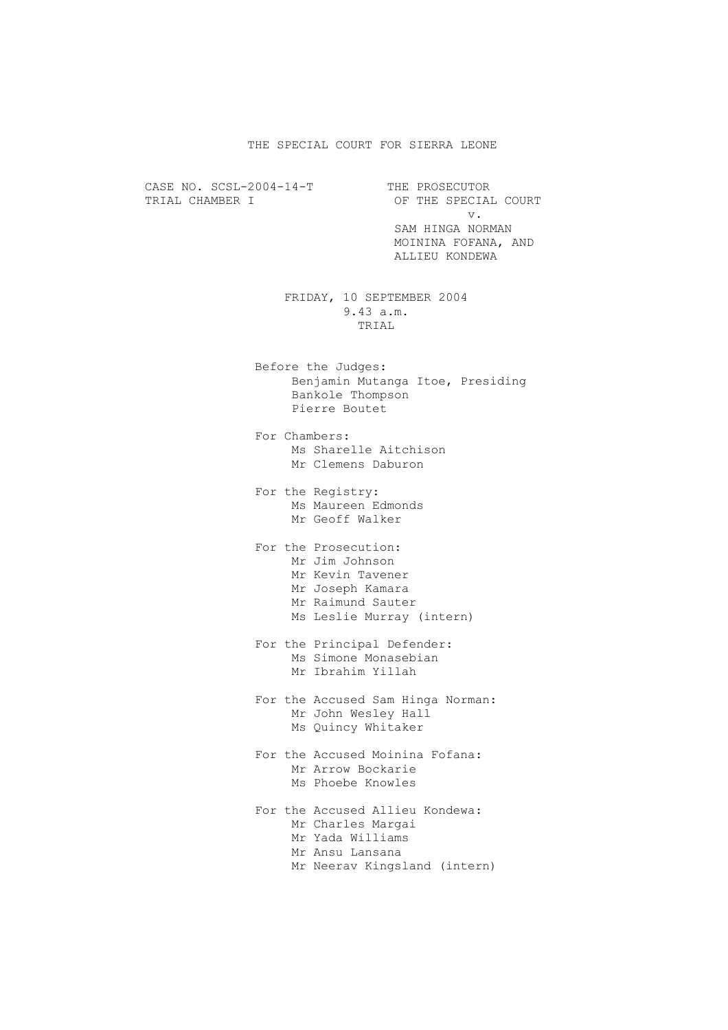# THE SPECIAL COURT FOR SIERRA LEONE

CASE NO. SCSL-2004-14-T
TRIAL CHAMBER I

THE PROSECUTOR
OF THE SPECIAL COURT
v.
SAM HINGA NORMAN
MOININA FOFANA, AND
ALLIEU KONDEWA

FRIDAY, 10 SEPTEMBER 2004
9.43 a.m.
TRIAL

Before the Judges:
Benjamin Mutanga Itoe, Presiding
Bankole Thompson
Pierre Boutet

For Chambers:
Ms Sharelle Aitchison
Mr Clemens Daburon

For the Registry:
Ms Maureen Edmonds
Mr Geoff Walker

For the Prosecution:
Mr Jim Johnson
Mr Kevin Tavener
Mr Joseph Kamara
Mr Raimund Sauter
Ms Leslie Murray (intern)

For the Principal Defender:
Ms Simone Monasebian
Mr Ibrahim Yillah

For the Accused Sam Hinga Norman:
Mr John Wesley Hall
Ms Quincy Whitaker

For the Accused Moinina Fofana:
Mr Arrow Bockarie
Ms Phoebe Knowles

For the Accused Allieu Kondewa:
Mr Charles Margai
Mr Yada Williams
Mr Ansu Lansana
Mr Neerav Kingsland (intern)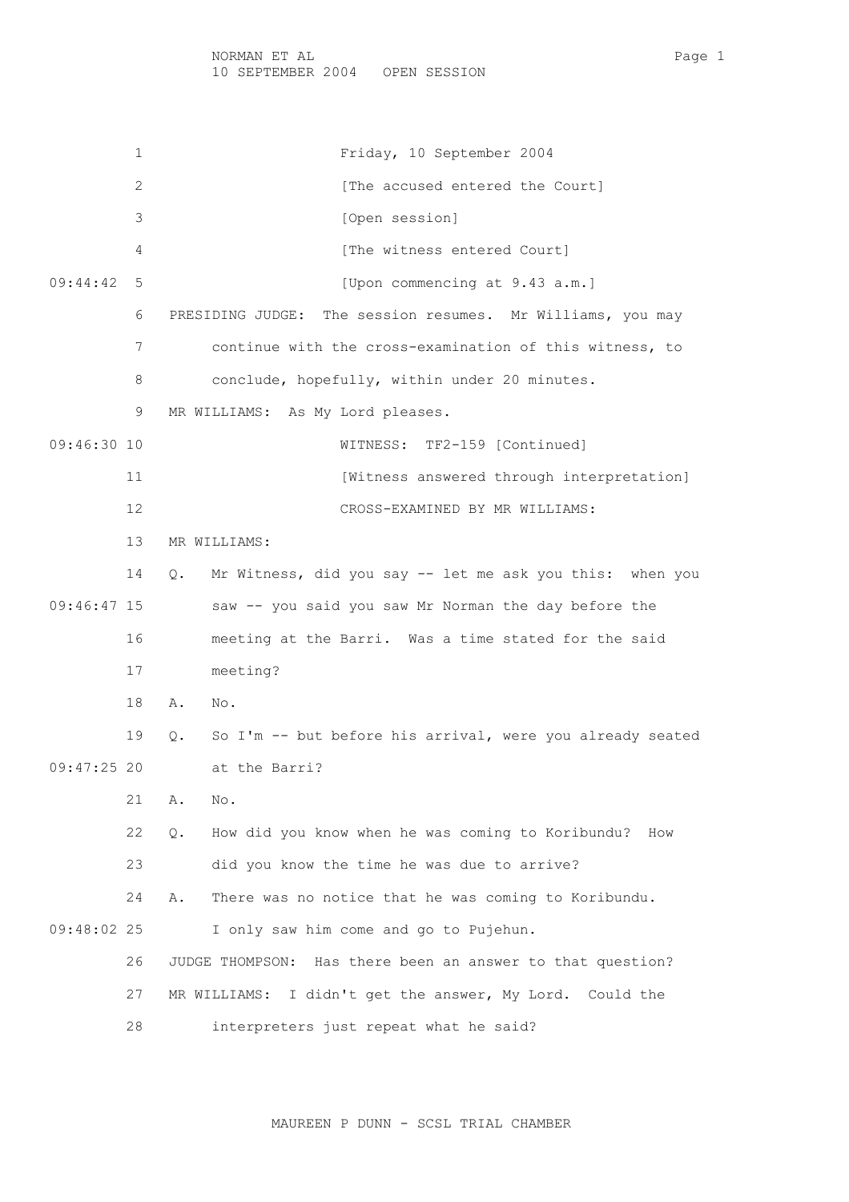Friday, 10 September 2004

[The accused entered the Court]

[Open session]

[The witness entered Court]

[Upon commencing at 9.43 a.m.]

PRESIDING JUDGE: The session resumes. Mr Williams, you may continue with the cross-examination of this witness, to conclude, hopefully, within under 20 minutes.

MR WILLIAMS: As My Lord pleases.

WITNESS: TF2-159 [Continued]

[Witness answered through interpretation]

CROSS-EXAMINED BY MR WILLIAMS:

MR WILLIAMS:

Q. Mr Witness, did you say -- let me ask you this: when you saw -- you said you saw Mr Norman the day before the meeting at the Barri. Was a time stated for the said meeting?

A. No.

Q. So I'm -- but before his arrival, were you already seated at the Barri?

A. No.

Q. How did you know when he was coming to Koribundu? How did you know the time he was due to arrive?

A. There was no notice that he was coming to Koribundu. I only saw him come and go to Pujehun.

JUDGE THOMPSON: Has there been an answer to that question?

MR WILLIAMS: I didn't get the answer, My Lord. Could the interpreters just repeat what he said?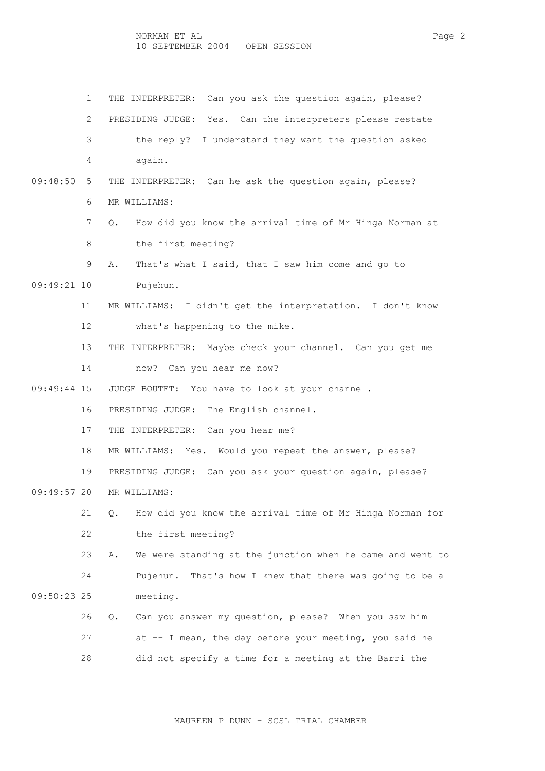THE INTERPRETER: Can you ask the question again, please?

PRESIDING JUDGE: Yes. Can the interpreters please restate the reply? I understand they want the question asked again.

THE INTERPRETER: Can he ask the question again, please?

MR WILLIAMS:

Q. How did you know the arrival time of Mr Hinga Norman at the first meeting?

A. That's what I said, that I saw him come and go to Pujehun.

MR WILLIAMS: I didn't get the interpretation. I don't know what's happening to the mike.

THE INTERPRETER: Maybe check your channel. Can you get me now? Can you hear me now?

JUDGE BOUTET: You have to look at your channel.

PRESIDING JUDGE: The English channel.

THE INTERPRETER: Can you hear me?

MR WILLIAMS: Yes. Would you repeat the answer, please?

PRESIDING JUDGE: Can you ask your question again, please?

MR WILLIAMS:

Q. How did you know the arrival time of Mr Hinga Norman for the first meeting?

A. We were standing at the junction when he came and went to Pujehun. That's how I knew that there was going to be a meeting.

Q. Can you answer my question, please? When you saw him at -- I mean, the day before your meeting, you said he did not specify a time for a meeting at the Barri the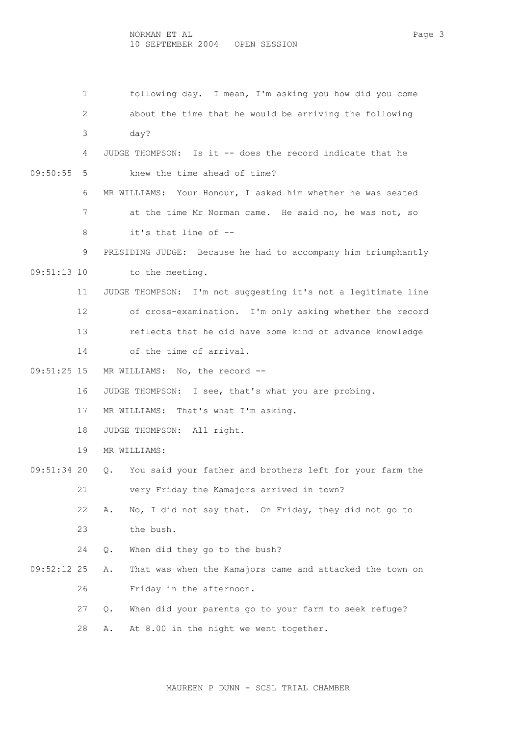1 following day. I mean, I'm asking you how did you come
2 about the time that he would be arriving the following
3 day?
4 JUDGE THOMPSON: Is it -- does the record indicate that he
09:50:55 5 knew the time ahead of time?
6 MR WILLIAMS: Your Honour, I asked him whether he was seated
7 at the time Mr Norman came. He said no, he was not, so
8 it's that line of --
9 PRESIDING JUDGE: Because he had to accompany him triumphantly
09:51:13 10 to the meeting.
11 JUDGE THOMPSON: I'm not suggesting it's not a legitimate line
12 of cross-examination. I'm only asking whether the record
13 reflects that he did have some kind of advance knowledge
14 of the time of arrival.
09:51:25 15 MR WILLIAMS: No, the record --
16 JUDGE THOMPSON: I see, that's what you are probing.
17 MR WILLIAMS: That's what I'm asking.
18 JUDGE THOMPSON: All right.
19 MR WILLIAMS:
09:51:34 20 Q. You said your father and brothers left for your farm the
21 very Friday the Kamajors arrived in town?
22 A. No, I did not say that. On Friday, they did not go to
23 the bush.
24 Q. When did they go to the bush?
09:52:12 25 A. That was when the Kamajors came and attacked the town on
26 Friday in the afternoon.
27 Q. When did your parents go to your farm to seek refuge?
28 A. At 8.00 in the night we went together.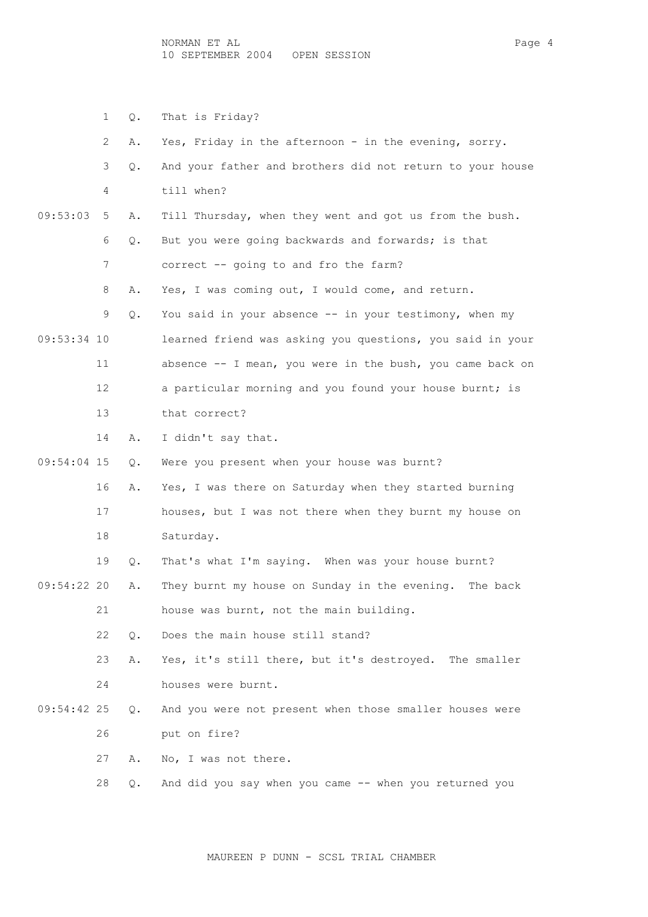1 Q. That is Friday?

2 A. Yes, Friday in the afternoon - in the evening, sorry.

3 Q. And your father and brothers did not return to your house

4 till when?

09:53:03 5 A. Till Thursday, when they went and got us from the bush.

6 Q. But you were going backwards and forwards; is that

7 correct -- going to and fro the farm?

8 A. Yes, I was coming out, I would come, and return.

9 Q. You said in your absence -- in your testimony, when my

09:53:34 10 learned friend was asking you questions, you said in your

11 absence -- I mean, you were in the bush, you came back on

12 a particular morning and you found your house burnt; is

13 that correct?

14 A. I didn't say that.

09:54:04 15 Q. Were you present when your house was burnt?

16 A. Yes, I was there on Saturday when they started burning

17 houses, but I was not there when they burnt my house on

18 Saturday.

19 Q. That's what I'm saying. When was your house burnt?

09:54:22 20 A. They burnt my house on Sunday in the evening. The back

21 house was burnt, not the main building.

22 Q. Does the main house still stand?

23 A. Yes, it's still there, but it's destroyed. The smaller

24 houses were burnt.

09:54:42 25 Q. And you were not present when those smaller houses were

26 put on fire?

27 A. No, I was not there.

28 Q. And did you say when you came -- when you returned you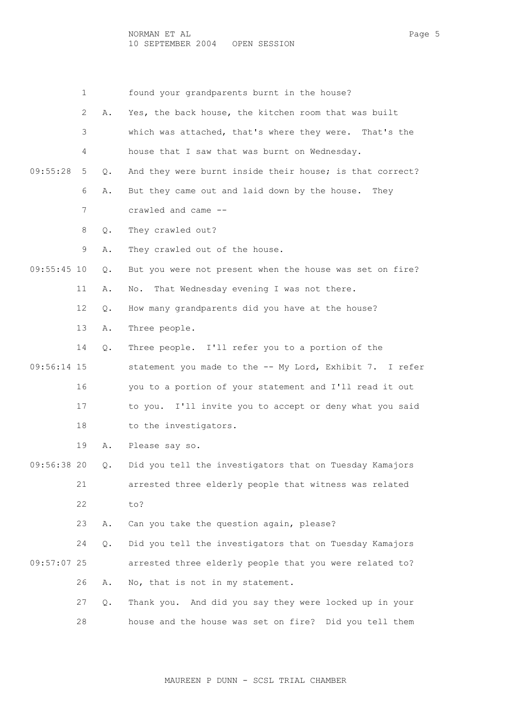1 found your grandparents burnt in the house?

2 A. Yes, the back house, the kitchen room that was built

3 which was attached, that's where they were. That's the

4 house that I saw that was burnt on Wednesday.

09:55:28 5 Q. And they were burnt inside their house; is that correct?

6 A. But they came out and laid down by the house. They

7 crawled and came --

8 Q. They crawled out?

9 A. They crawled out of the house.

09:55:45 10 Q. But you were not present when the house was set on fire?

11 A. No. That Wednesday evening I was not there.

12 Q. How many grandparents did you have at the house?

13 A. Three people.

14 Q. Three people. I'll refer you to a portion of the

09:56:14 15 statement you made to the -- My Lord, Exhibit 7. I refer

16 you to a portion of your statement and I'll read it out

17 to you. I'll invite you to accept or deny what you said

18 to the investigators.

19 A. Please say so.

09:56:38 20 Q. Did you tell the investigators that on Tuesday Kamajors

21 arrested three elderly people that witness was related

22 to?

23 A. Can you take the question again, please?

24 Q. Did you tell the investigators that on Tuesday Kamajors

09:57:07 25 arrested three elderly people that you were related to?

26 A. No, that is not in my statement.

27 Q. Thank you. And did you say they were locked up in your

28 house and the house was set on fire? Did you tell them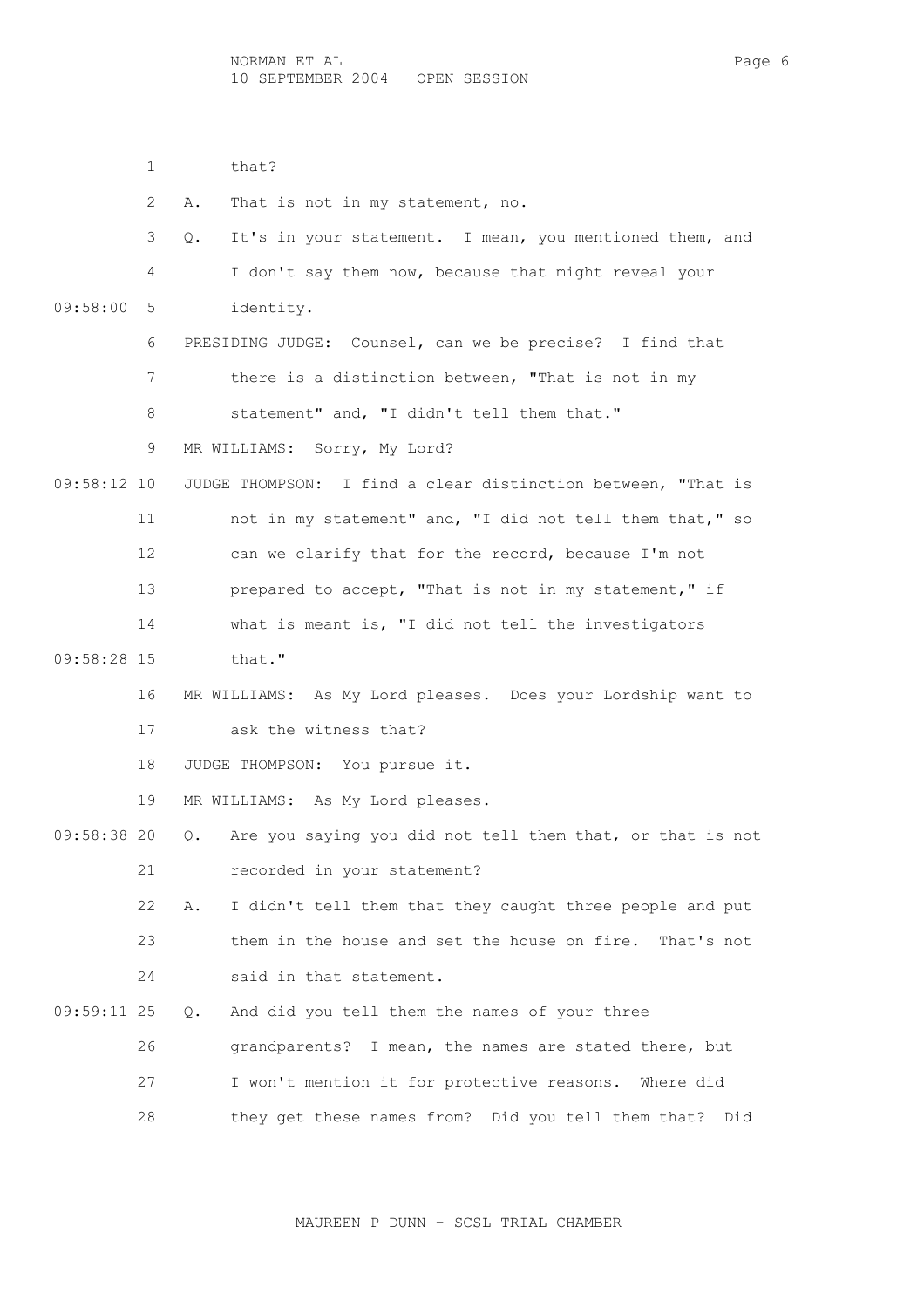that?

A. That is not in my statement, no.

Q. It's in your statement. I mean, you mentioned them, and I don't say them now, because that might reveal your identity.

PRESIDING JUDGE: Counsel, can we be precise? I find that there is a distinction between, "That is not in my statement" and, "I didn't tell them that."

MR WILLIAMS: Sorry, My Lord?

JUDGE THOMPSON: I find a clear distinction between, "That is not in my statement" and, "I did not tell them that," so can we clarify that for the record, because I'm not prepared to accept, "That is not in my statement," if what is meant is, "I did not tell the investigators that."

MR WILLIAMS: As My Lord pleases. Does your Lordship want to ask the witness that?

JUDGE THOMPSON: You pursue it.

MR WILLIAMS: As My Lord pleases.

Q. Are you saying you did not tell them that, or that is not recorded in your statement?

A. I didn't tell them that they caught three people and put them in the house and set the house on fire. That's not said in that statement.

Q. And did you tell them the names of your three grandparents? I mean, the names are stated there, but I won't mention it for protective reasons. Where did they get these names from? Did you tell them that? Did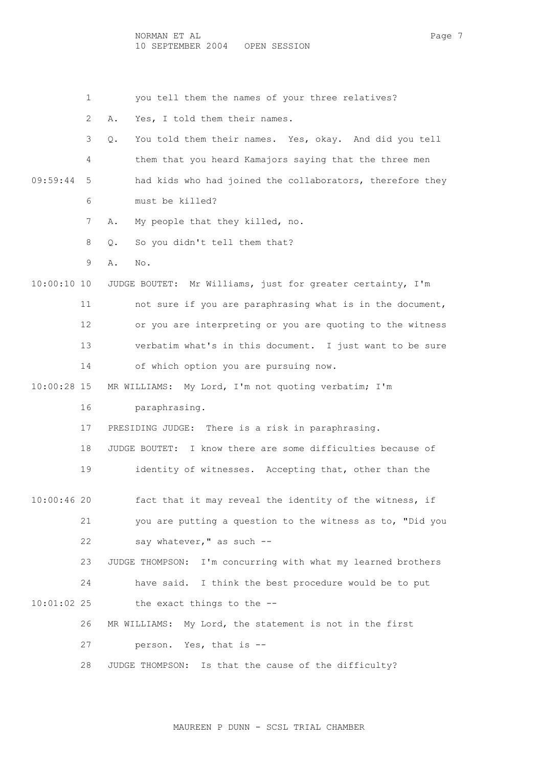1 you tell them the names of your three relatives?

2 A. Yes, I told them their names.

3 Q. You told them their names. Yes, okay. And did you tell

4 them that you heard Kamajors saying that the three men

09:59:44 5 had kids who had joined the collaborators, therefore they

6 must be killed?

7 A. My people that they killed, no.

8 Q. So you didn't tell them that?

9 A. No.

10:00:10 10 JUDGE BOUTET: Mr Williams, just for greater certainty, I'm

11 not sure if you are paraphrasing what is in the document,

12 or you are interpreting or you are quoting to the witness

13 verbatim what's in this document. I just want to be sure

14 of which option you are pursuing now.

10:00:28 15 MR WILLIAMS: My Lord, I'm not quoting verbatim; I'm

16 paraphrasing.

17 PRESIDING JUDGE: There is a risk in paraphrasing.

18 JUDGE BOUTET: I know there are some difficulties because of

19 identity of witnesses. Accepting that, other than the

10:00:46 20 fact that it may reveal the identity of the witness, if

21 you are putting a question to the witness as to, "Did you

22 say whatever," as such --

23 JUDGE THOMPSON: I'm concurring with what my learned brothers

24 have said. I think the best procedure would be to put

10:01:02 25 the exact things to the --

26 MR WILLIAMS: My Lord, the statement is not in the first

27 person. Yes, that is --

28 JUDGE THOMPSON: Is that the cause of the difficulty?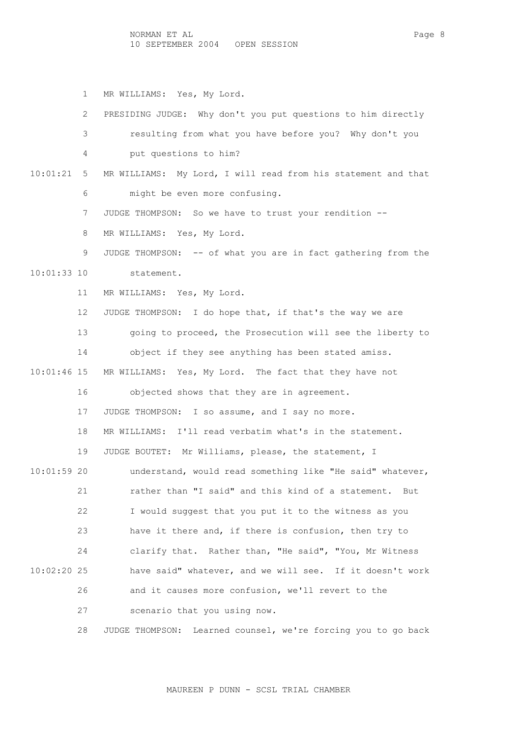MR WILLIAMS: Yes, My Lord.

PRESIDING JUDGE: Why don't you put questions to him directly resulting from what you have before you? Why don't you put questions to him?

MR WILLIAMS: My Lord, I will read from his statement and that might be even more confusing.

JUDGE THOMPSON: So we have to trust your rendition --

MR WILLIAMS: Yes, My Lord.

JUDGE THOMPSON: -- of what you are in fact gathering from the statement.

MR WILLIAMS: Yes, My Lord.

JUDGE THOMPSON: I do hope that, if that's the way we are going to proceed, the Prosecution will see the liberty to object if they see anything has been stated amiss.

MR WILLIAMS: Yes, My Lord. The fact that they have not objected shows that they are in agreement.

JUDGE THOMPSON: I so assume, and I say no more.

MR WILLIAMS: I'll read verbatim what's in the statement.

JUDGE BOUTET: Mr Williams, please, the statement, I understand, would read something like "He said" whatever, rather than "I said" and this kind of a statement. But I would suggest that you put it to the witness as you have it there and, if there is confusion, then try to clarify that. Rather than, "He said", "You, Mr Witness have said" whatever, and we will see. If it doesn't work and it causes more confusion, we'll revert to the scenario that you using now.

JUDGE THOMPSON: Learned counsel, we're forcing you to go back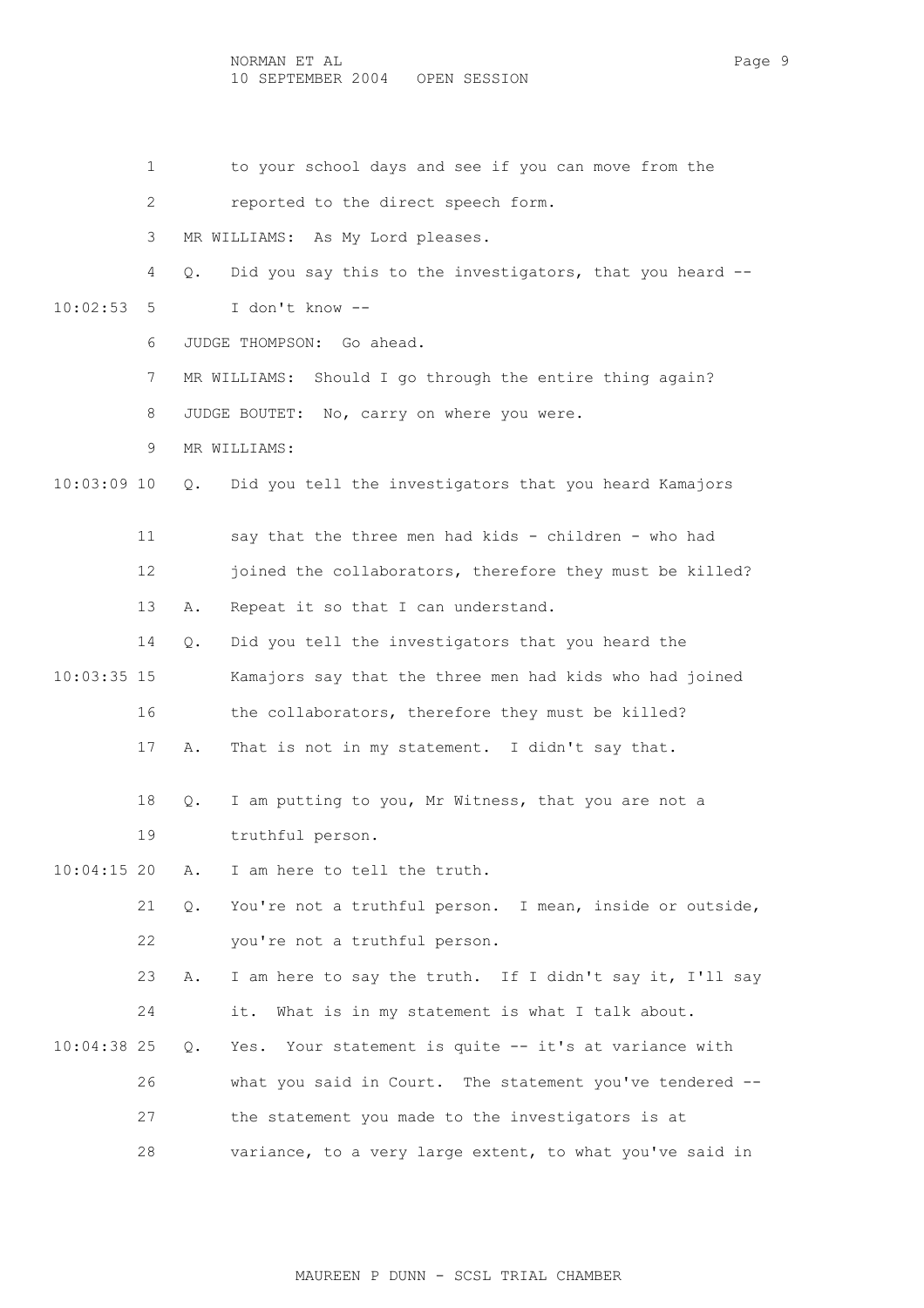to your school days and see if you can move from the reported to the direct speech form.

MR WILLIAMS: As My Lord pleases.

Q. Did you say this to the investigators, that you heard -- I don't know --

JUDGE THOMPSON: Go ahead.

MR WILLIAMS: Should I go through the entire thing again?

JUDGE BOUTET: No, carry on where you were.

MR WILLIAMS:

Q. Did you tell the investigators that you heard Kamajors say that the three men had kids - children - who had joined the collaborators, therefore they must be killed?

A. Repeat it so that I can understand.

Q. Did you tell the investigators that you heard the Kamajors say that the three men had kids who had joined the collaborators, therefore they must be killed?

A. That is not in my statement. I didn't say that.

Q. I am putting to you, Mr Witness, that you are not a truthful person.

A. I am here to tell the truth.

Q. You're not a truthful person. I mean, inside or outside, you're not a truthful person.

A. I am here to say the truth. If I didn't say it, I'll say it. What is in my statement is what I talk about.

Q. Yes. Your statement is quite -- it's at variance with what you said in Court. The statement you've tendered -- the statement you made to the investigators is at variance, to a very large extent, to what you've said in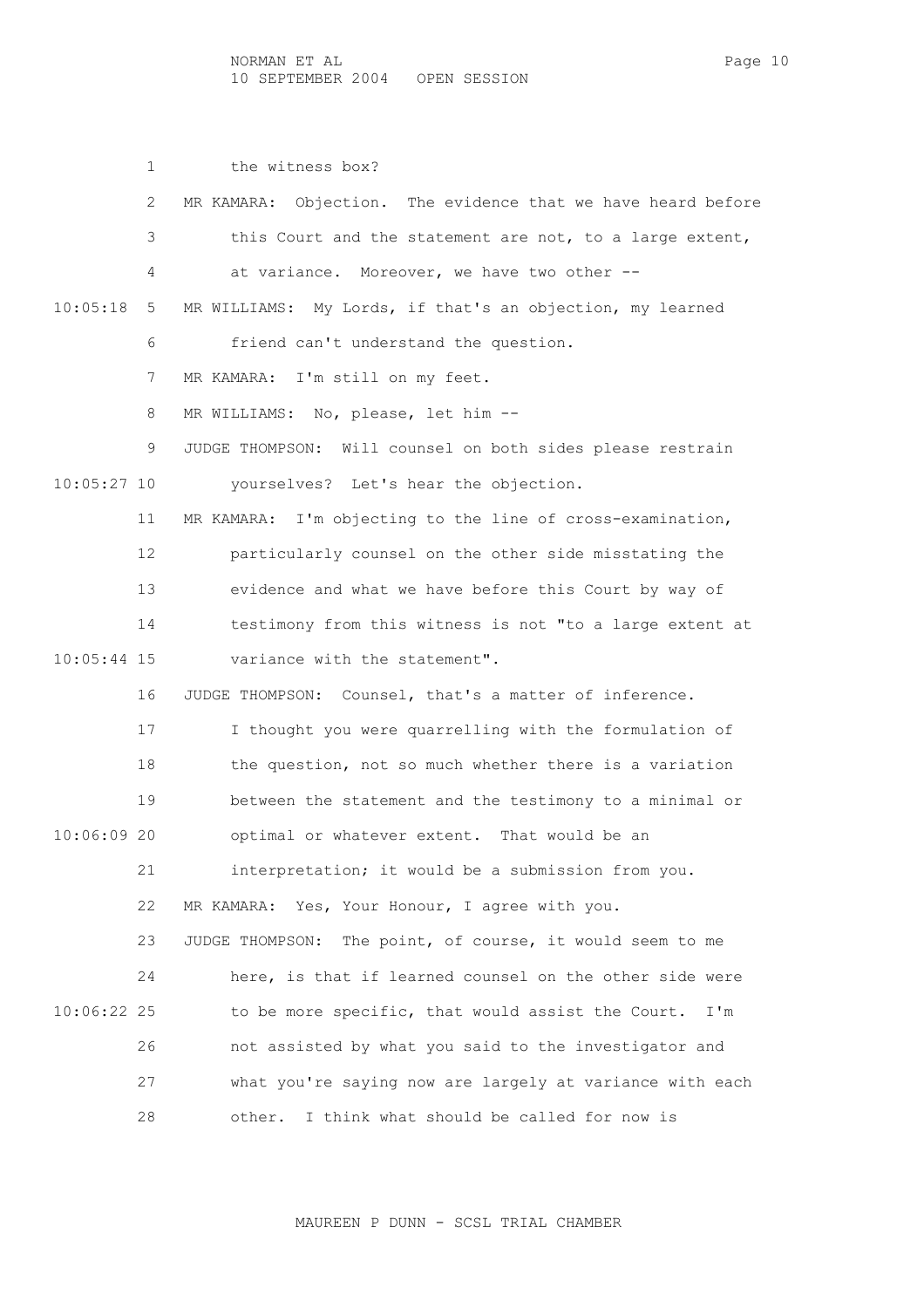the witness box?

MR KAMARA: Objection. The evidence that we have heard before this Court and the statement are not, to a large extent, at variance. Moreover, we have two other --

MR WILLIAMS: My Lords, if that's an objection, my learned friend can't understand the question.

MR KAMARA: I'm still on my feet.

MR WILLIAMS: No, please, let him --

JUDGE THOMPSON: Will counsel on both sides please restrain yourselves? Let's hear the objection.

MR KAMARA: I'm objecting to the line of cross-examination, particularly counsel on the other side misstating the evidence and what we have before this Court by way of testimony from this witness is not "to a large extent at variance with the statement".

JUDGE THOMPSON: Counsel, that's a matter of inference. I thought you were quarrelling with the formulation of the question, not so much whether there is a variation between the statement and the testimony to a minimal or optimal or whatever extent. That would be an interpretation; it would be a submission from you.

MR KAMARA: Yes, Your Honour, I agree with you.

JUDGE THOMPSON: The point, of course, it would seem to me here, is that if learned counsel on the other side were to be more specific, that would assist the Court. I'm not assisted by what you said to the investigator and what you're saying now are largely at variance with each other. I think what should be called for now is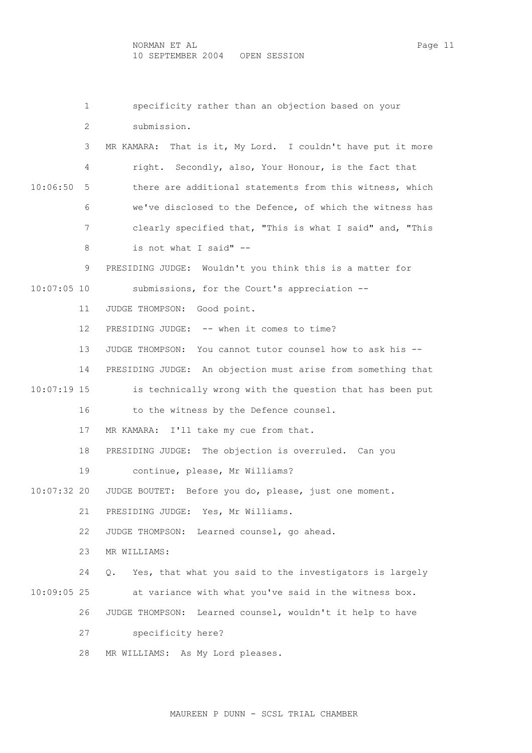specificity rather than an objection based on your submission.

MR KAMARA: That is it, My Lord. I couldn't have put it more right. Secondly, also, Your Honour, is the fact that there are additional statements from this witness, which we've disclosed to the Defence, of which the witness has clearly specified that, "This is what I said" and, "This is not what I said" --

PRESIDING JUDGE: Wouldn't you think this is a matter for submissions, for the Court's appreciation --

JUDGE THOMPSON: Good point.

PRESIDING JUDGE: -- when it comes to time?

JUDGE THOMPSON: You cannot tutor counsel how to ask his --

PRESIDING JUDGE: An objection must arise from something that is technically wrong with the question that has been put to the witness by the Defence counsel.

MR KAMARA: I'll take my cue from that.

PRESIDING JUDGE: The objection is overruled. Can you continue, please, Mr Williams?

JUDGE BOUTET: Before you do, please, just one moment.

PRESIDING JUDGE: Yes, Mr Williams.

JUDGE THOMPSON: Learned counsel, go ahead.

MR WILLIAMS:

Q. Yes, that what you said to the investigators is largely at variance with what you've said in the witness box.

JUDGE THOMPSON: Learned counsel, wouldn't it help to have specificity here?

MR WILLIAMS: As My Lord pleases.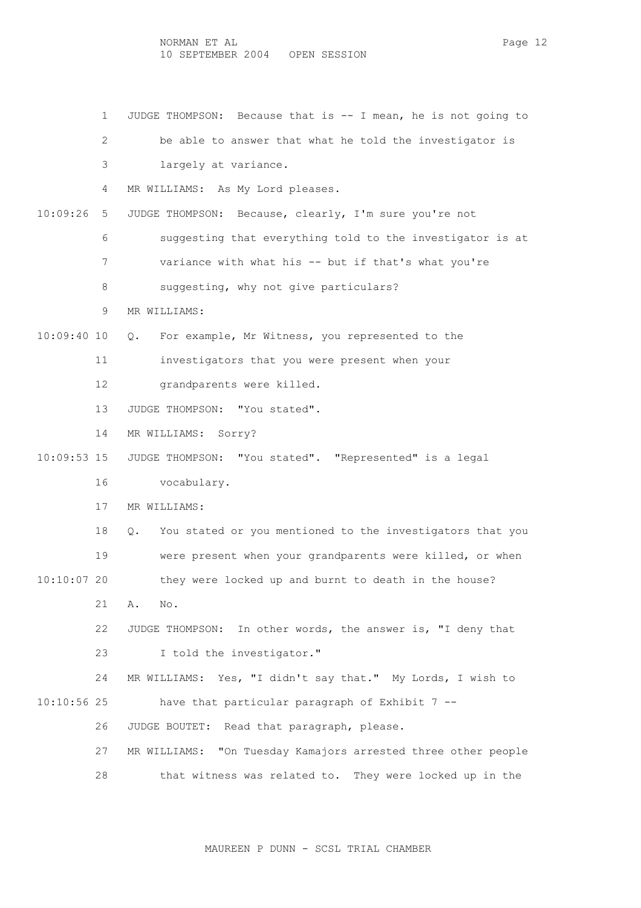1 JUDGE THOMPSON: Because that is -- I mean, he is not going to
2 be able to answer that what he told the investigator is
3 largely at variance.
4 MR WILLIAMS: As My Lord pleases.
10:09:26 5 JUDGE THOMPSON: Because, clearly, I'm sure you're not
6 suggesting that everything told to the investigator is at
7 variance with what his -- but if that's what you're
8 suggesting, why not give particulars?
9 MR WILLIAMS:
10:09:40 10 Q. For example, Mr Witness, you represented to the
11 investigators that you were present when your
12 grandparents were killed.
13 JUDGE THOMPSON: "You stated".
14 MR WILLIAMS: Sorry?
10:09:53 15 JUDGE THOMPSON: "You stated". "Represented" is a legal
16 vocabulary.
17 MR WILLIAMS:
18 Q. You stated or you mentioned to the investigators that you
19 were present when your grandparents were killed, or when
10:10:07 20 they were locked up and burnt to death in the house?
21 A. No.
22 JUDGE THOMPSON: In other words, the answer is, "I deny that
23 I told the investigator."
24 MR WILLIAMS: Yes, "I didn't say that." My Lords, I wish to
10:10:56 25 have that particular paragraph of Exhibit 7 --
26 JUDGE BOUTET: Read that paragraph, please.
27 MR WILLIAMS: "On Tuesday Kamajors arrested three other people
28 that witness was related to. They were locked up in the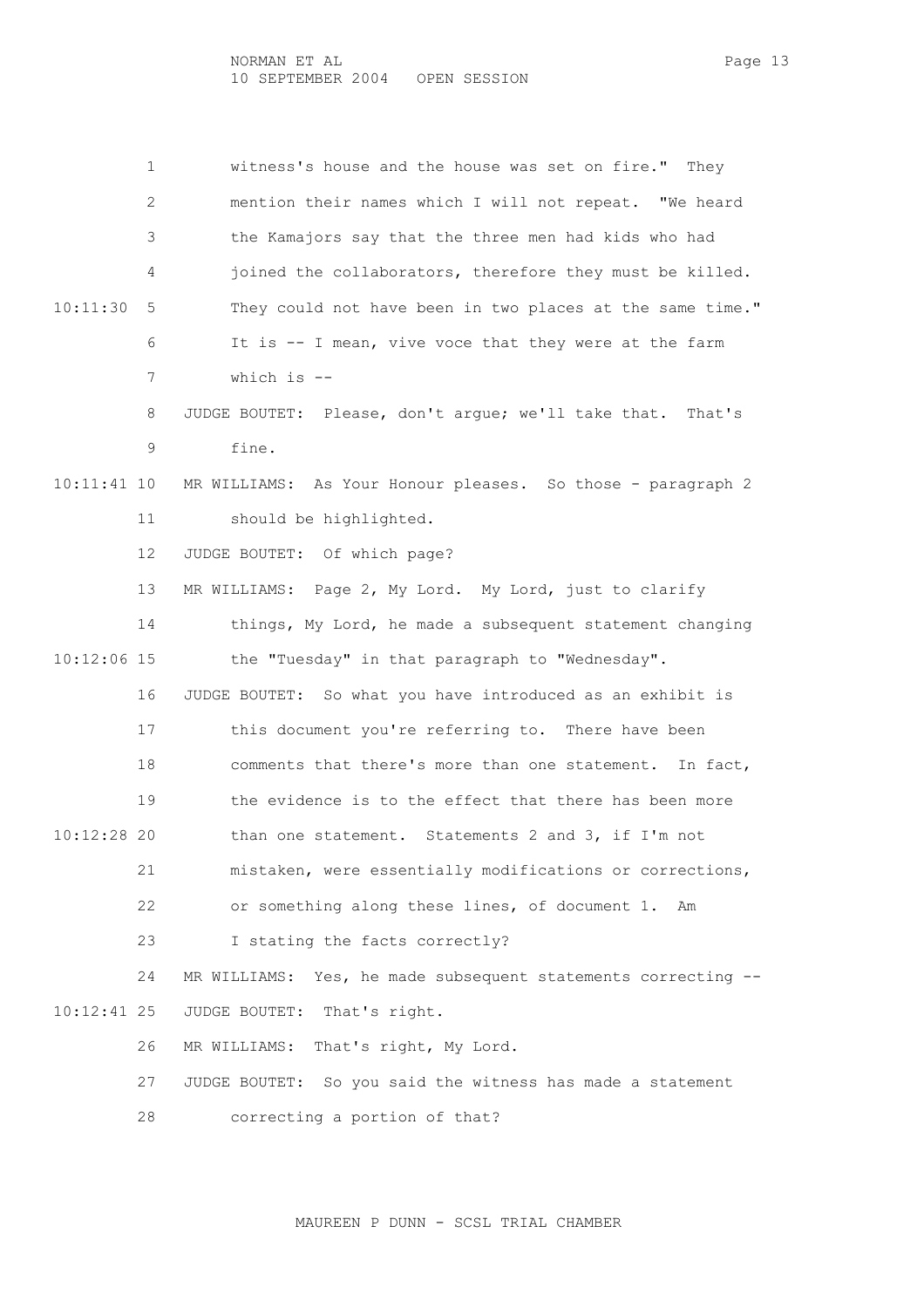witness's house and the house was set on fire." They mention their names which I will not repeat. "We heard the Kamajors say that the three men had kids who had joined the collaborators, therefore they must be killed. They could not have been in two places at the same time." It is -- I mean, vive voce that they were at the farm which is --

JUDGE BOUTET: Please, don't argue; we'll take that. That's fine.

MR WILLIAMS: As Your Honour pleases. So those - paragraph 2 should be highlighted.

JUDGE BOUTET: Of which page?

MR WILLIAMS: Page 2, My Lord. My Lord, just to clarify things, My Lord, he made a subsequent statement changing the "Tuesday" in that paragraph to "Wednesday".

JUDGE BOUTET: So what you have introduced as an exhibit is this document you're referring to. There have been comments that there's more than one statement. In fact, the evidence is to the effect that there has been more than one statement. Statements 2 and 3, if I'm not mistaken, were essentially modifications or corrections, or something along these lines, of document 1. Am I stating the facts correctly?

MR WILLIAMS: Yes, he made subsequent statements correcting --

JUDGE BOUTET: That's right.

MR WILLIAMS: That's right, My Lord.

JUDGE BOUTET: So you said the witness has made a statement correcting a portion of that?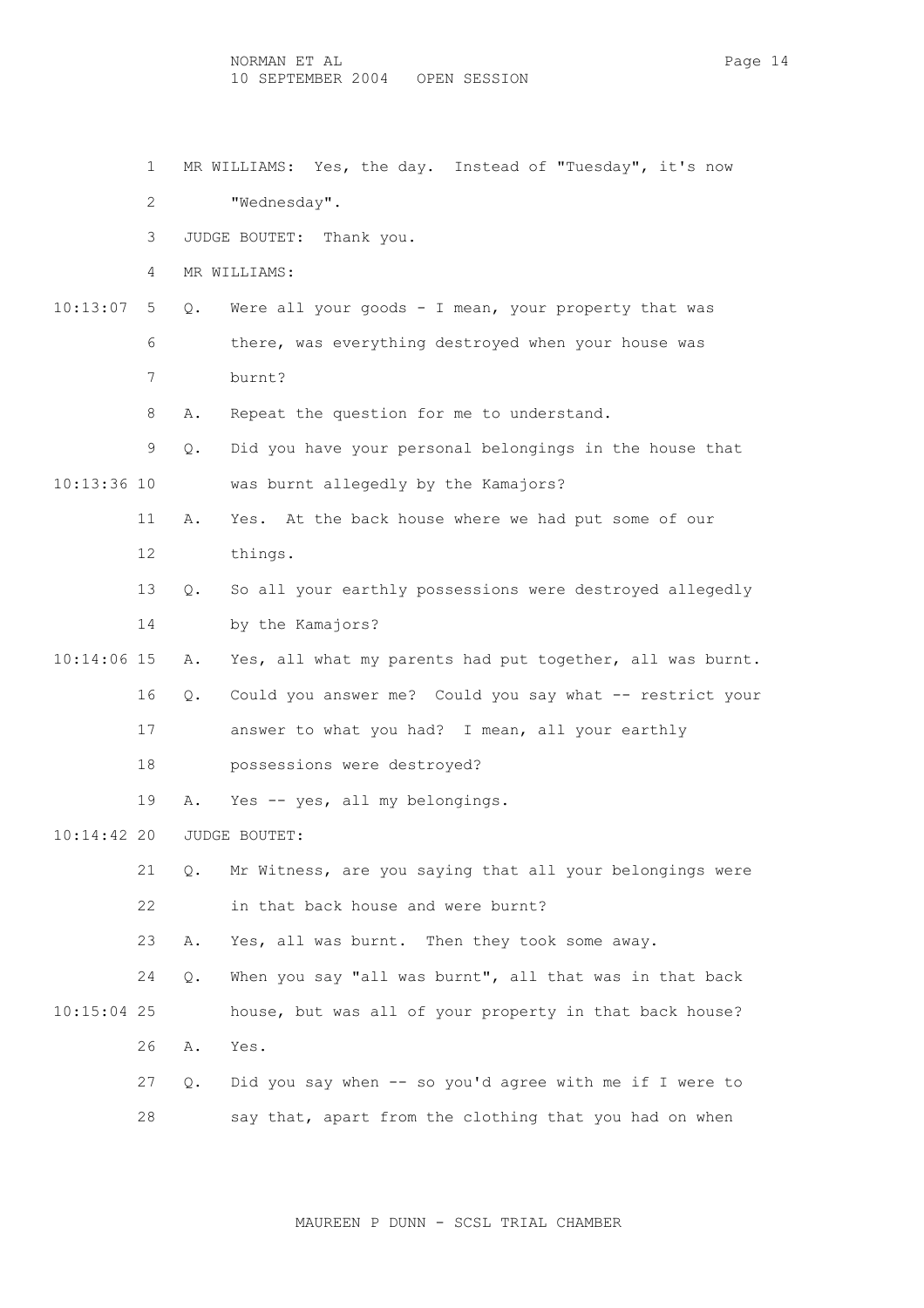MR WILLIAMS: Yes, the day. Instead of "Tuesday", it's now "Wednesday".

JUDGE BOUTET: Thank you.

MR WILLIAMS:

Q. Were all your goods - I mean, your property that was there, was everything destroyed when your house was burnt?

A. Repeat the question for me to understand.

Q. Did you have your personal belongings in the house that was burnt allegedly by the Kamajors?

A. Yes. At the back house where we had put some of our things.

Q. So all your earthly possessions were destroyed allegedly by the Kamajors?

A. Yes, all what my parents had put together, all was burnt.

Q. Could you answer me? Could you say what -- restrict your answer to what you had? I mean, all your earthly possessions were destroyed?

A. Yes -- yes, all my belongings.

JUDGE BOUTET:

Q. Mr Witness, are you saying that all your belongings were in that back house and were burnt?

A. Yes, all was burnt. Then they took some away.

Q. When you say "all was burnt", all that was in that back house, but was all of your property in that back house?

A. Yes.

Q. Did you say when -- so you'd agree with me if I were to say that, apart from the clothing that you had on when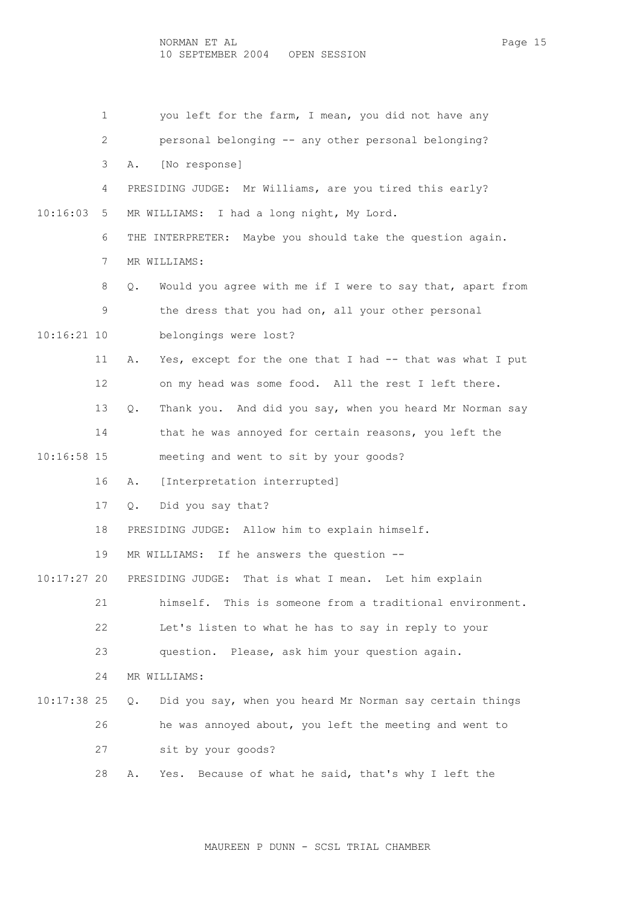you left for the farm, I mean, you did not have any personal belonging -- any other personal belonging?

A. [No response]

PRESIDING JUDGE: Mr Williams, are you tired this early?

MR WILLIAMS: I had a long night, My Lord.

THE INTERPRETER: Maybe you should take the question again.

MR WILLIAMS:

Q. Would you agree with me if I were to say that, apart from the dress that you had on, all your other personal belongings were lost?

A. Yes, except for the one that I had -- that was what I put on my head was some food. All the rest I left there.

Q. Thank you. And did you say, when you heard Mr Norman say that he was annoyed for certain reasons, you left the meeting and went to sit by your goods?

A. [Interpretation interrupted]

Q. Did you say that?

PRESIDING JUDGE: Allow him to explain himself.

MR WILLIAMS: If he answers the question --

PRESIDING JUDGE: That is what I mean. Let him explain himself. This is someone from a traditional environment. Let's listen to what he has to say in reply to your question. Please, ask him your question again.

MR WILLIAMS:

Q. Did you say, when you heard Mr Norman say certain things he was annoyed about, you left the meeting and went to sit by your goods?

A. Yes. Because of what he said, that's why I left the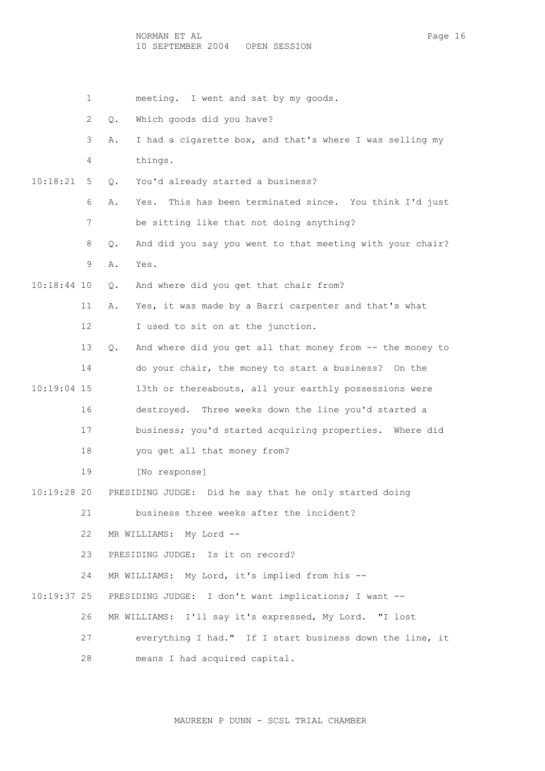meeting. I went and sat by my goods.

Q. Which goods did you have?

A. I had a cigarette box, and that's where I was selling my things.

Q. You'd already started a business?

A. Yes. This has been terminated since. You think I'd just be sitting like that not doing anything?

Q. And did you say you went to that meeting with your chair?

A. Yes.

Q. And where did you get that chair from?

A. Yes, it was made by a Barri carpenter and that's what I used to sit on at the junction.

Q. And where did you get all that money from -- the money to do your chair, the money to start a business? On the 13th or thereabouts, all your earthly possessions were destroyed. Three weeks down the line you'd started a business; you'd started acquiring properties. Where did you get all that money from?

[No response]

PRESIDING JUDGE: Did he say that he only started doing business three weeks after the incident?

MR WILLIAMS: My Lord --

PRESIDING JUDGE: Is it on record?

MR WILLIAMS: My Lord, it's implied from his --

PRESIDING JUDGE: I don't want implications; I want --

MR WILLIAMS: I'll say it's expressed, My Lord. "I lost everything I had." If I start business down the line, it means I had acquired capital.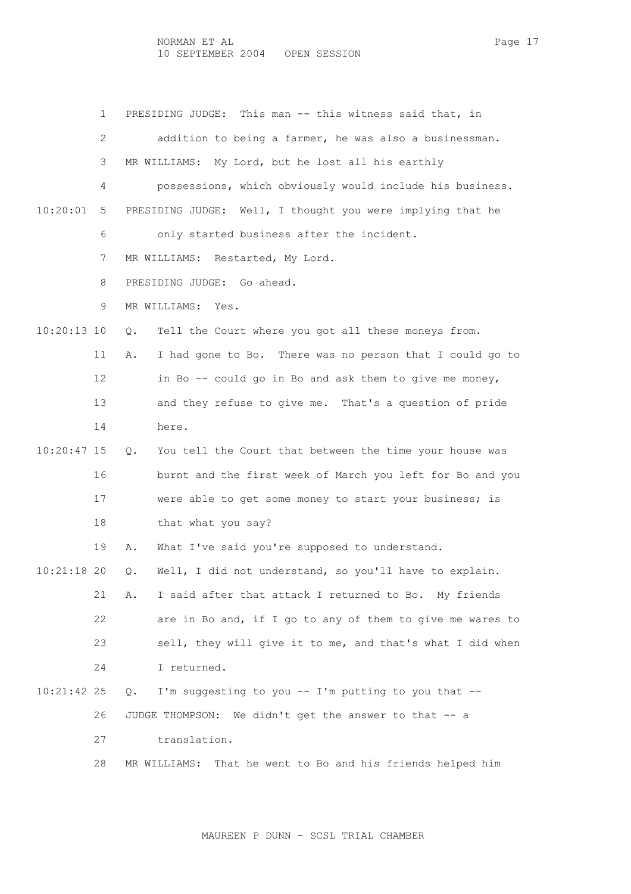1 PRESIDING JUDGE: This man -- this witness said that, in
2 addition to being a farmer, he was also a businessman.
3 MR WILLIAMS: My Lord, but he lost all his earthly
4 possessions, which obviously would include his business.
10:20:01 5 PRESIDING JUDGE: Well, I thought you were implying that he
6 only started business after the incident.
7 MR WILLIAMS: Restarted, My Lord.
8 PRESIDING JUDGE: Go ahead.
9 MR WILLIAMS: Yes.
10:20:13 10 Q. Tell the Court where you got all these moneys from.
11 A. I had gone to Bo. There was no person that I could go to
12 in Bo -- could go in Bo and ask them to give me money,
13 and they refuse to give me. That's a question of pride
14 here.
10:20:47 15 Q. You tell the Court that between the time your house was
16 burnt and the first week of March you left for Bo and you
17 were able to get some money to start your business; is
18 that what you say?
19 A. What I've said you're supposed to understand.
10:21:18 20 Q. Well, I did not understand, so you'll have to explain.
21 A. I said after that attack I returned to Bo. My friends
22 are in Bo and, if I go to any of them to give me wares to
23 sell, they will give it to me, and that's what I did when
24 I returned.
10:21:42 25 Q. I'm suggesting to you -- I'm putting to you that --
26 JUDGE THOMPSON: We didn't get the answer to that -- a
27 translation.
28 MR WILLIAMS: That he went to Bo and his friends helped him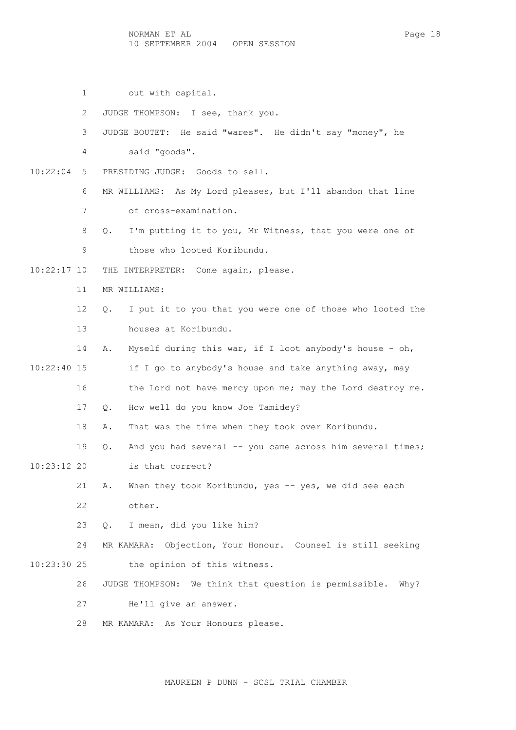out with capital.

JUDGE THOMPSON: I see, thank you.

JUDGE BOUTET: He said "wares". He didn't say "money", he said "goods".

PRESIDING JUDGE: Goods to sell.

MR WILLIAMS: As My Lord pleases, but I'll abandon that line of cross-examination.

Q. I'm putting it to you, Mr Witness, that you were one of those who looted Koribundu.

THE INTERPRETER: Come again, please.

MR WILLIAMS:

Q. I put it to you that you were one of those who looted the houses at Koribundu.

A. Myself during this war, if I loot anybody's house - oh, if I go to anybody's house and take anything away, may the Lord not have mercy upon me; may the Lord destroy me.

Q. How well do you know Joe Tamidey?

A. That was the time when they took over Koribundu.

Q. And you had several -- you came across him several times; is that correct?

A. When they took Koribundu, yes -- yes, we did see each other.

Q. I mean, did you like him?

MR KAMARA: Objection, Your Honour. Counsel is still seeking the opinion of this witness.

JUDGE THOMPSON: We think that question is permissible. Why? He'll give an answer.

MR KAMARA: As Your Honours please.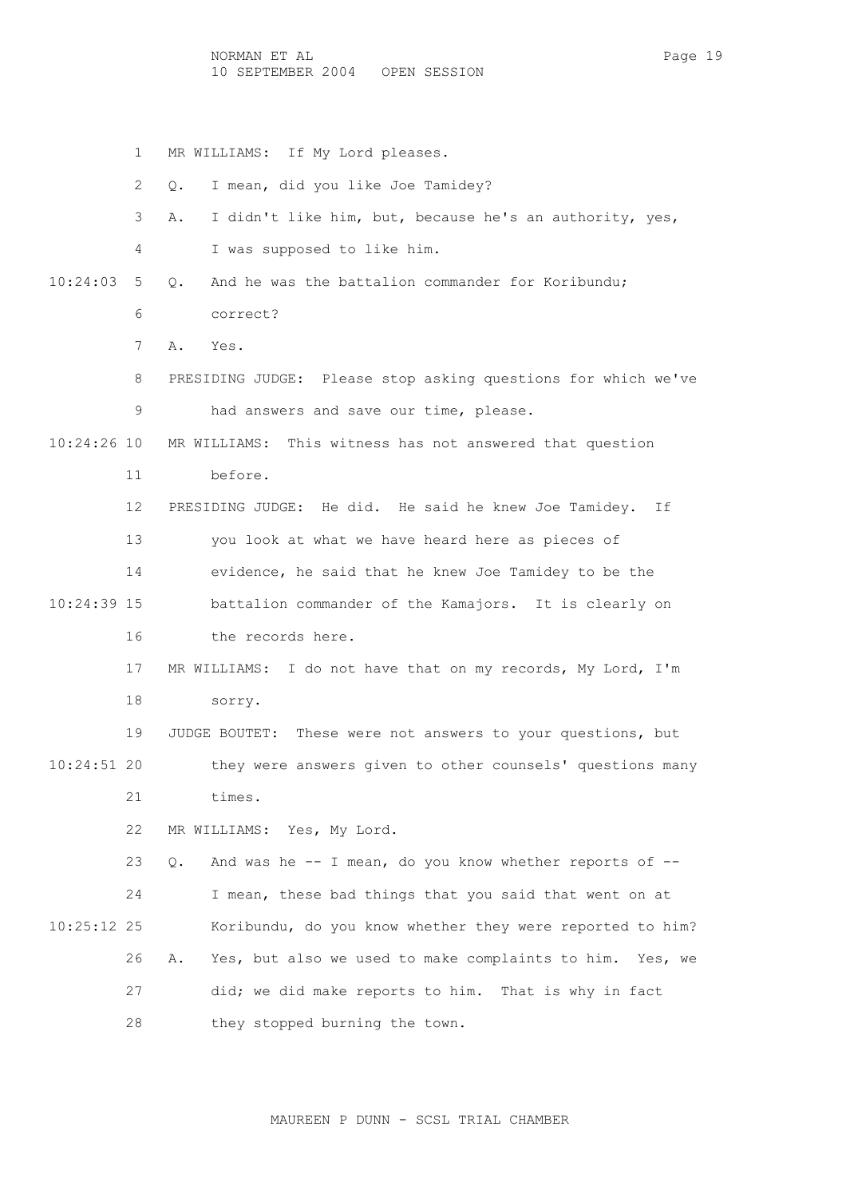MR WILLIAMS: If My Lord pleases.

Q. I mean, did you like Joe Tamidey?

A. I didn't like him, but, because he's an authority, yes, I was supposed to like him.

Q. And he was the battalion commander for Koribundu; correct?

A. Yes.

PRESIDING JUDGE: Please stop asking questions for which we've had answers and save our time, please.

MR WILLIAMS: This witness has not answered that question before.

PRESIDING JUDGE: He did. He said he knew Joe Tamidey. If you look at what we have heard here as pieces of evidence, he said that he knew Joe Tamidey to be the battalion commander of the Kamajors. It is clearly on the records here.

MR WILLIAMS: I do not have that on my records, My Lord, I'm sorry.

JUDGE BOUTET: These were not answers to your questions, but they were answers given to other counsels' questions many times.

MR WILLIAMS: Yes, My Lord.

Q. And was he -- I mean, do you know whether reports of -- I mean, these bad things that you said that went on at Koribundu, do you know whether they were reported to him?

A. Yes, but also we used to make complaints to him. Yes, we did; we did make reports to him. That is why in fact they stopped burning the town.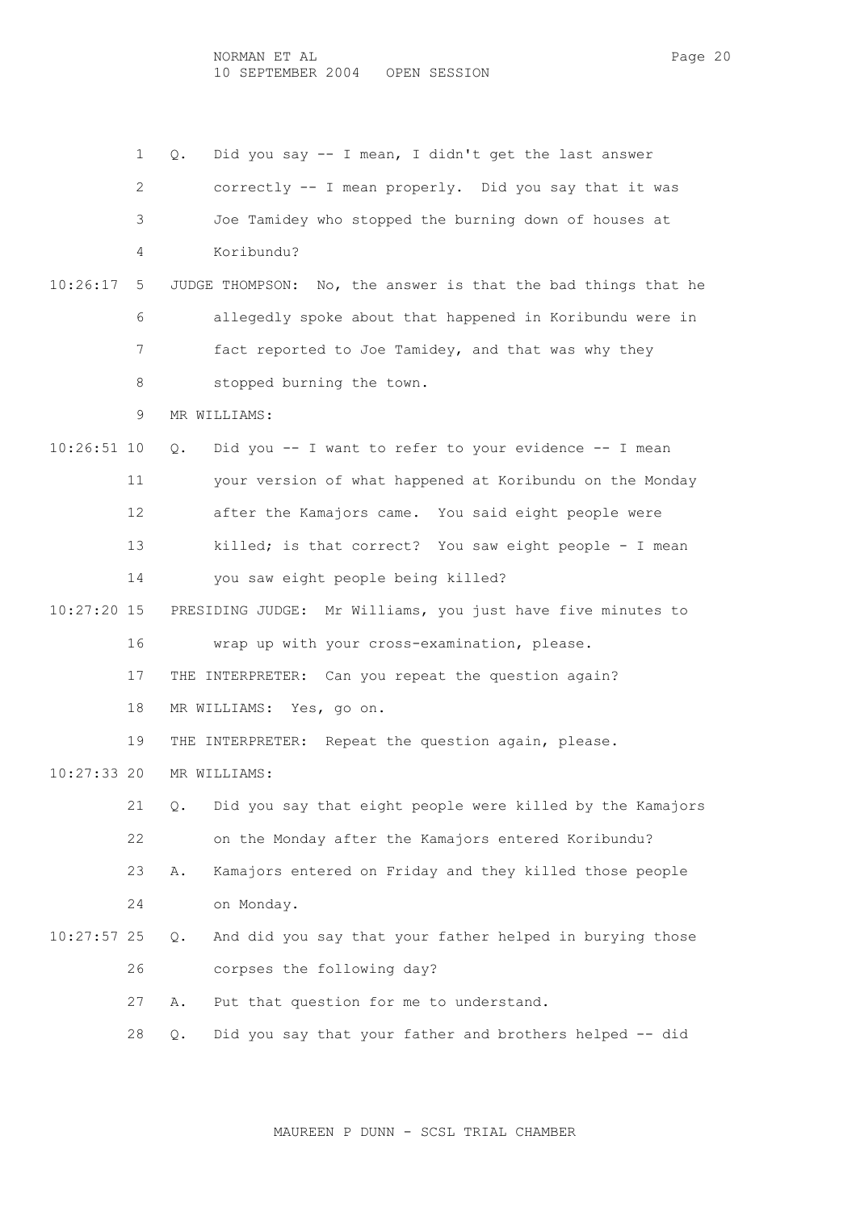1 Q. Did you say -- I mean, I didn't get the last answer
2 correctly -- I mean properly. Did you say that it was
3 Joe Tamidey who stopped the burning down of houses at
4 Koribundu?

10:26:17 5 JUDGE THOMPSON: No, the answer is that the bad things that he
6 allegedly spoke about that happened in Koribundu were in
7 fact reported to Joe Tamidey, and that was why they
8 stopped burning the town.

9 MR WILLIAMS:

10:26:51 10 Q. Did you -- I want to refer to your evidence -- I mean
11 your version of what happened at Koribundu on the Monday
12 after the Kamajors came. You said eight people were
13 killed; is that correct? You saw eight people - I mean
14 you saw eight people being killed?

10:27:20 15 PRESIDING JUDGE: Mr Williams, you just have five minutes to
16 wrap up with your cross-examination, please.

17 THE INTERPRETER: Can you repeat the question again?

18 MR WILLIAMS: Yes, go on.

19 THE INTERPRETER: Repeat the question again, please.

10:27:33 20 MR WILLIAMS:

21 Q. Did you say that eight people were killed by the Kamajors
22 on the Monday after the Kamajors entered Koribundu?

23 A. Kamajors entered on Friday and they killed those people
24 on Monday.

10:27:57 25 Q. And did you say that your father helped in burying those
26 corpses the following day?

27 A. Put that question for me to understand.

28 Q. Did you say that your father and brothers helped -- did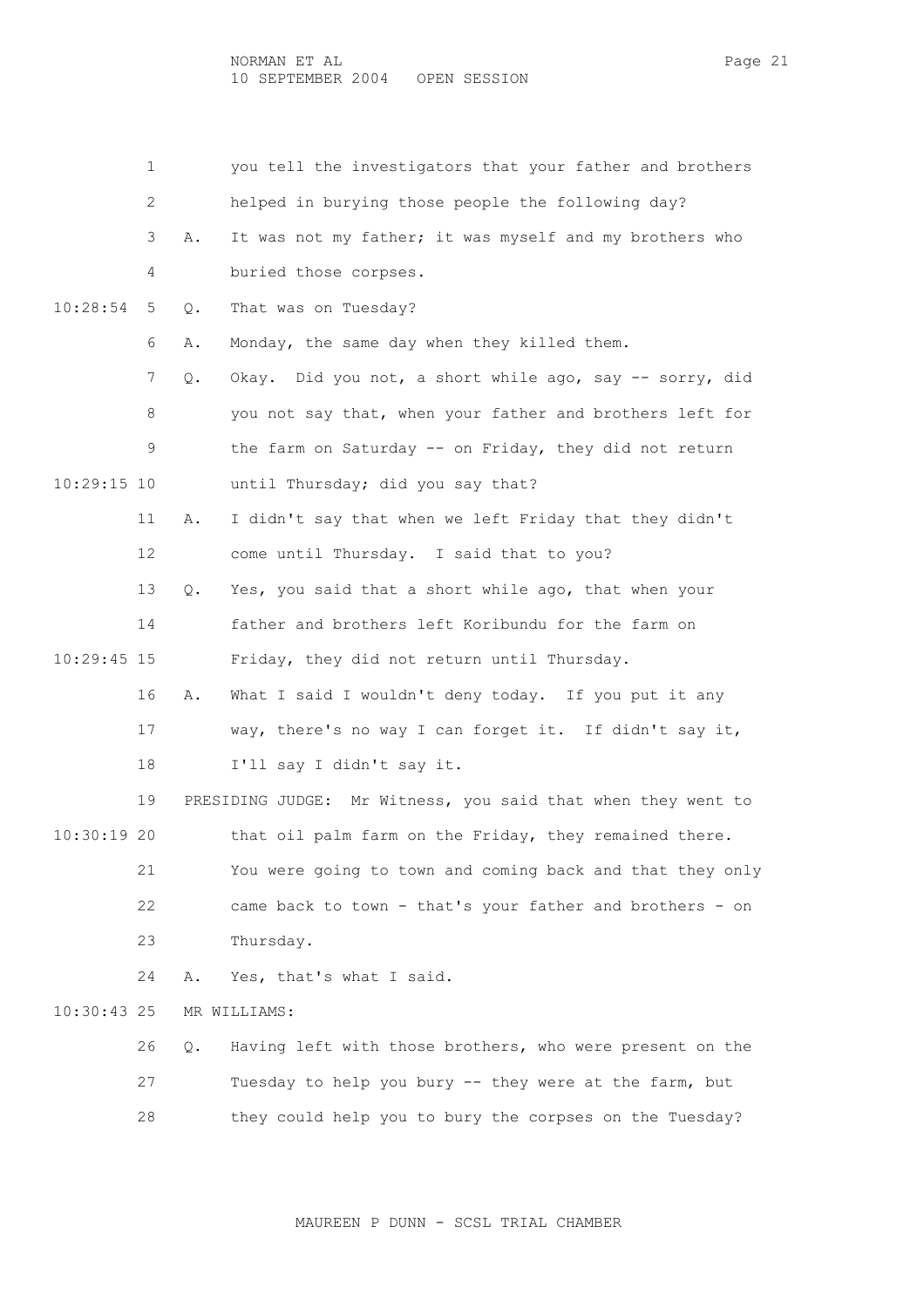1 you tell the investigators that your father and brothers
2 helped in burying those people the following day?
3 A. It was not my father; it was myself and my brothers who
4 buried those corpses.
10:28:54 5 Q. That was on Tuesday?
6 A. Monday, the same day when they killed them.
7 Q. Okay. Did you not, a short while ago, say -- sorry, did
8 you not say that, when your father and brothers left for
9 the farm on Saturday -- on Friday, they did not return
10:29:15 10 until Thursday; did you say that?
11 A. I didn't say that when we left Friday that they didn't
12 come until Thursday. I said that to you?
13 Q. Yes, you said that a short while ago, that when your
14 father and brothers left Koribundu for the farm on
10:29:45 15 Friday, they did not return until Thursday.
16 A. What I said I wouldn't deny today. If you put it any
17 way, there's no way I can forget it. If didn't say it,
18 I'll say I didn't say it.
19 PRESIDING JUDGE: Mr Witness, you said that when they went to
10:30:19 20 that oil palm farm on the Friday, they remained there.
21 You were going to town and coming back and that they only
22 came back to town - that's your father and brothers - on
23 Thursday.
24 A. Yes, that's what I said.
10:30:43 25 MR WILLIAMS:
26 Q. Having left with those brothers, who were present on the
27 Tuesday to help you bury -- they were at the farm, but
28 they could help you to bury the corpses on the Tuesday?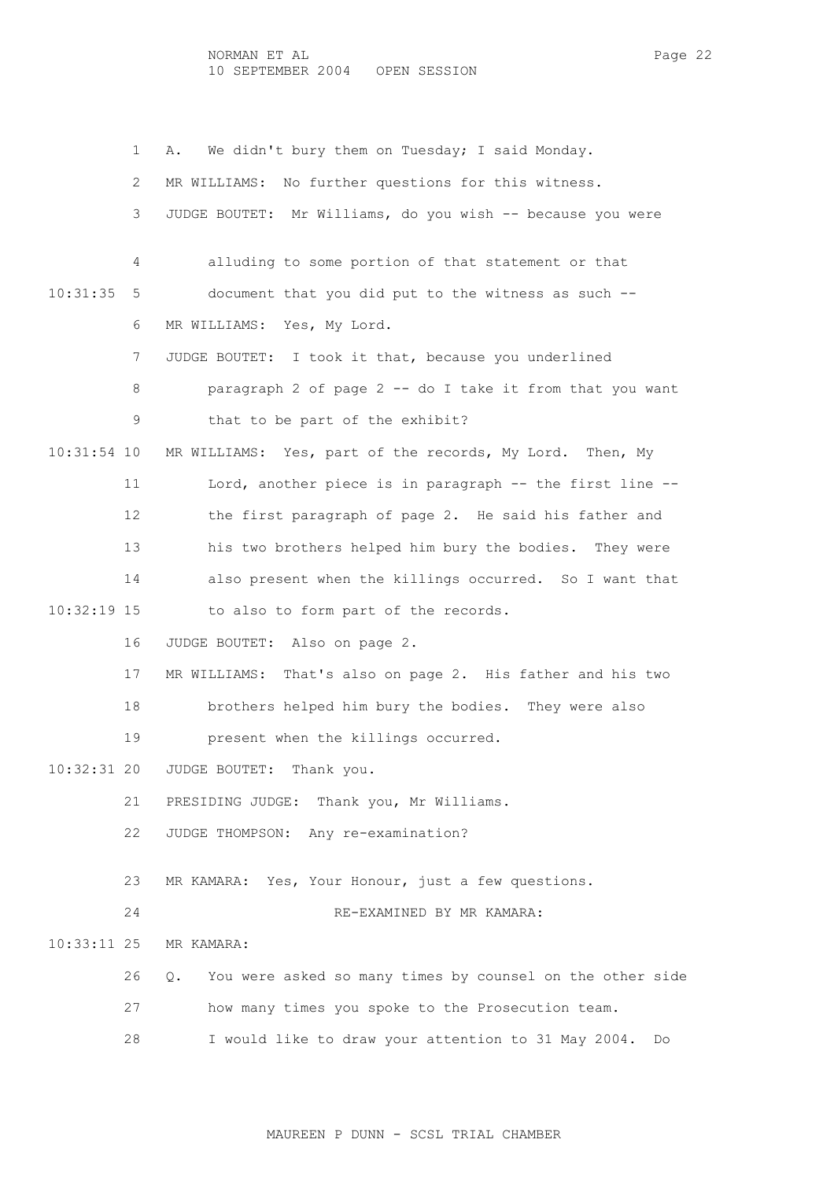A. We didn't bury them on Tuesday; I said Monday.

MR WILLIAMS: No further questions for this witness.

JUDGE BOUTET: Mr Williams, do you wish -- because you were alluding to some portion of that statement or that document that you did put to the witness as such --

MR WILLIAMS: Yes, My Lord.

JUDGE BOUTET: I took it that, because you underlined paragraph 2 of page 2 -- do I take it from that you want that to be part of the exhibit?

MR WILLIAMS: Yes, part of the records, My Lord. Then, My Lord, another piece is in paragraph -- the first line -- the first paragraph of page 2. He said his father and his two brothers helped him bury the bodies. They were also present when the killings occurred. So I want that to also to form part of the records.

JUDGE BOUTET: Also on page 2.

MR WILLIAMS: That's also on page 2. His father and his two brothers helped him bury the bodies. They were also present when the killings occurred.

JUDGE BOUTET: Thank you.

PRESIDING JUDGE: Thank you, Mr Williams.

JUDGE THOMPSON: Any re-examination?

MR KAMARA: Yes, Your Honour, just a few questions.

RE-EXAMINED BY MR KAMARA:

MR KAMARA:

Q. You were asked so many times by counsel on the other side how many times you spoke to the Prosecution team. I would like to draw your attention to 31 May 2004. Do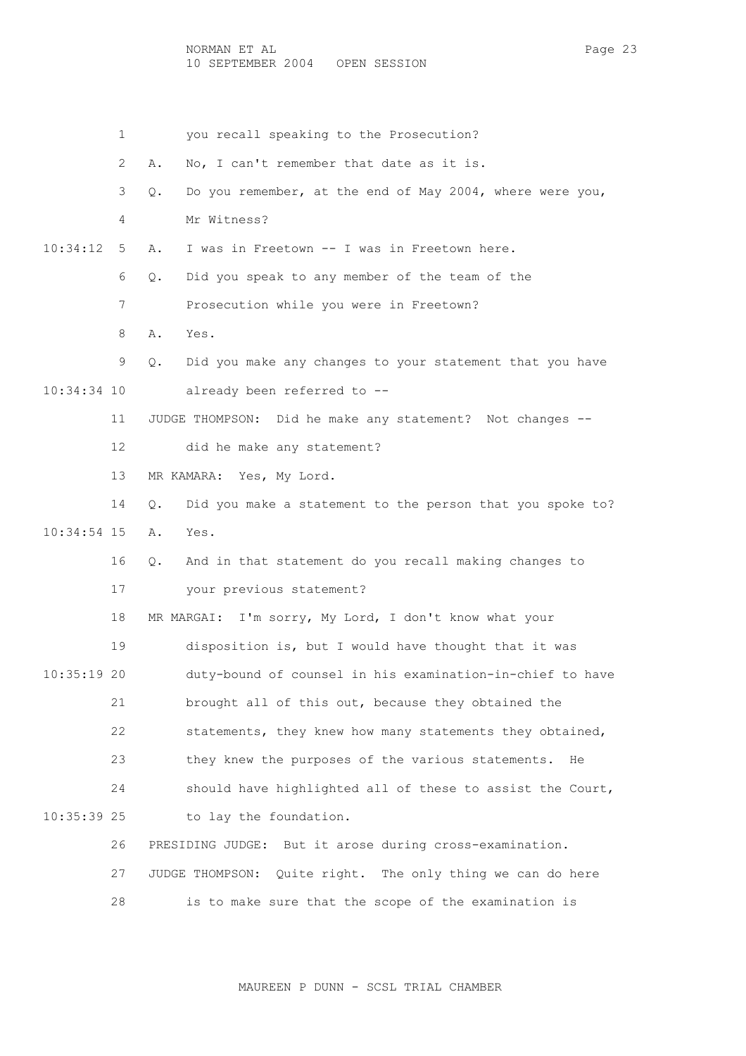1 you recall speaking to the Prosecution?

2 A. No, I can't remember that date as it is.

3 Q. Do you remember, at the end of May 2004, where were you,

4 Mr Witness?

10:34:12 5 A. I was in Freetown -- I was in Freetown here.

6 Q. Did you speak to any member of the team of the

7 Prosecution while you were in Freetown?

8 A. Yes.

9 Q. Did you make any changes to your statement that you have

10:34:34 10 already been referred to --

11 JUDGE THOMPSON: Did he make any statement? Not changes --

12 did he make any statement?

13 MR KAMARA: Yes, My Lord.

14 Q. Did you make a statement to the person that you spoke to?

10:34:54 15 A. Yes.

16 Q. And in that statement do you recall making changes to

17 your previous statement?

18 MR MARGAI: I'm sorry, My Lord, I don't know what your

19 disposition is, but I would have thought that it was

10:35:19 20 duty-bound of counsel in his examination-in-chief to have

21 brought all of this out, because they obtained the

22 statements, they knew how many statements they obtained,

23 they knew the purposes of the various statements. He

24 should have highlighted all of these to assist the Court,

10:35:39 25 to lay the foundation.

26 PRESIDING JUDGE: But it arose during cross-examination.

27 JUDGE THOMPSON: Quite right. The only thing we can do here

28 is to make sure that the scope of the examination is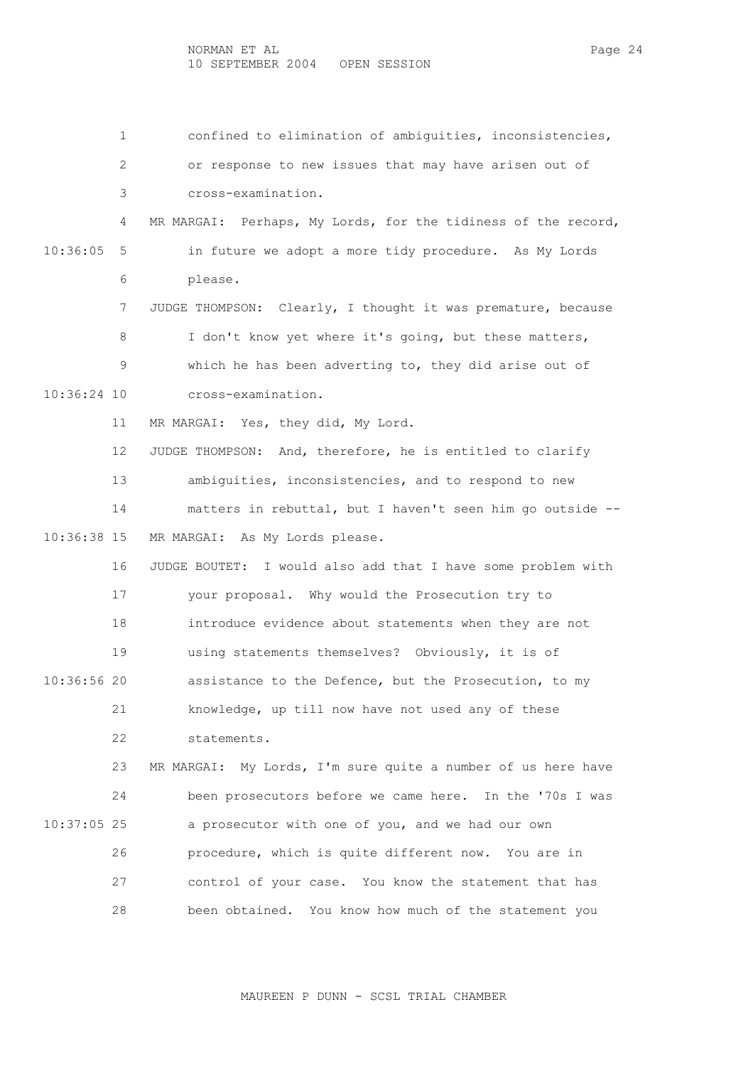confined to elimination of ambiguities, inconsistencies, or response to new issues that may have arisen out of cross-examination.

MR MARGAI: Perhaps, My Lords, for the tidiness of the record, in future we adopt a more tidy procedure. As My Lords please.

JUDGE THOMPSON: Clearly, I thought it was premature, because I don't know yet where it's going, but these matters, which he has been adverting to, they did arise out of cross-examination.

MR MARGAI: Yes, they did, My Lord.

JUDGE THOMPSON: And, therefore, he is entitled to clarify ambiguities, inconsistencies, and to respond to new matters in rebuttal, but I haven't seen him go outside --

MR MARGAI: As My Lords please.

JUDGE BOUTET: I would also add that I have some problem with your proposal. Why would the Prosecution try to introduce evidence about statements when they are not using statements themselves? Obviously, it is of assistance to the Defence, but the Prosecution, to my knowledge, up till now have not used any of these statements.

MR MARGAI: My Lords, I'm sure quite a number of us here have been prosecutors before we came here. In the '70s I was a prosecutor with one of you, and we had our own procedure, which is quite different now. You are in control of your case. You know the statement that has been obtained. You know how much of the statement you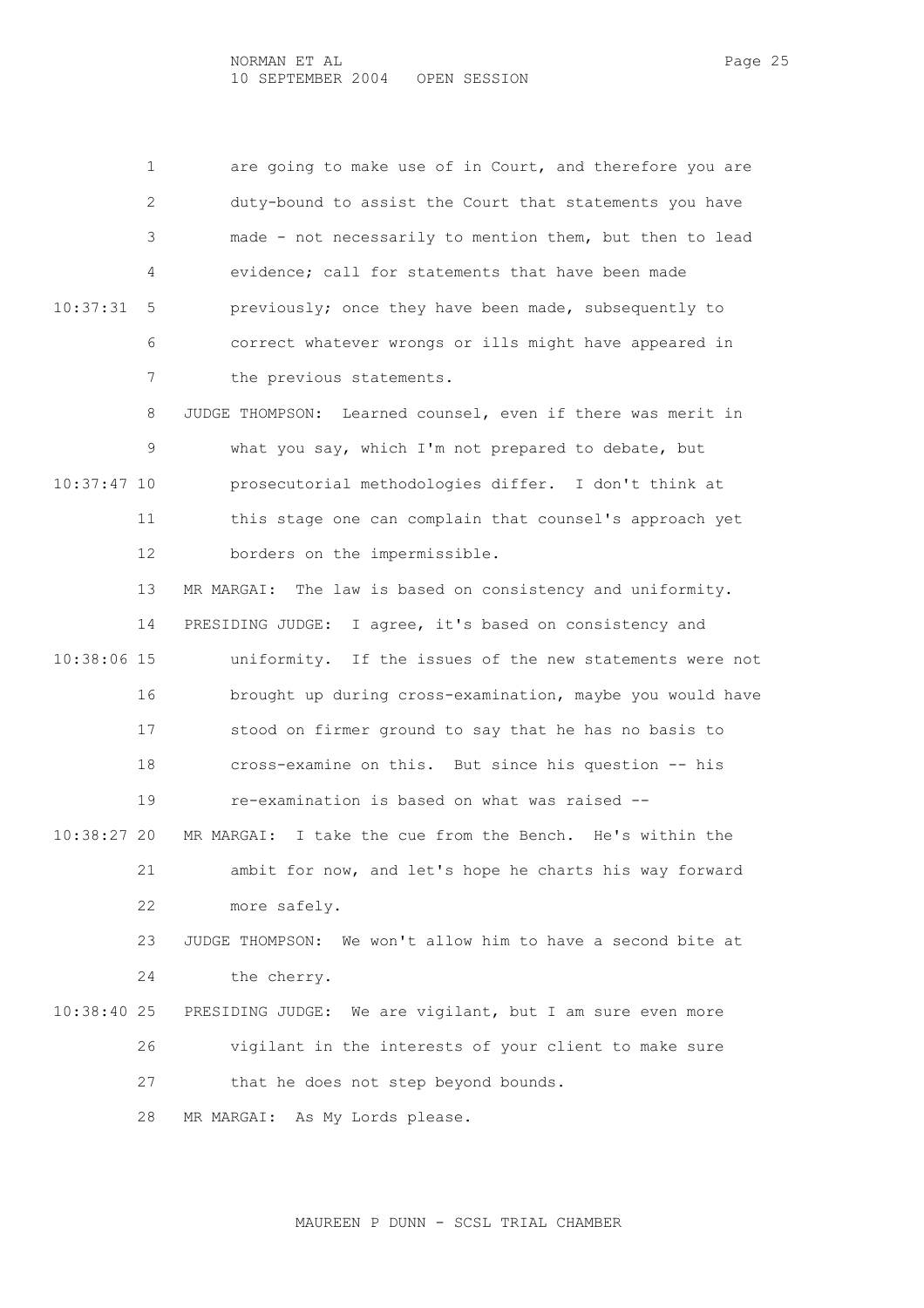are going to make use of in Court, and therefore you are duty-bound to assist the Court that statements you have made - not necessarily to mention them, but then to lead evidence; call for statements that have been made previously; once they have been made, subsequently to correct whatever wrongs or ills might have appeared in the previous statements.

JUDGE THOMPSON: Learned counsel, even if there was merit in what you say, which I'm not prepared to debate, but prosecutorial methodologies differ. I don't think at this stage one can complain that counsel's approach yet borders on the impermissible.

MR MARGAI: The law is based on consistency and uniformity.

PRESIDING JUDGE: I agree, it's based on consistency and uniformity. If the issues of the new statements were not brought up during cross-examination, maybe you would have stood on firmer ground to say that he has no basis to cross-examine on this. But since his question -- his re-examination is based on what was raised --

MR MARGAI: I take the cue from the Bench. He's within the ambit for now, and let's hope he charts his way forward more safely.

JUDGE THOMPSON: We won't allow him to have a second bite at the cherry.

PRESIDING JUDGE: We are vigilant, but I am sure even more vigilant in the interests of your client to make sure that he does not step beyond bounds.

MR MARGAI: As My Lords please.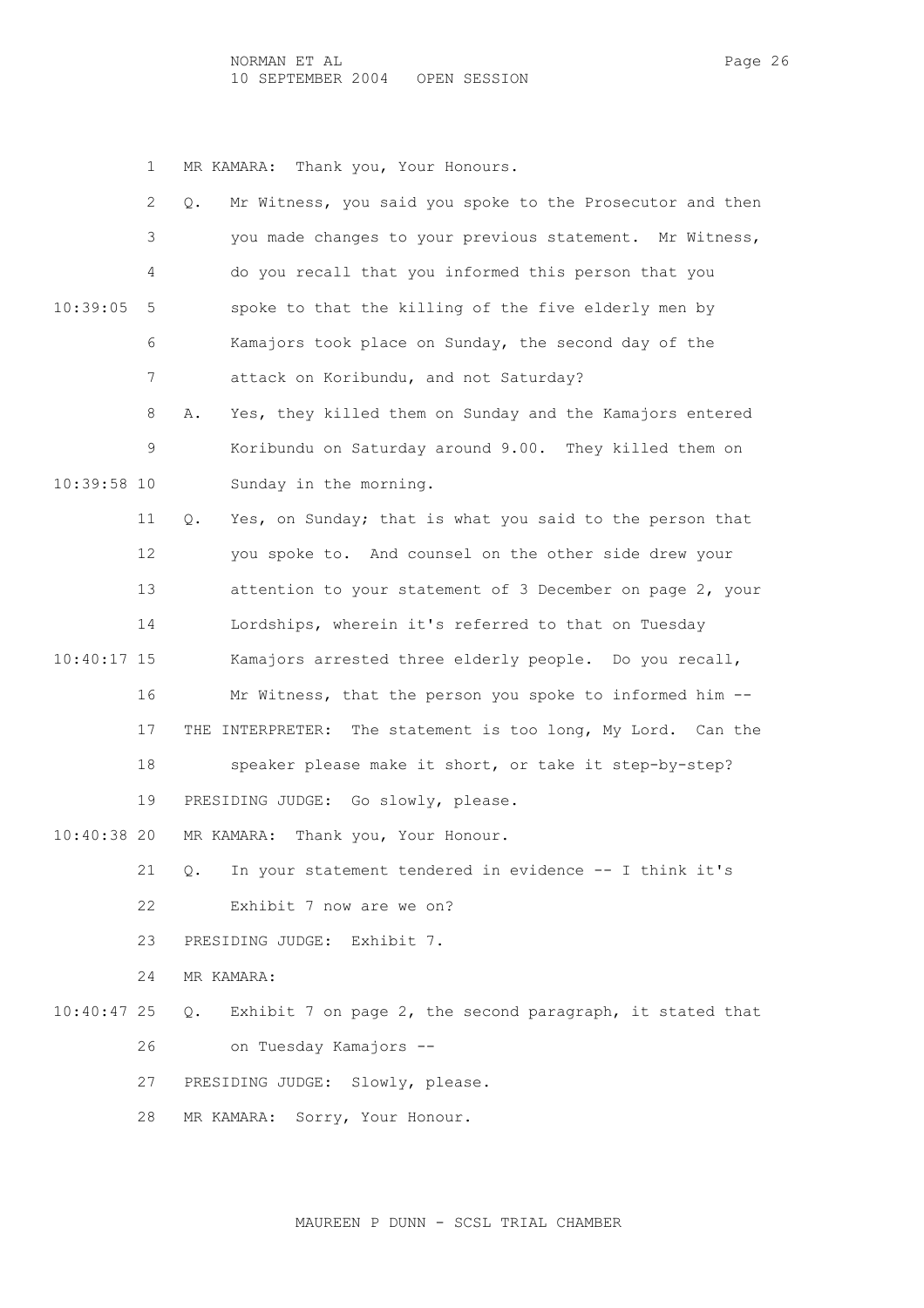MR KAMARA: Thank you, Your Honours.

Q. Mr Witness, you said you spoke to the Prosecutor and then you made changes to your previous statement. Mr Witness, do you recall that you informed this person that you spoke to that the killing of the five elderly men by Kamajors took place on Sunday, the second day of the attack on Koribundu, and not Saturday?

A. Yes, they killed them on Sunday and the Kamajors entered Koribundu on Saturday around 9.00. They killed them on Sunday in the morning.

Q. Yes, on Sunday; that is what you said to the person that you spoke to. And counsel on the other side drew your attention to your statement of 3 December on page 2, your Lordships, wherein it's referred to that on Tuesday Kamajors arrested three elderly people. Do you recall, Mr Witness, that the person you spoke to informed him --

THE INTERPRETER: The statement is too long, My Lord. Can the speaker please make it short, or take it step-by-step?

PRESIDING JUDGE: Go slowly, please.

MR KAMARA: Thank you, Your Honour.

Q. In your statement tendered in evidence -- I think it's Exhibit 7 now are we on?

PRESIDING JUDGE: Exhibit 7.

MR KAMARA:

Q. Exhibit 7 on page 2, the second paragraph, it stated that on Tuesday Kamajors --

PRESIDING JUDGE: Slowly, please.

MR KAMARA: Sorry, Your Honour.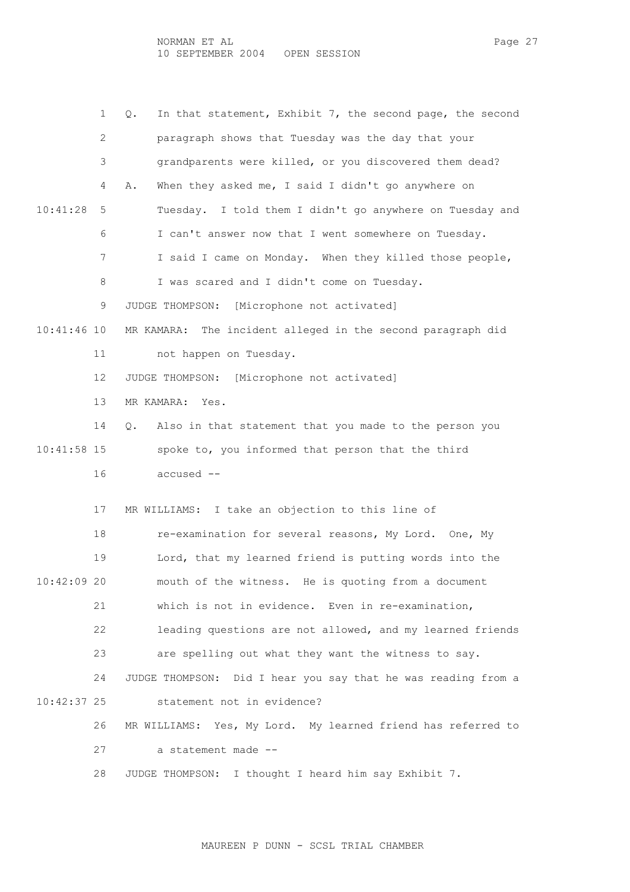1 Q. In that statement, Exhibit 7, the second page, the second
2 paragraph shows that Tuesday was the day that your
3 grandparents were killed, or you discovered them dead?
4 A. When they asked me, I said I didn't go anywhere on
10:41:28 5 Tuesday. I told them I didn't go anywhere on Tuesday and
6 I can't answer now that I went somewhere on Tuesday.
7 I said I came on Monday. When they killed those people,
8 I was scared and I didn't come on Tuesday.
9 JUDGE THOMPSON: [Microphone not activated]
10:41:46 10 MR KAMARA: The incident alleged in the second paragraph did
11 not happen on Tuesday.
12 JUDGE THOMPSON: [Microphone not activated]
13 MR KAMARA: Yes.
14 Q. Also in that statement that you made to the person you
10:41:58 15 spoke to, you informed that person that the third
16 accused --
17 MR WILLIAMS: I take an objection to this line of
18 re-examination for several reasons, My Lord. One, My
19 Lord, that my learned friend is putting words into the
10:42:09 20 mouth of the witness. He is quoting from a document
21 which is not in evidence. Even in re-examination,
22 leading questions are not allowed, and my learned friends
23 are spelling out what they want the witness to say.
24 JUDGE THOMPSON: Did I hear you say that he was reading from a
10:42:37 25 statement not in evidence?
26 MR WILLIAMS: Yes, My Lord. My learned friend has referred to
27 a statement made --
28 JUDGE THOMPSON: I thought I heard him say Exhibit 7.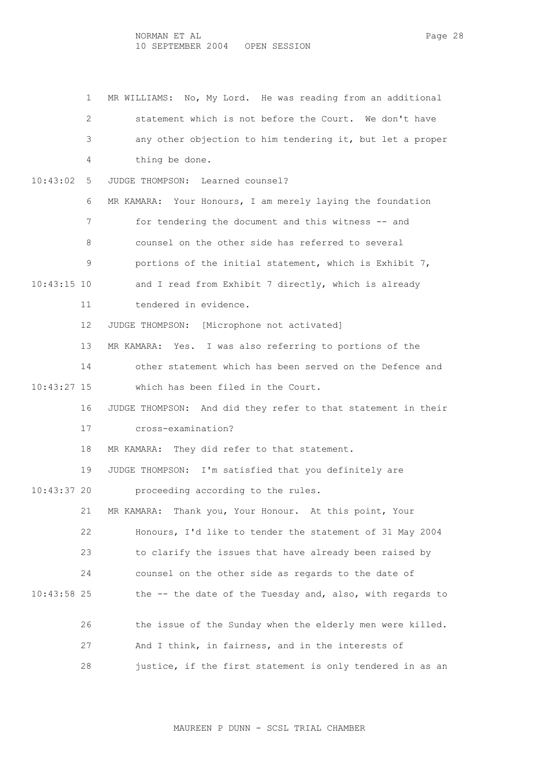MR WILLIAMS: No, My Lord. He was reading from an additional statement which is not before the Court. We don't have any other objection to him tendering it, but let a proper thing be done.

JUDGE THOMPSON: Learned counsel?

MR KAMARA: Your Honours, I am merely laying the foundation for tendering the document and this witness -- and counsel on the other side has referred to several portions of the initial statement, which is Exhibit 7, and I read from Exhibit 7 directly, which is already tendered in evidence.

JUDGE THOMPSON: [Microphone not activated]

MR KAMARA: Yes. I was also referring to portions of the other statement which has been served on the Defence and which has been filed in the Court.

JUDGE THOMPSON: And did they refer to that statement in their cross-examination?

MR KAMARA: They did refer to that statement.

JUDGE THOMPSON: I'm satisfied that you definitely are proceeding according to the rules.

MR KAMARA: Thank you, Your Honour. At this point, Your Honours, I'd like to tender the statement of 31 May 2004 to clarify the issues that have already been raised by counsel on the other side as regards to the date of the -- the date of the Tuesday and, also, with regards to the issue of the Sunday when the elderly men were killed. And I think, in fairness, and in the interests of justice, if the first statement is only tendered in as an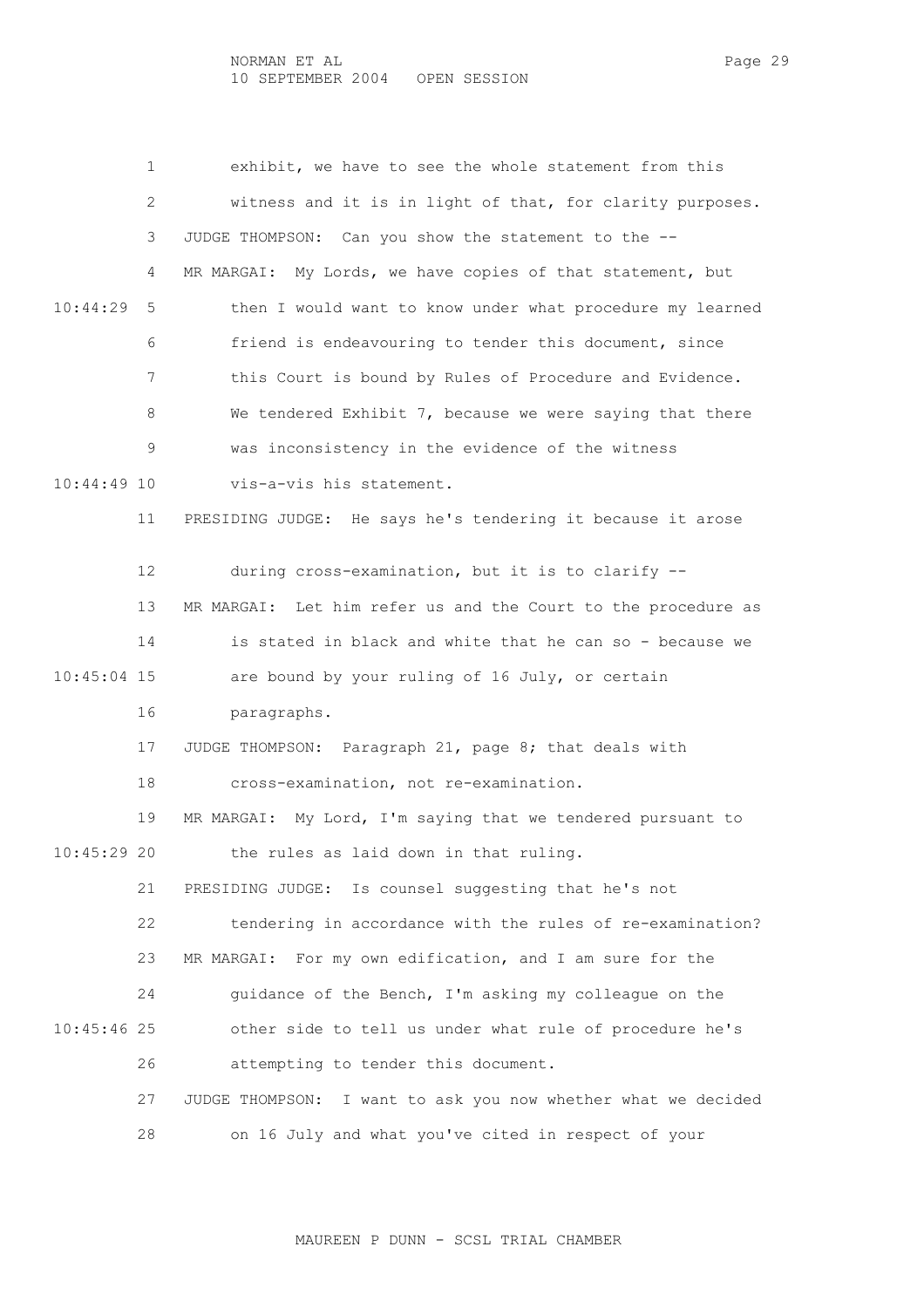1 exhibit, we have to see the whole statement from this
2 witness and it is in light of that, for clarity purposes.
3 JUDGE THOMPSON: Can you show the statement to the --
4 MR MARGAI: My Lords, we have copies of that statement, but
10:44:29 5 then I would want to know under what procedure my learned
6 friend is endeavouring to tender this document, since
7 this Court is bound by Rules of Procedure and Evidence.
8 We tendered Exhibit 7, because we were saying that there
9 was inconsistency in the evidence of the witness
10:44:49 10 vis-a-vis his statement.
11 PRESIDING JUDGE: He says he's tendering it because it arose
12 during cross-examination, but it is to clarify --
13 MR MARGAI: Let him refer us and the Court to the procedure as
14 is stated in black and white that he can so - because we
10:45:04 15 are bound by your ruling of 16 July, or certain
16 paragraphs.
17 JUDGE THOMPSON: Paragraph 21, page 8; that deals with
18 cross-examination, not re-examination.
19 MR MARGAI: My Lord, I'm saying that we tendered pursuant to
10:45:29 20 the rules as laid down in that ruling.
21 PRESIDING JUDGE: Is counsel suggesting that he's not
22 tendering in accordance with the rules of re-examination?
23 MR MARGAI: For my own edification, and I am sure for the
24 guidance of the Bench, I'm asking my colleague on the
10:45:46 25 other side to tell us under what rule of procedure he's
26 attempting to tender this document.
27 JUDGE THOMPSON: I want to ask you now whether what we decided
28 on 16 July and what you've cited in respect of your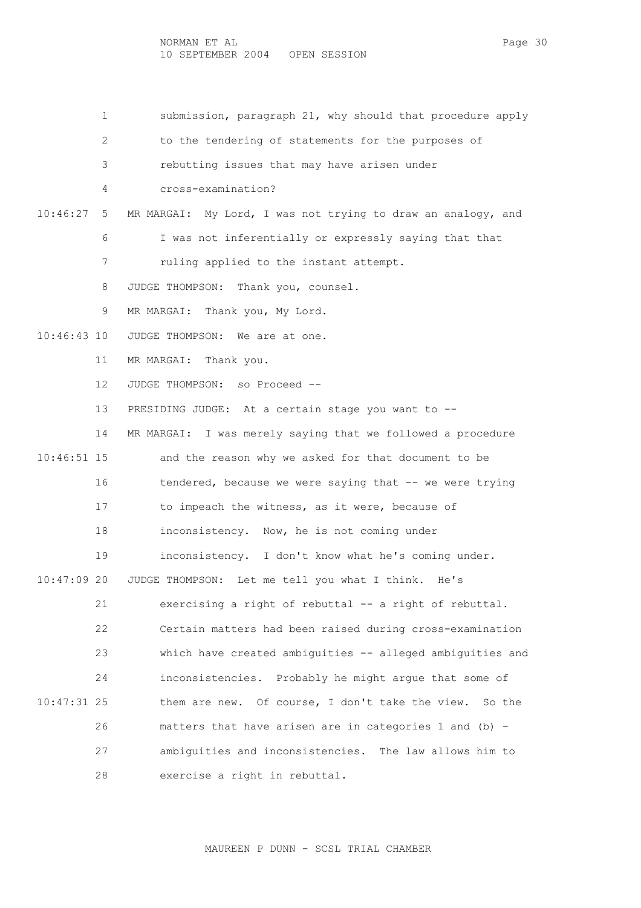1 submission, paragraph 21, why should that procedure apply
2 to the tendering of statements for the purposes of
3 rebutting issues that may have arisen under
4 cross-examination?

10:46:27 5 MR MARGAI: My Lord, I was not trying to draw an analogy, and
6 I was not inferentially or expressly saying that that
7 ruling applied to the instant attempt.
8 JUDGE THOMPSON: Thank you, counsel.
9 MR MARGAI: Thank you, My Lord.

10:46:43 10 JUDGE THOMPSON: We are at one.
11 MR MARGAI: Thank you.
12 JUDGE THOMPSON: so Proceed --
13 PRESIDING JUDGE: At a certain stage you want to --
14 MR MARGAI: I was merely saying that we followed a procedure

10:46:51 15 and the reason why we asked for that document to be
16 tendered, because we were saying that -- we were trying
17 to impeach the witness, as it were, because of
18 inconsistency. Now, he is not coming under
19 inconsistency. I don't know what he's coming under.

10:47:09 20 JUDGE THOMPSON: Let me tell you what I think. He's
21 exercising a right of rebuttal -- a right of rebuttal.
22 Certain matters had been raised during cross-examination
23 which have created ambiguities -- alleged ambiguities and
24 inconsistencies. Probably he might argue that some of

10:47:31 25 them are new. Of course, I don't take the view. So the
26 matters that have arisen are in categories 1 and (b) -
27 ambiguities and inconsistencies. The law allows him to
28 exercise a right in rebuttal.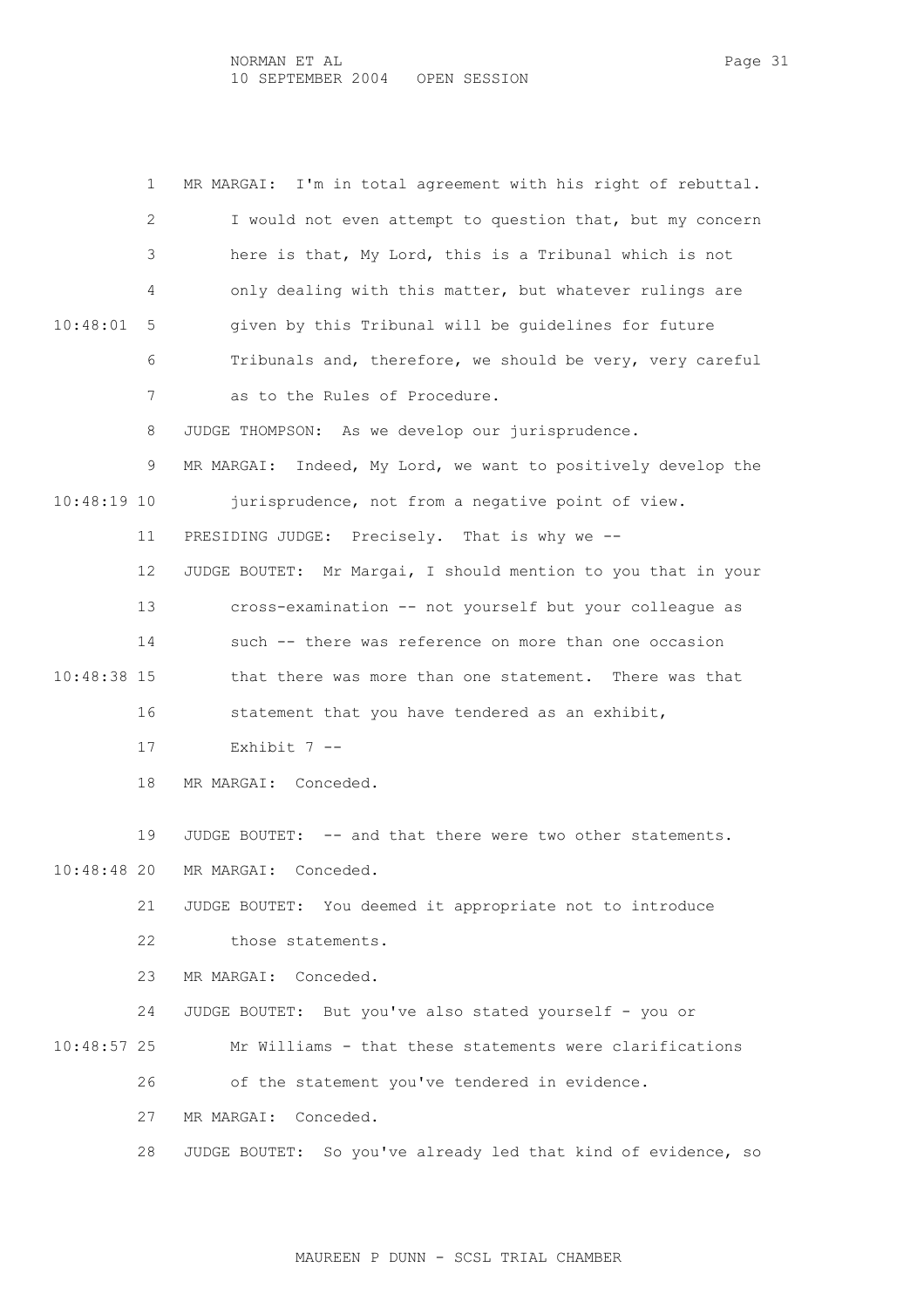1 MR MARGAI: I'm in total agreement with his right of rebuttal.
2 I would not even attempt to question that, but my concern
3 here is that, My Lord, this is a Tribunal which is not
4 only dealing with this matter, but whatever rulings are
10:48:01 5 given by this Tribunal will be guidelines for future
6 Tribunals and, therefore, we should be very, very careful
7 as to the Rules of Procedure.
8 JUDGE THOMPSON: As we develop our jurisprudence.
9 MR MARGAI: Indeed, My Lord, we want to positively develop the
10:48:19 10 jurisprudence, not from a negative point of view.
11 PRESIDING JUDGE: Precisely. That is why we --
12 JUDGE BOUTET: Mr Margai, I should mention to you that in your
13 cross-examination -- not yourself but your colleague as
14 such -- there was reference on more than one occasion
10:48:38 15 that there was more than one statement. There was that
16 statement that you have tendered as an exhibit,
17 Exhibit 7 --
18 MR MARGAI: Conceded.
19 JUDGE BOUTET: -- and that there were two other statements.
10:48:48 20 MR MARGAI: Conceded.
21 JUDGE BOUTET: You deemed it appropriate not to introduce
22 those statements.
23 MR MARGAI: Conceded.
24 JUDGE BOUTET: But you've also stated yourself - you or
10:48:57 25 Mr Williams - that these statements were clarifications
26 of the statement you've tendered in evidence.
27 MR MARGAI: Conceded.
28 JUDGE BOUTET: So you've already led that kind of evidence, so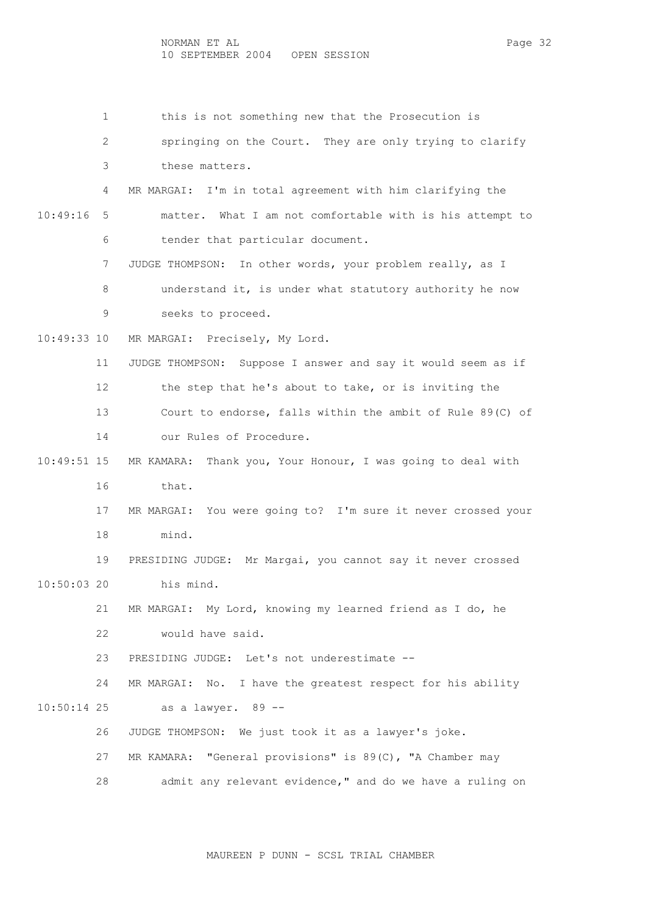1 this is not something new that the Prosecution is

2 springing on the Court. They are only trying to clarify

3 these matters.

4 MR MARGAI: I'm in total agreement with him clarifying the

10:49:16 5 matter. What I am not comfortable with is his attempt to

6 tender that particular document.

7 JUDGE THOMPSON: In other words, your problem really, as I

8 understand it, is under what statutory authority he now

9 seeks to proceed.

10:49:33 10 MR MARGAI: Precisely, My Lord.

11 JUDGE THOMPSON: Suppose I answer and say it would seem as if

12 the step that he's about to take, or is inviting the

13 Court to endorse, falls within the ambit of Rule 89(C) of

14 our Rules of Procedure.

10:49:51 15 MR KAMARA: Thank you, Your Honour, I was going to deal with

16 that.

17 MR MARGAI: You were going to? I'm sure it never crossed your

18 mind.

19 PRESIDING JUDGE: Mr Margai, you cannot say it never crossed

10:50:03 20 his mind.

21 MR MARGAI: My Lord, knowing my learned friend as I do, he

22 would have said.

23 PRESIDING JUDGE: Let's not underestimate --

24 MR MARGAI: No. I have the greatest respect for his ability

10:50:14 25 as a lawyer. 89 --

26 JUDGE THOMPSON: We just took it as a lawyer's joke.

27 MR KAMARA: "General provisions" is 89(C), "A Chamber may

28 admit any relevant evidence," and do we have a ruling on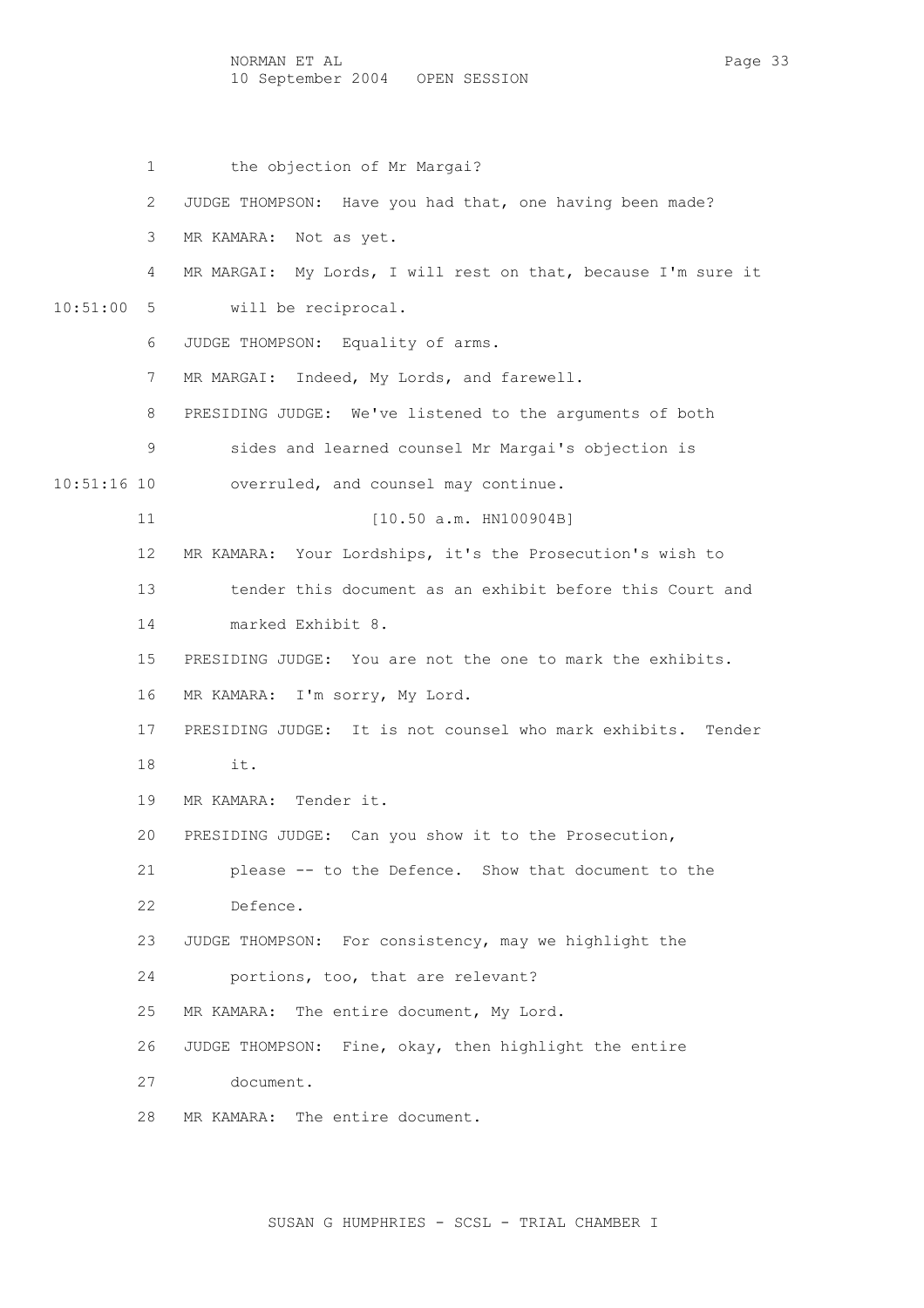1 the objection of Mr Margai?

2 JUDGE THOMPSON: Have you had that, one having been made?

3 MR KAMARA: Not as yet.

4 MR MARGAI: My Lords, I will rest on that, because I'm sure it

10:51:00 5 will be reciprocal.

6 JUDGE THOMPSON: Equality of arms.

7 MR MARGAI: Indeed, My Lords, and farewell.

8 PRESIDING JUDGE: We've listened to the arguments of both

9 sides and learned counsel Mr Margai's objection is

10:51:16 10 overruled, and counsel may continue.

11 [10.50 a.m. HN100904B]

12 MR KAMARA: Your Lordships, it's the Prosecution's wish to

13 tender this document as an exhibit before this Court and

14 marked Exhibit 8.

15 PRESIDING JUDGE: You are not the one to mark the exhibits.

16 MR KAMARA: I'm sorry, My Lord.

17 PRESIDING JUDGE: It is not counsel who mark exhibits. Tender

18 it.

19 MR KAMARA: Tender it.

20 PRESIDING JUDGE: Can you show it to the Prosecution,

21 please -- to the Defence. Show that document to the

22 Defence.

23 JUDGE THOMPSON: For consistency, may we highlight the

24 portions, too, that are relevant?

25 MR KAMARA: The entire document, My Lord.

26 JUDGE THOMPSON: Fine, okay, then highlight the entire

27 document.

28 MR KAMARA: The entire document.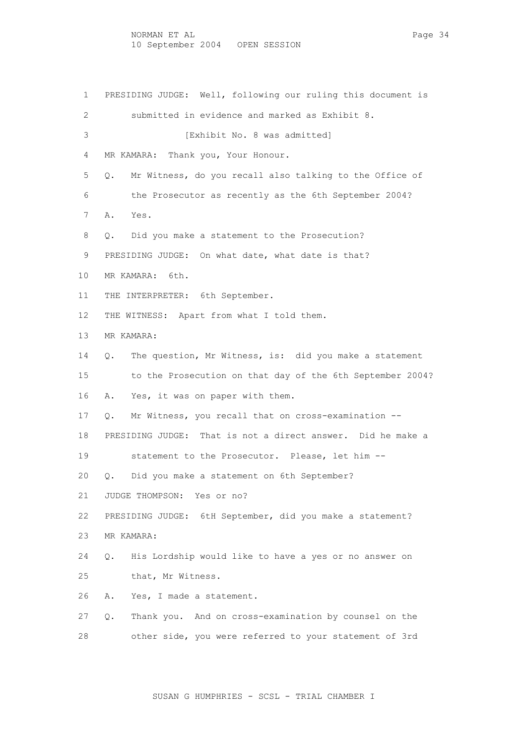PRESIDING JUDGE: Well, following our ruling this document is submitted in evidence and marked as Exhibit 8.

[Exhibit No. 8 was admitted]

MR KAMARA: Thank you, Your Honour.

Q. Mr Witness, do you recall also talking to the Office of the Prosecutor as recently as the 6th September 2004?

A. Yes.

Q. Did you make a statement to the Prosecution?

PRESIDING JUDGE: On what date, what date is that?

MR KAMARA: 6th.

THE INTERPRETER: 6th September.

THE WITNESS: Apart from what I told them.

MR KAMARA:

Q. The question, Mr Witness, is: did you make a statement to the Prosecution on that day of the 6th September 2004?

A. Yes, it was on paper with them.

Q. Mr Witness, you recall that on cross-examination --

PRESIDING JUDGE: That is not a direct answer. Did he make a statement to the Prosecutor. Please, let him --

Q. Did you make a statement on 6th September?

JUDGE THOMPSON: Yes or no?

PRESIDING JUDGE: 6tH September, did you make a statement?

MR KAMARA:

Q. His Lordship would like to have a yes or no answer on that, Mr Witness.

A. Yes, I made a statement.

Q. Thank you. And on cross-examination by counsel on the other side, you were referred to your statement of 3rd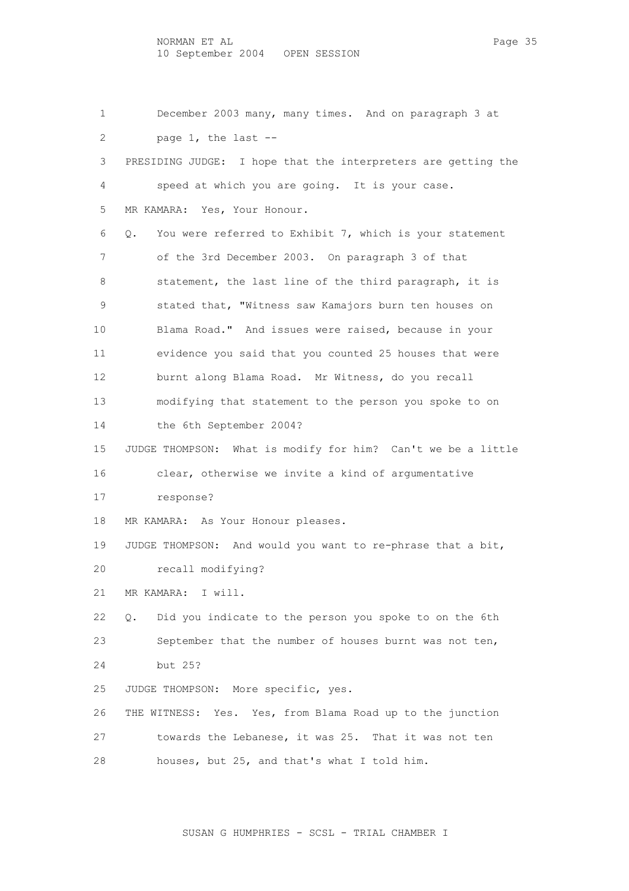1 December 2003 many, many times. And on paragraph 3 at
2 page 1, the last --
3 PRESIDING JUDGE: I hope that the interpreters are getting the
4 speed at which you are going. It is your case.
5 MR KAMARA: Yes, Your Honour.
6 Q. You were referred to Exhibit 7, which is your statement
7 of the 3rd December 2003. On paragraph 3 of that
8 statement, the last line of the third paragraph, it is
9 stated that, "Witness saw Kamajors burn ten houses on
10 Blama Road." And issues were raised, because in your
11 evidence you said that you counted 25 houses that were
12 burnt along Blama Road. Mr Witness, do you recall
13 modifying that statement to the person you spoke to on
14 the 6th September 2004?
15 JUDGE THOMPSON: What is modify for him? Can't we be a little
16 clear, otherwise we invite a kind of argumentative
17 response?
18 MR KAMARA: As Your Honour pleases.
19 JUDGE THOMPSON: And would you want to re-phrase that a bit,
20 recall modifying?
21 MR KAMARA: I will.
22 Q. Did you indicate to the person you spoke to on the 6th
23 September that the number of houses burnt was not ten,
24 but 25?
25 JUDGE THOMPSON: More specific, yes.
26 THE WITNESS: Yes. Yes, from Blama Road up to the junction
27 towards the Lebanese, it was 25. That it was not ten
28 houses, but 25, and that's what I told him.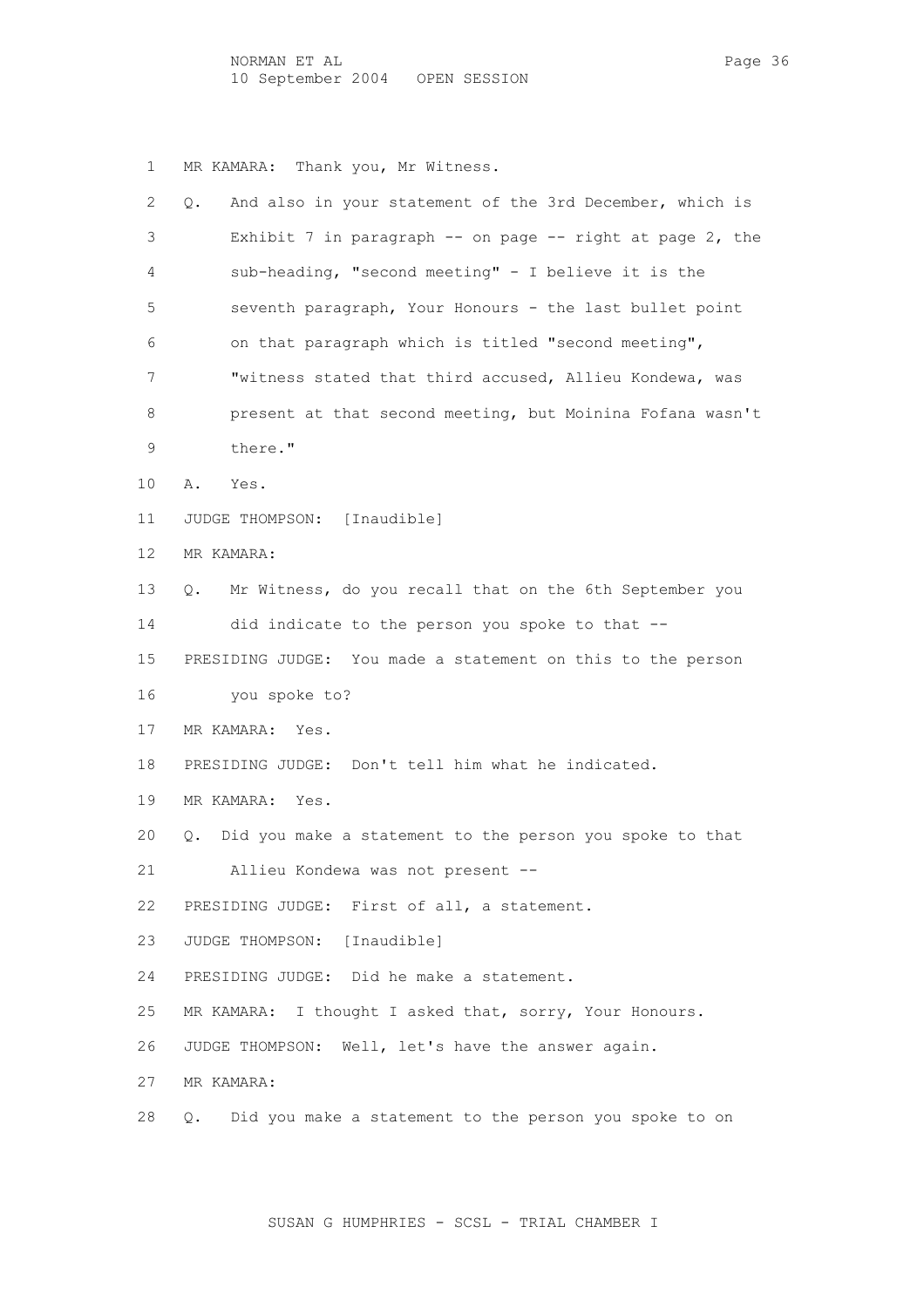1 MR KAMARA: Thank you, Mr Witness.

2 Q. And also in your statement of the 3rd December, which is

3 Exhibit 7 in paragraph -- on page -- right at page 2, the

4 sub-heading, "second meeting" - I believe it is the

5 seventh paragraph, Your Honours - the last bullet point

6 on that paragraph which is titled "second meeting",

7 "witness stated that third accused, Allieu Kondewa, was

8 present at that second meeting, but Moinina Fofana wasn't

9 there."

10 A. Yes.

11 JUDGE THOMPSON: [Inaudible]

12 MR KAMARA:

13 Q. Mr Witness, do you recall that on the 6th September you

14 did indicate to the person you spoke to that --

15 PRESIDING JUDGE: You made a statement on this to the person

16 you spoke to?

17 MR KAMARA: Yes.

18 PRESIDING JUDGE: Don't tell him what he indicated.

19 MR KAMARA: Yes.

20 Q. Did you make a statement to the person you spoke to that

21 Allieu Kondewa was not present --

22 PRESIDING JUDGE: First of all, a statement.

23 JUDGE THOMPSON: [Inaudible]

24 PRESIDING JUDGE: Did he make a statement.

25 MR KAMARA: I thought I asked that, sorry, Your Honours.

26 JUDGE THOMPSON: Well, let's have the answer again.

27 MR KAMARA:

28 Q. Did you make a statement to the person you spoke to on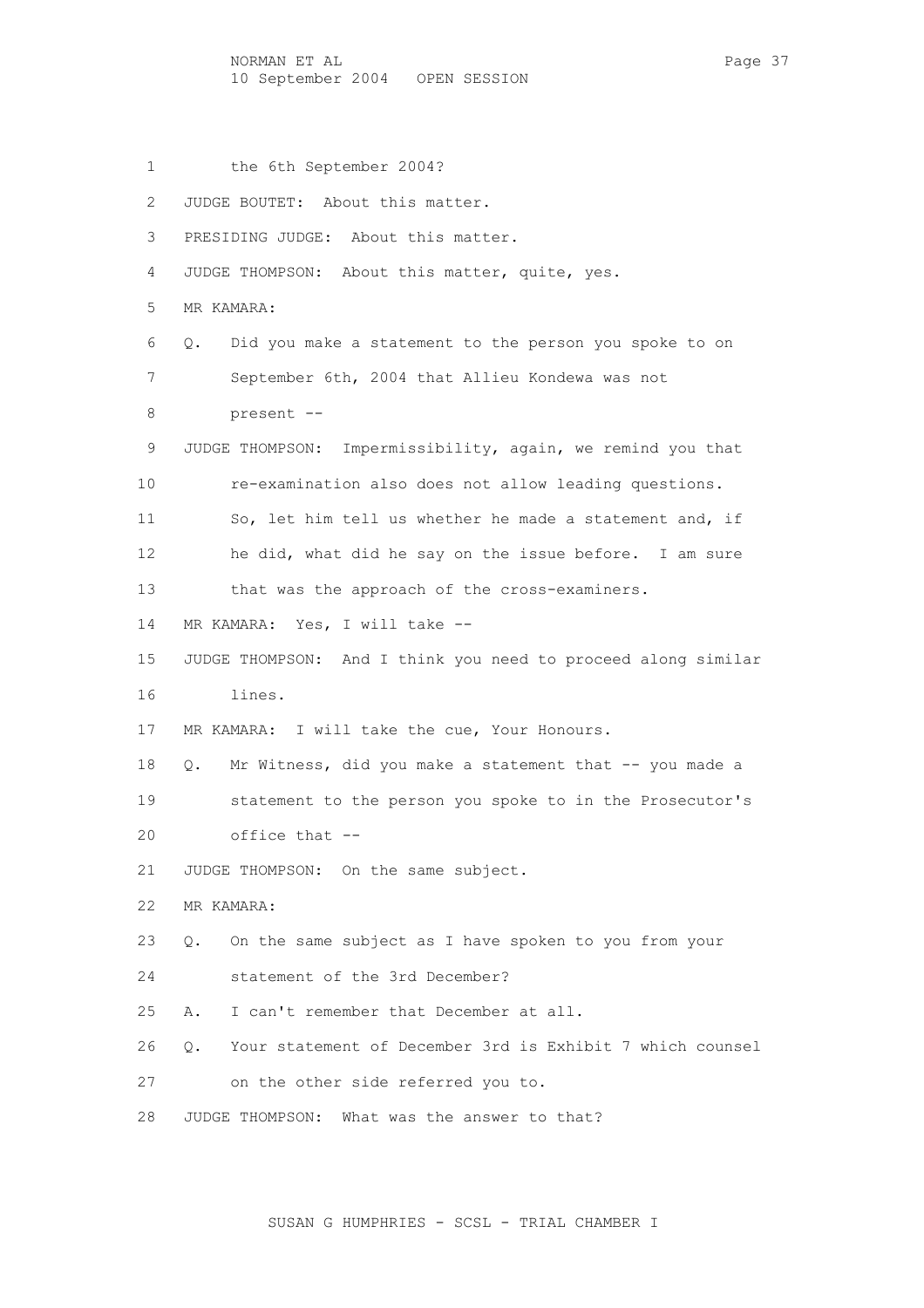1 the 6th September 2004?

2 JUDGE BOUTET: About this matter.

3 PRESIDING JUDGE: About this matter.

4 JUDGE THOMPSON: About this matter, quite, yes.

5 MR KAMARA:

6 Q. Did you make a statement to the person you spoke to on

7 September 6th, 2004 that Allieu Kondewa was not

8 present --

9 JUDGE THOMPSON: Impermissibility, again, we remind you that

10 re-examination also does not allow leading questions.

11 So, let him tell us whether he made a statement and, if

12 he did, what did he say on the issue before. I am sure

13 that was the approach of the cross-examiners.

14 MR KAMARA: Yes, I will take --

15 JUDGE THOMPSON: And I think you need to proceed along similar

16 lines.

17 MR KAMARA: I will take the cue, Your Honours.

18 Q. Mr Witness, did you make a statement that -- you made a

19 statement to the person you spoke to in the Prosecutor's

20 office that --

21 JUDGE THOMPSON: On the same subject.

22 MR KAMARA:

23 Q. On the same subject as I have spoken to you from your

24 statement of the 3rd December?

25 A. I can't remember that December at all.

26 Q. Your statement of December 3rd is Exhibit 7 which counsel

27 on the other side referred you to.

28 JUDGE THOMPSON: What was the answer to that?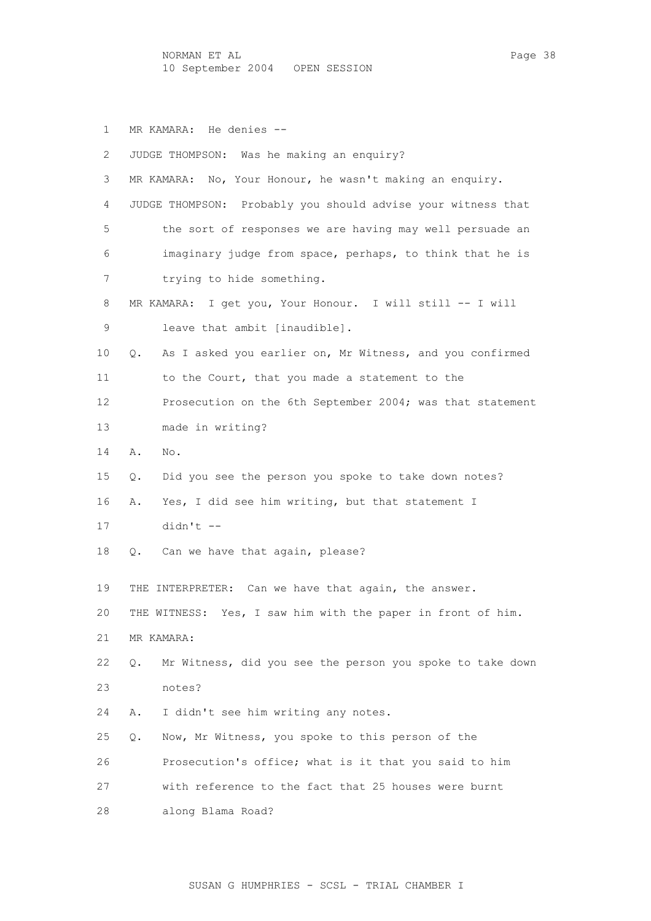1 MR KAMARA: He denies --

2 JUDGE THOMPSON: Was he making an enquiry?

3 MR KAMARA: No, Your Honour, he wasn't making an enquiry.

4 JUDGE THOMPSON: Probably you should advise your witness that
5 the sort of responses we are having may well persuade an
6 imaginary judge from space, perhaps, to think that he is
7 trying to hide something.

8 MR KAMARA: I get you, Your Honour. I will still -- I will
9 leave that ambit [inaudible].

10 Q. As I asked you earlier on, Mr Witness, and you confirmed
11 to the Court, that you made a statement to the
12 Prosecution on the 6th September 2004; was that statement
13 made in writing?

14 A. No.

15 Q. Did you see the person you spoke to take down notes?

16 A. Yes, I did see him writing, but that statement I
17 didn't --

18 Q. Can we have that again, please?

19 THE INTERPRETER: Can we have that again, the answer.

20 THE WITNESS: Yes, I saw him with the paper in front of him.

21 MR KAMARA:

22 Q. Mr Witness, did you see the person you spoke to take down
23 notes?

24 A. I didn't see him writing any notes.

25 Q. Now, Mr Witness, you spoke to this person of the
26 Prosecution's office; what is it that you said to him
27 with reference to the fact that 25 houses were burnt
28 along Blama Road?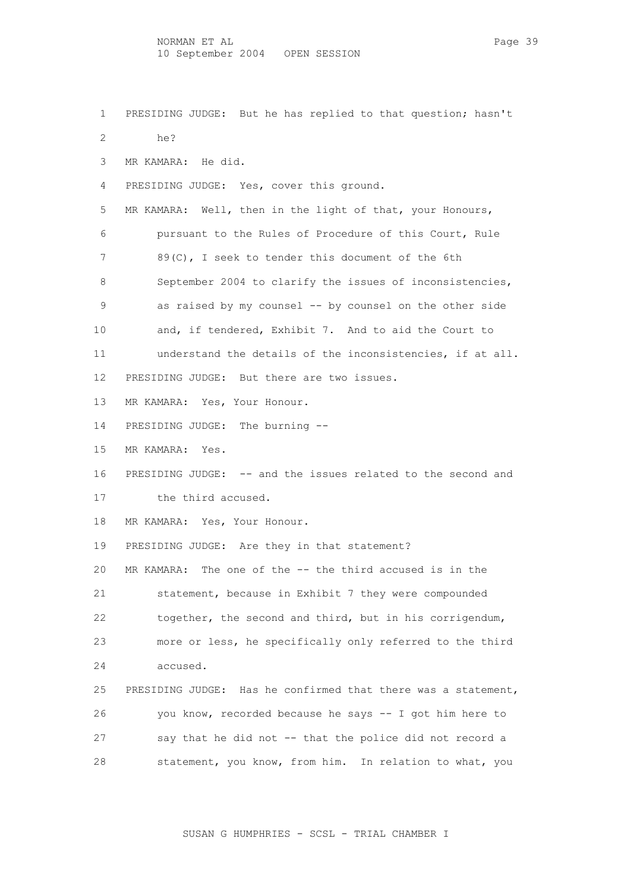PRESIDING JUDGE: But he has replied to that question; hasn't he?

MR KAMARA: He did.

PRESIDING JUDGE: Yes, cover this ground.

MR KAMARA: Well, then in the light of that, your Honours, pursuant to the Rules of Procedure of this Court, Rule 89(C), I seek to tender this document of the 6th September 2004 to clarify the issues of inconsistencies, as raised by my counsel -- by counsel on the other side and, if tendered, Exhibit 7. And to aid the Court to understand the details of the inconsistencies, if at all.

PRESIDING JUDGE: But there are two issues.

MR KAMARA: Yes, Your Honour.

PRESIDING JUDGE: The burning --

MR KAMARA: Yes.

PRESIDING JUDGE: -- and the issues related to the second and the third accused.

MR KAMARA: Yes, Your Honour.

PRESIDING JUDGE: Are they in that statement?

MR KAMARA: The one of the -- the third accused is in the statement, because in Exhibit 7 they were compounded together, the second and third, but in his corrigendum, more or less, he specifically only referred to the third accused.

PRESIDING JUDGE: Has he confirmed that there was a statement, you know, recorded because he says -- I got him here to say that he did not -- that the police did not record a statement, you know, from him. In relation to what, you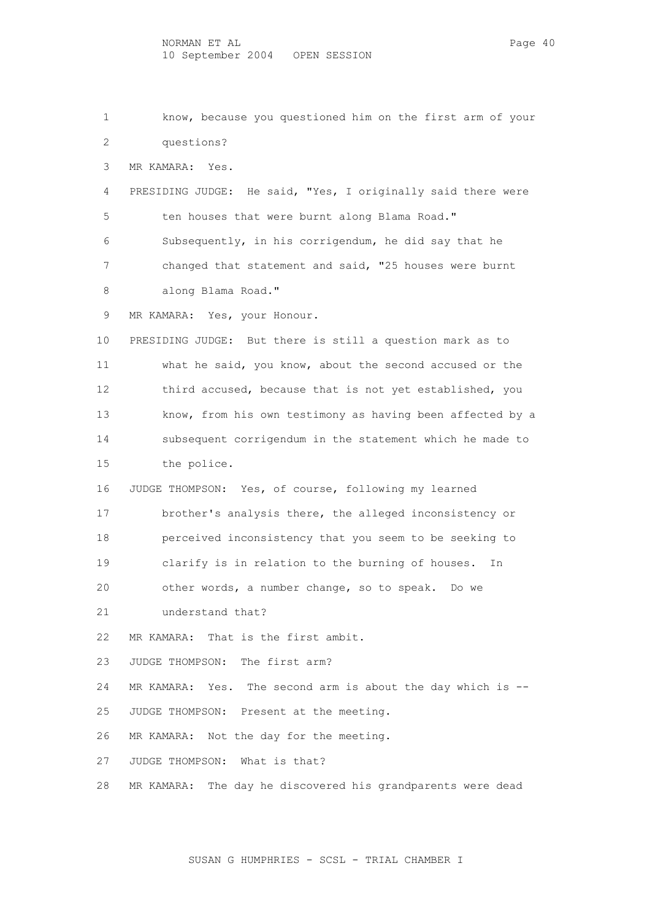know, because you questioned him on the first arm of your questions?

MR KAMARA: Yes.

PRESIDING JUDGE: He said, "Yes, I originally said there were ten houses that were burnt along Blama Road." Subsequently, in his corrigendum, he did say that he changed that statement and said, "25 houses were burnt along Blama Road."

MR KAMARA: Yes, your Honour.

PRESIDING JUDGE: But there is still a question mark as to what he said, you know, about the second accused or the third accused, because that is not yet established, you know, from his own testimony as having been affected by a subsequent corrigendum in the statement which he made to the police.

JUDGE THOMPSON: Yes, of course, following my learned brother's analysis there, the alleged inconsistency or perceived inconsistency that you seem to be seeking to clarify is in relation to the burning of houses. In other words, a number change, so to speak. Do we understand that?

MR KAMARA: That is the first ambit.

JUDGE THOMPSON: The first arm?

MR KAMARA: Yes. The second arm is about the day which is --

JUDGE THOMPSON: Present at the meeting.

MR KAMARA: Not the day for the meeting.

JUDGE THOMPSON: What is that?

MR KAMARA: The day he discovered his grandparents were dead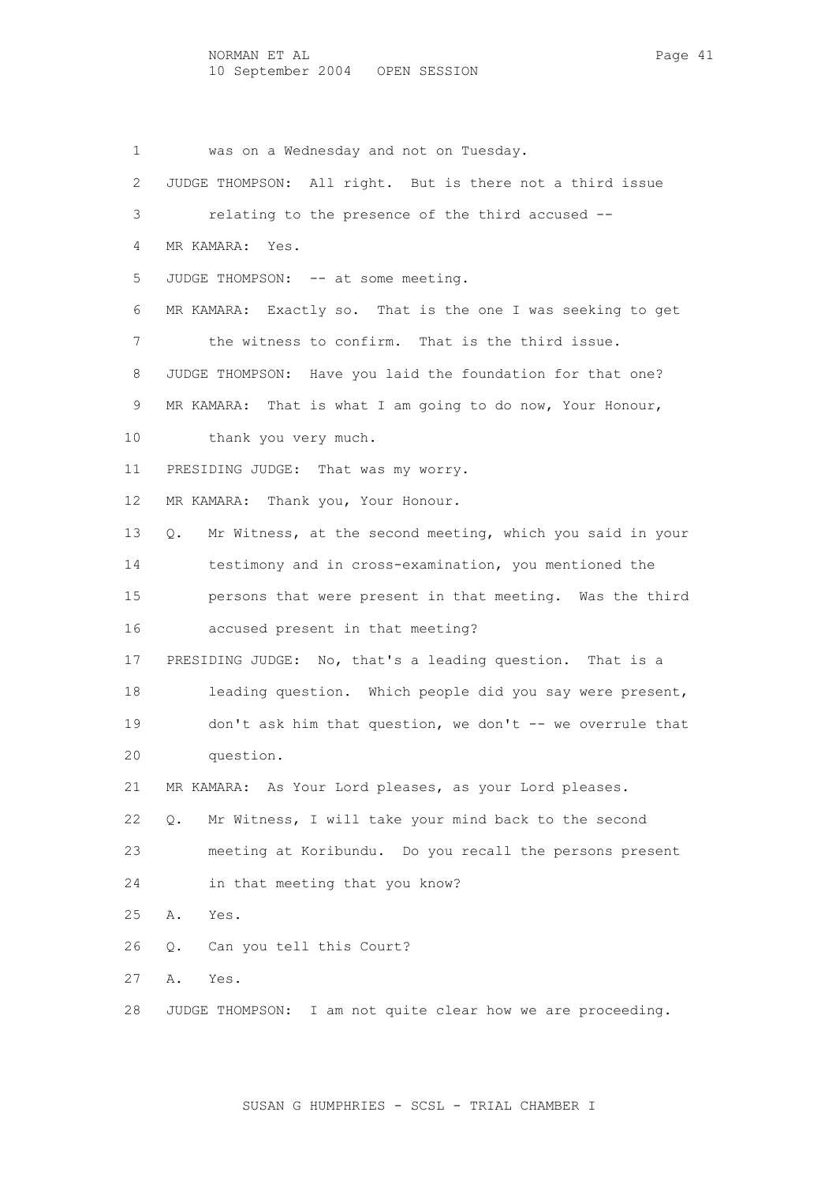1 was on a Wednesday and not on Tuesday.

2 JUDGE THOMPSON: All right. But is there not a third issue

3 relating to the presence of the third accused --

4 MR KAMARA: Yes.

5 JUDGE THOMPSON: -- at some meeting.

6 MR KAMARA: Exactly so. That is the one I was seeking to get

7 the witness to confirm. That is the third issue.

8 JUDGE THOMPSON: Have you laid the foundation for that one?

9 MR KAMARA: That is what I am going to do now, Your Honour,

10 thank you very much.

11 PRESIDING JUDGE: That was my worry.

12 MR KAMARA: Thank you, Your Honour.

13 Q. Mr Witness, at the second meeting, which you said in your

14 testimony and in cross-examination, you mentioned the

15 persons that were present in that meeting. Was the third

16 accused present in that meeting?

17 PRESIDING JUDGE: No, that's a leading question. That is a

18 leading question. Which people did you say were present,

19 don't ask him that question, we don't -- we overrule that

20 question.

21 MR KAMARA: As Your Lord pleases, as your Lord pleases.

22 Q. Mr Witness, I will take your mind back to the second

23 meeting at Koribundu. Do you recall the persons present

24 in that meeting that you know?

25 A. Yes.

26 Q. Can you tell this Court?

27 A. Yes.

28 JUDGE THOMPSON: I am not quite clear how we are proceeding.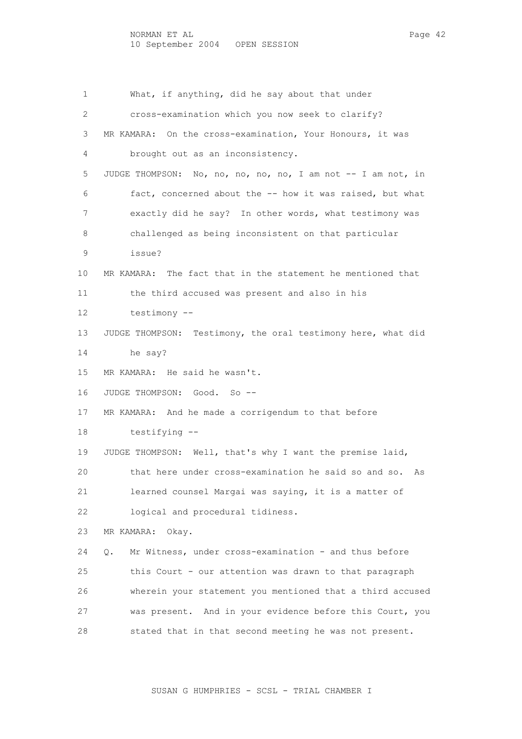1 What, if anything, did he say about that under
2 cross-examination which you now seek to clarify?
3 MR KAMARA: On the cross-examination, Your Honours, it was
4 brought out as an inconsistency.
5 JUDGE THOMPSON: No, no, no, no, no, I am not -- I am not, in
6 fact, concerned about the -- how it was raised, but what
7 exactly did he say? In other words, what testimony was
8 challenged as being inconsistent on that particular
9 issue?
10 MR KAMARA: The fact that in the statement he mentioned that
11 the third accused was present and also in his
12 testimony --
13 JUDGE THOMPSON: Testimony, the oral testimony here, what did
14 he say?
15 MR KAMARA: He said he wasn't.
16 JUDGE THOMPSON: Good. So --
17 MR KAMARA: And he made a corrigendum to that before
18 testifying --
19 JUDGE THOMPSON: Well, that's why I want the premise laid,
20 that here under cross-examination he said so and so. As
21 learned counsel Margai was saying, it is a matter of
22 logical and procedural tidiness.
23 MR KAMARA: Okay.
24 Q. Mr Witness, under cross-examination - and thus before
25 this Court - our attention was drawn to that paragraph
26 wherein your statement you mentioned that a third accused
27 was present. And in your evidence before this Court, you
28 stated that in that second meeting he was not present.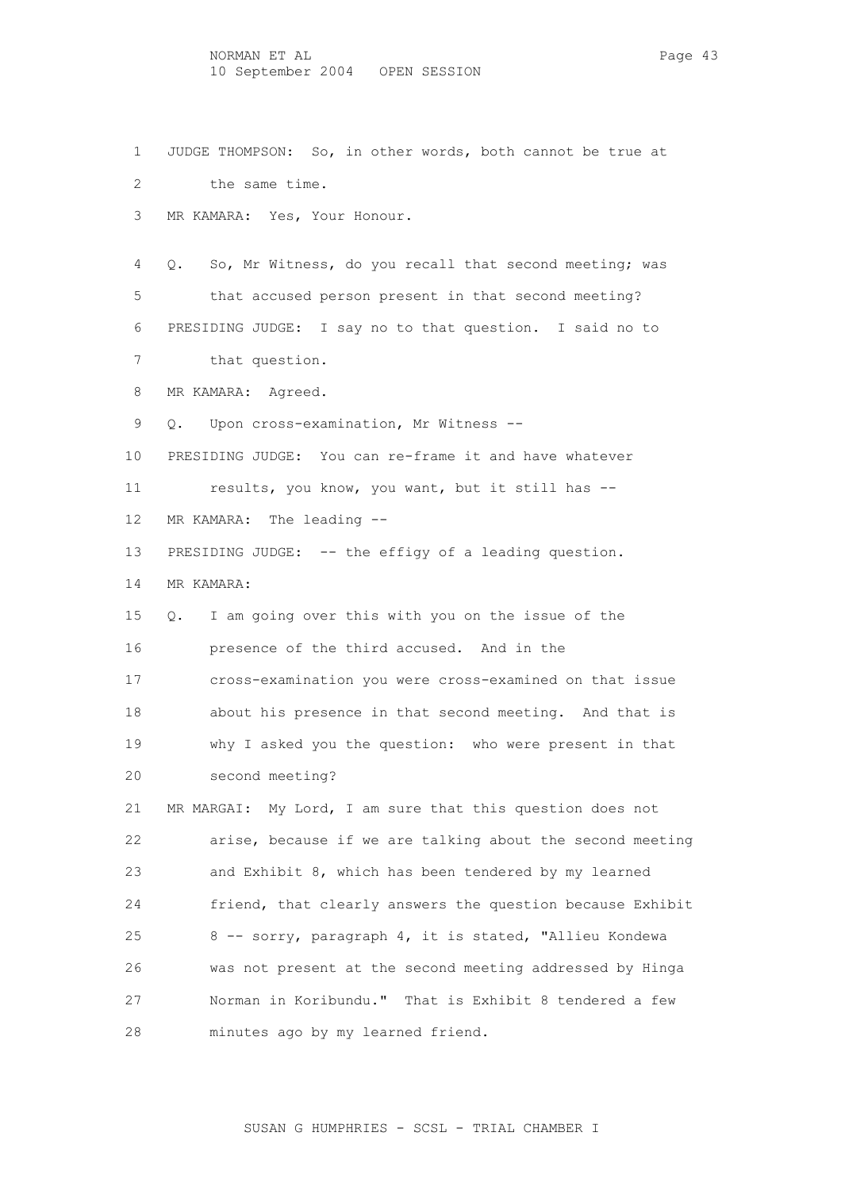JUDGE THOMPSON: So, in other words, both cannot be true at the same time.

MR KAMARA: Yes, Your Honour.

Q. So, Mr Witness, do you recall that second meeting; was that accused person present in that second meeting?

PRESIDING JUDGE: I say no to that question. I said no to that question.

MR KAMARA: Agreed.

Q. Upon cross-examination, Mr Witness --

PRESIDING JUDGE: You can re-frame it and have whatever results, you know, you want, but it still has --

MR KAMARA: The leading --

PRESIDING JUDGE: -- the effigy of a leading question.

MR KAMARA:

Q. I am going over this with you on the issue of the presence of the third accused. And in the cross-examination you were cross-examined on that issue about his presence in that second meeting. And that is why I asked you the question: who were present in that second meeting?

MR MARGAI: My Lord, I am sure that this question does not arise, because if we are talking about the second meeting and Exhibit 8, which has been tendered by my learned friend, that clearly answers the question because Exhibit 8 -- sorry, paragraph 4, it is stated, "Allieu Kondewa was not present at the second meeting addressed by Hinga Norman in Koribundu." That is Exhibit 8 tendered a few minutes ago by my learned friend.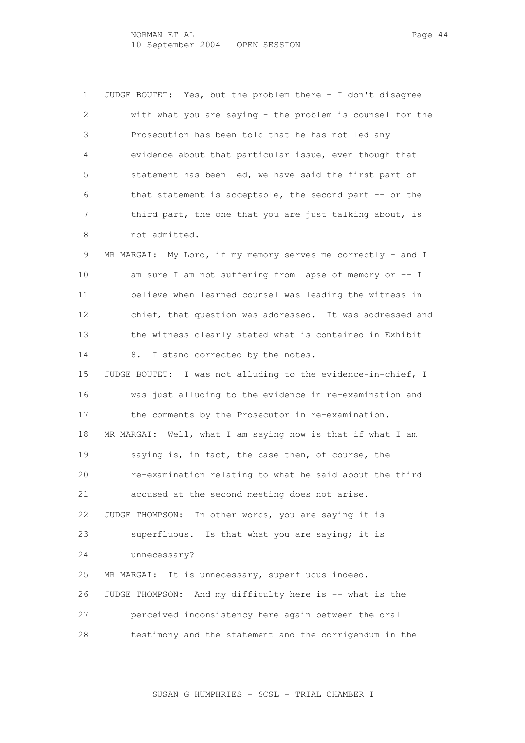1 JUDGE BOUTET: Yes, but the problem there - I don't disagree
2 with what you are saying - the problem is counsel for the
3 Prosecution has been told that he has not led any
4 evidence about that particular issue, even though that
5 statement has been led, we have said the first part of
6 that statement is acceptable, the second part -- or the
7 third part, the one that you are just talking about, is
8 not admitted.
9 MR MARGAI: My Lord, if my memory serves me correctly - and I
10 am sure I am not suffering from lapse of memory or -- I
11 believe when learned counsel was leading the witness in
12 chief, that question was addressed. It was addressed and
13 the witness clearly stated what is contained in Exhibit
14 8. I stand corrected by the notes.
15 JUDGE BOUTET: I was not alluding to the evidence-in-chief, I
16 was just alluding to the evidence in re-examination and
17 the comments by the Prosecutor in re-examination.
18 MR MARGAI: Well, what I am saying now is that if what I am
19 saying is, in fact, the case then, of course, the
20 re-examination relating to what he said about the third
21 accused at the second meeting does not arise.
22 JUDGE THOMPSON: In other words, you are saying it is
23 superfluous. Is that what you are saying; it is
24 unnecessary?
25 MR MARGAI: It is unnecessary, superfluous indeed.
26 JUDGE THOMPSON: And my difficulty here is -- what is the
27 perceived inconsistency here again between the oral
28 testimony and the statement and the corrigendum in the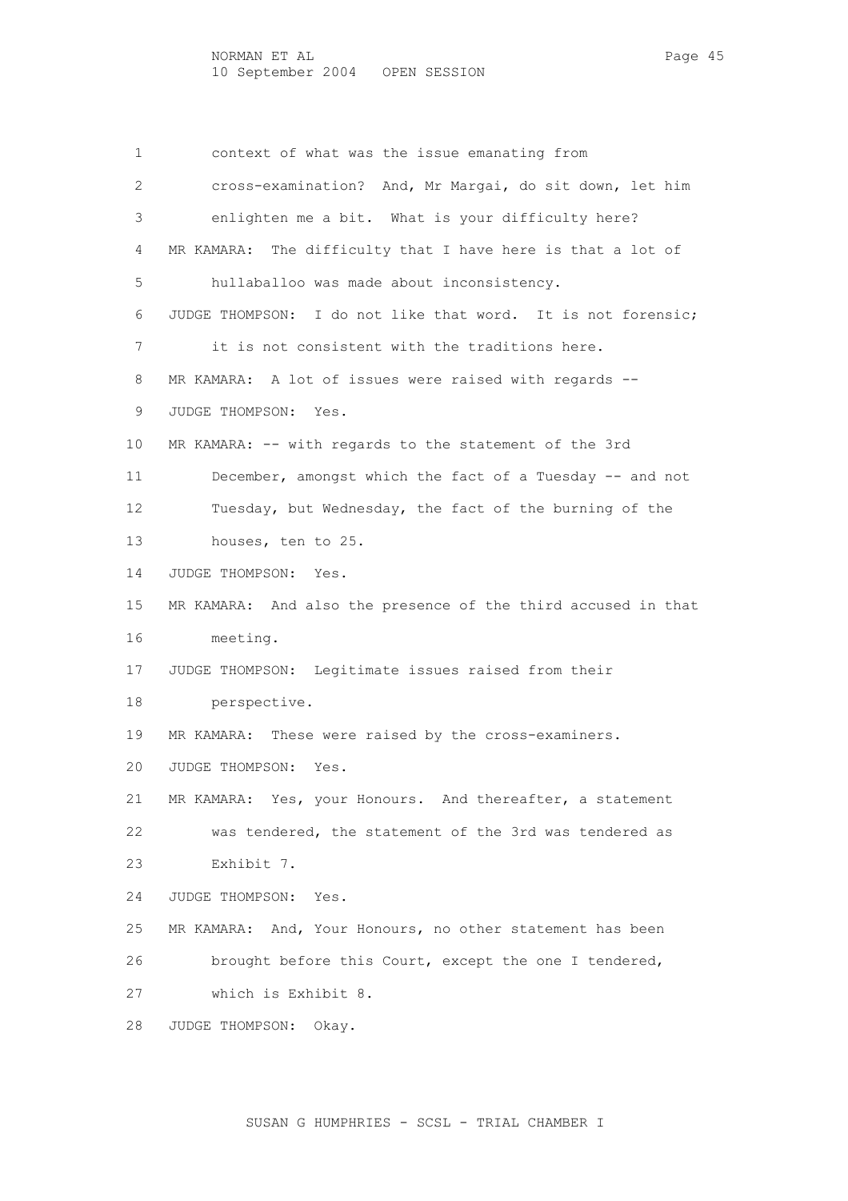1 context of what was the issue emanating from
2 cross-examination? And, Mr Margai, do sit down, let him
3 enlighten me a bit. What is your difficulty here?
4 MR KAMARA: The difficulty that I have here is that a lot of
5 hullaballoo was made about inconsistency.
6 JUDGE THOMPSON: I do not like that word. It is not forensic;
7 it is not consistent with the traditions here.
8 MR KAMARA: A lot of issues were raised with regards --
9 JUDGE THOMPSON: Yes.
10 MR KAMARA: -- with regards to the statement of the 3rd
11 December, amongst which the fact of a Tuesday -- and not
12 Tuesday, but Wednesday, the fact of the burning of the
13 houses, ten to 25.
14 JUDGE THOMPSON: Yes.
15 MR KAMARA: And also the presence of the third accused in that
16 meeting.
17 JUDGE THOMPSON: Legitimate issues raised from their
18 perspective.
19 MR KAMARA: These were raised by the cross-examiners.
20 JUDGE THOMPSON: Yes.
21 MR KAMARA: Yes, your Honours. And thereafter, a statement
22 was tendered, the statement of the 3rd was tendered as
23 Exhibit 7.
24 JUDGE THOMPSON: Yes.
25 MR KAMARA: And, Your Honours, no other statement has been
26 brought before this Court, except the one I tendered,
27 which is Exhibit 8.
28 JUDGE THOMPSON: Okay.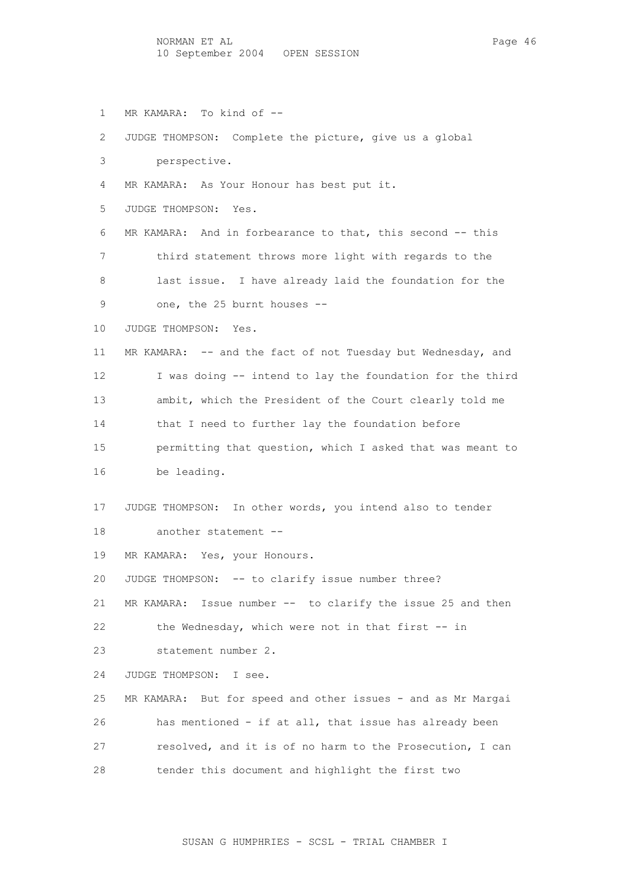MR KAMARA: To kind of --

JUDGE THOMPSON: Complete the picture, give us a global perspective.

MR KAMARA: As Your Honour has best put it.

JUDGE THOMPSON: Yes.

MR KAMARA: And in forbearance to that, this second -- this third statement throws more light with regards to the last issue. I have already laid the foundation for the one, the 25 burnt houses --

JUDGE THOMPSON: Yes.

MR KAMARA: -- and the fact of not Tuesday but Wednesday, and I was doing -- intend to lay the foundation for the third ambit, which the President of the Court clearly told me that I need to further lay the foundation before permitting that question, which I asked that was meant to be leading.

JUDGE THOMPSON: In other words, you intend also to tender another statement --

MR KAMARA: Yes, your Honours.

JUDGE THOMPSON: -- to clarify issue number three?

MR KAMARA: Issue number -- to clarify the issue 25 and then the Wednesday, which were not in that first -- in statement number 2.

JUDGE THOMPSON: I see.

MR KAMARA: But for speed and other issues - and as Mr Margai has mentioned - if at all, that issue has already been resolved, and it is of no harm to the Prosecution, I can tender this document and highlight the first two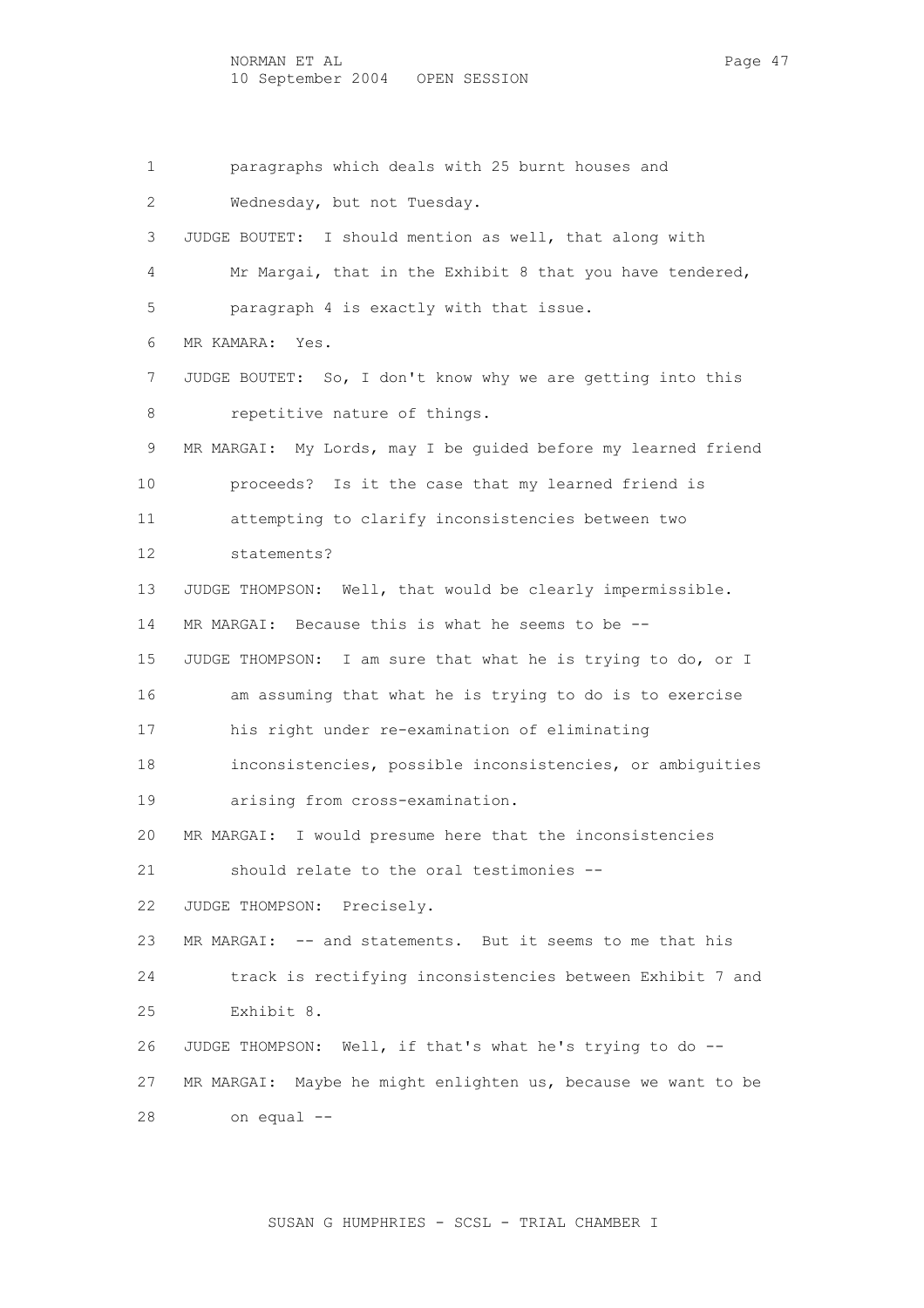1 paragraphs which deals with 25 burnt houses and
2 Wednesday, but not Tuesday.
3 JUDGE BOUTET: I should mention as well, that along with
4 Mr Margai, that in the Exhibit 8 that you have tendered,
5 paragraph 4 is exactly with that issue.
6 MR KAMARA: Yes.
7 JUDGE BOUTET: So, I don't know why we are getting into this
8 repetitive nature of things.
9 MR MARGAI: My Lords, may I be guided before my learned friend
10 proceeds? Is it the case that my learned friend is
11 attempting to clarify inconsistencies between two
12 statements?
13 JUDGE THOMPSON: Well, that would be clearly impermissible.
14 MR MARGAI: Because this is what he seems to be --
15 JUDGE THOMPSON: I am sure that what he is trying to do, or I
16 am assuming that what he is trying to do is to exercise
17 his right under re-examination of eliminating
18 inconsistencies, possible inconsistencies, or ambiguities
19 arising from cross-examination.
20 MR MARGAI: I would presume here that the inconsistencies
21 should relate to the oral testimonies --
22 JUDGE THOMPSON: Precisely.
23 MR MARGAI: -- and statements. But it seems to me that his
24 track is rectifying inconsistencies between Exhibit 7 and
25 Exhibit 8.
26 JUDGE THOMPSON: Well, if that's what he's trying to do --
27 MR MARGAI: Maybe he might enlighten us, because we want to be
28 on equal --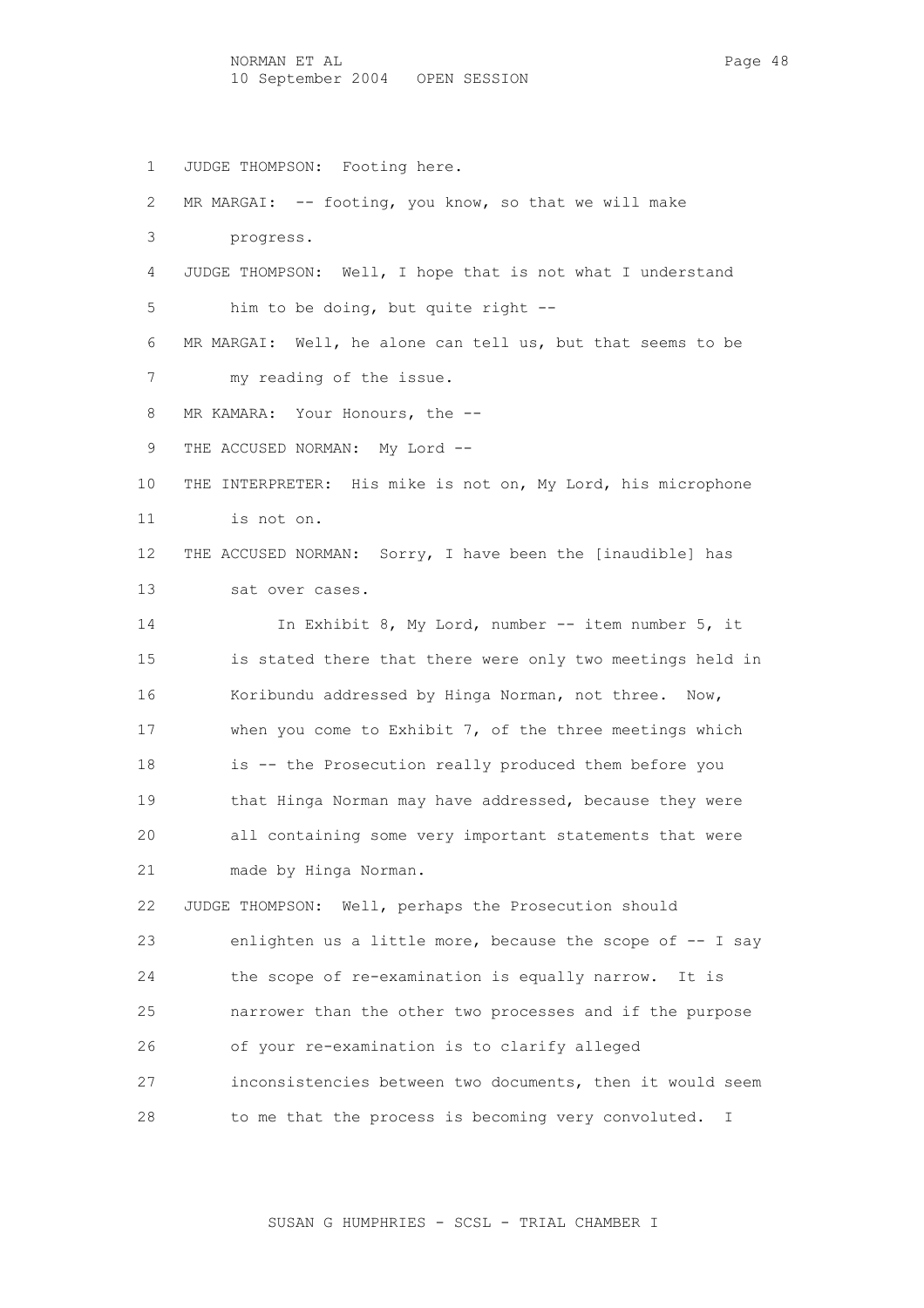JUDGE THOMPSON: Footing here.

MR MARGAI: -- footing, you know, so that we will make progress.

JUDGE THOMPSON: Well, I hope that is not what I understand him to be doing, but quite right --

MR MARGAI: Well, he alone can tell us, but that seems to be my reading of the issue.

MR KAMARA: Your Honours, the --

THE ACCUSED NORMAN: My Lord --

THE INTERPRETER: His mike is not on, My Lord, his microphone is not on.

THE ACCUSED NORMAN: Sorry, I have been the [inaudible] has sat over cases.

In Exhibit 8, My Lord, number -- item number 5, it is stated there that there were only two meetings held in Koribundu addressed by Hinga Norman, not three. Now, when you come to Exhibit 7, of the three meetings which is -- the Prosecution really produced them before you that Hinga Norman may have addressed, because they were all containing some very important statements that were made by Hinga Norman.

JUDGE THOMPSON: Well, perhaps the Prosecution should enlighten us a little more, because the scope of -- I say the scope of re-examination is equally narrow. It is narrower than the other two processes and if the purpose of your re-examination is to clarify alleged inconsistencies between two documents, then it would seem to me that the process is becoming very convoluted. I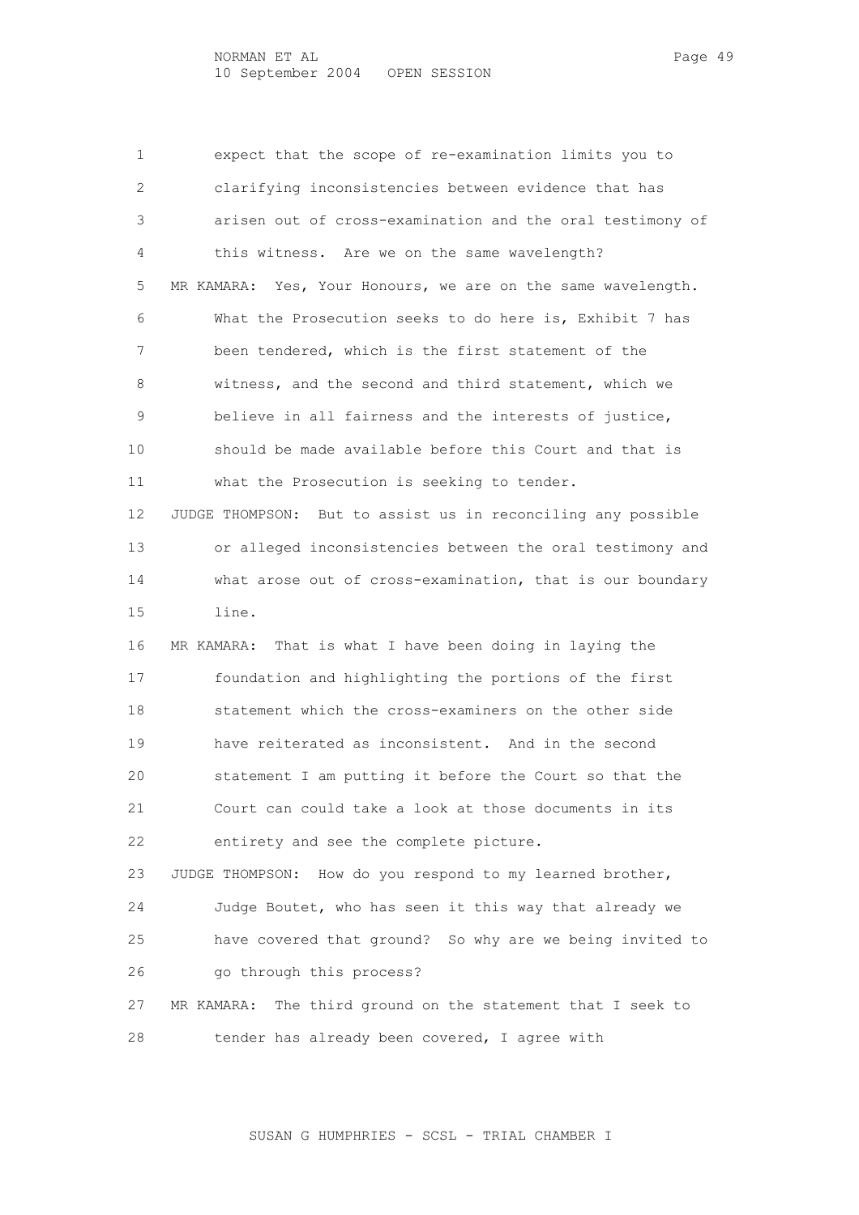1 expect that the scope of re-examination limits you to
2 clarifying inconsistencies between evidence that has
3 arisen out of cross-examination and the oral testimony of
4 this witness. Are we on the same wavelength?

5 MR KAMARA: Yes, Your Honours, we are on the same wavelength.
6 What the Prosecution seeks to do here is, Exhibit 7 has
7 been tendered, which is the first statement of the
8 witness, and the second and third statement, which we
9 believe in all fairness and the interests of justice,
10 should be made available before this Court and that is
11 what the Prosecution is seeking to tender.

12 JUDGE THOMPSON: But to assist us in reconciling any possible
13 or alleged inconsistencies between the oral testimony and
14 what arose out of cross-examination, that is our boundary
15 line.

16 MR KAMARA: That is what I have been doing in laying the
17 foundation and highlighting the portions of the first
18 statement which the cross-examiners on the other side
19 have reiterated as inconsistent. And in the second
20 statement I am putting it before the Court so that the
21 Court can could take a look at those documents in its
22 entirety and see the complete picture.

23 JUDGE THOMPSON: How do you respond to my learned brother,
24 Judge Boutet, who has seen it this way that already we
25 have covered that ground? So why are we being invited to
26 go through this process?

27 MR KAMARA: The third ground on the statement that I seek to
28 tender has already been covered, I agree with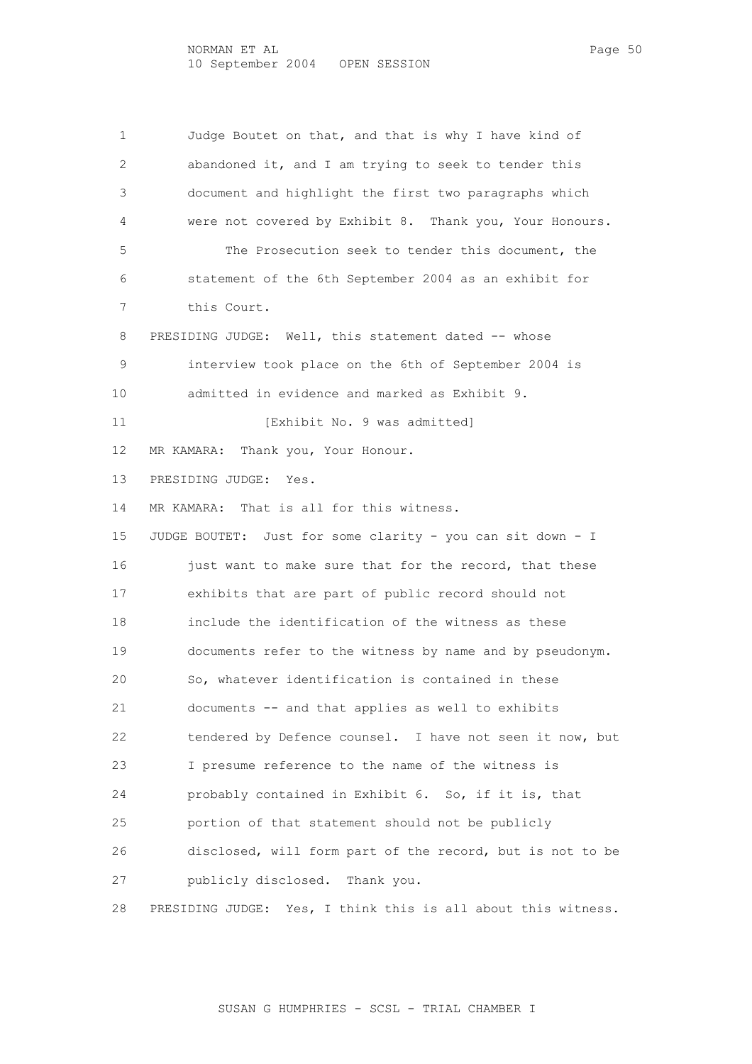1 Judge Boutet on that, and that is why I have kind of
2 abandoned it, and I am trying to seek to tender this
3 document and highlight the first two paragraphs which
4 were not covered by Exhibit 8. Thank you, Your Honours.
5 The Prosecution seek to tender this document, the
6 statement of the 6th September 2004 as an exhibit for
7 this Court.
8 PRESIDING JUDGE: Well, this statement dated -- whose
9 interview took place on the 6th of September 2004 is
10 admitted in evidence and marked as Exhibit 9.
11 [Exhibit No. 9 was admitted]
12 MR KAMARA: Thank you, Your Honour.
13 PRESIDING JUDGE: Yes.
14 MR KAMARA: That is all for this witness.
15 JUDGE BOUTET: Just for some clarity - you can sit down - I
16 just want to make sure that for the record, that these
17 exhibits that are part of public record should not
18 include the identification of the witness as these
19 documents refer to the witness by name and by pseudonym.
20 So, whatever identification is contained in these
21 documents -- and that applies as well to exhibits
22 tendered by Defence counsel. I have not seen it now, but
23 I presume reference to the name of the witness is
24 probably contained in Exhibit 6. So, if it is, that
25 portion of that statement should not be publicly
26 disclosed, will form part of the record, but is not to be
27 publicly disclosed. Thank you.
28 PRESIDING JUDGE: Yes, I think this is all about this witness.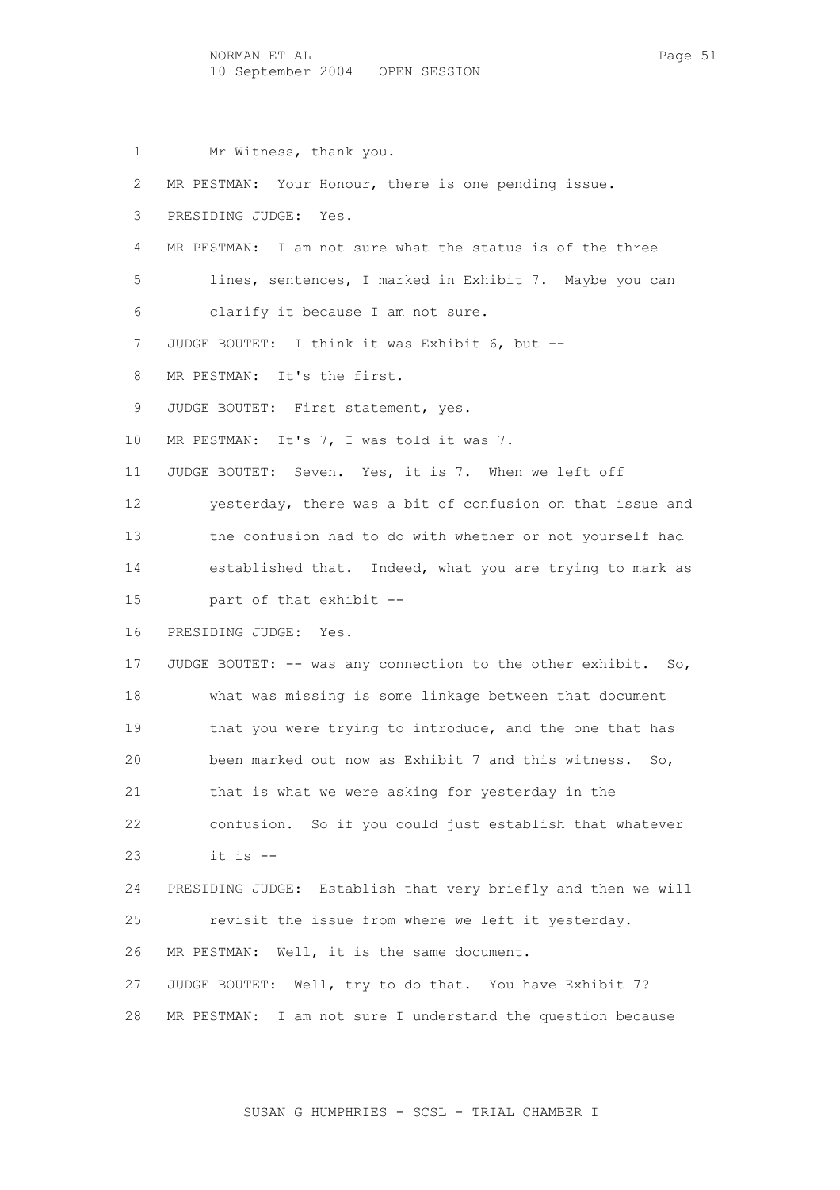1 Mr Witness, thank you.

2 MR PESTMAN: Your Honour, there is one pending issue.

3 PRESIDING JUDGE: Yes.

4 MR PESTMAN: I am not sure what the status is of the three

5 lines, sentences, I marked in Exhibit 7. Maybe you can

6 clarify it because I am not sure.

7 JUDGE BOUTET: I think it was Exhibit 6, but --

8 MR PESTMAN: It's the first.

9 JUDGE BOUTET: First statement, yes.

10 MR PESTMAN: It's 7, I was told it was 7.

11 JUDGE BOUTET: Seven. Yes, it is 7. When we left off

12 yesterday, there was a bit of confusion on that issue and

13 the confusion had to do with whether or not yourself had

14 established that. Indeed, what you are trying to mark as

15 part of that exhibit --

16 PRESIDING JUDGE: Yes.

17 JUDGE BOUTET: -- was any connection to the other exhibit. So,

18 what was missing is some linkage between that document

19 that you were trying to introduce, and the one that has

20 been marked out now as Exhibit 7 and this witness. So,

21 that is what we were asking for yesterday in the

22 confusion. So if you could just establish that whatever

23 it is --

24 PRESIDING JUDGE: Establish that very briefly and then we will

25 revisit the issue from where we left it yesterday.

26 MR PESTMAN: Well, it is the same document.

27 JUDGE BOUTET: Well, try to do that. You have Exhibit 7?

28 MR PESTMAN: I am not sure I understand the question because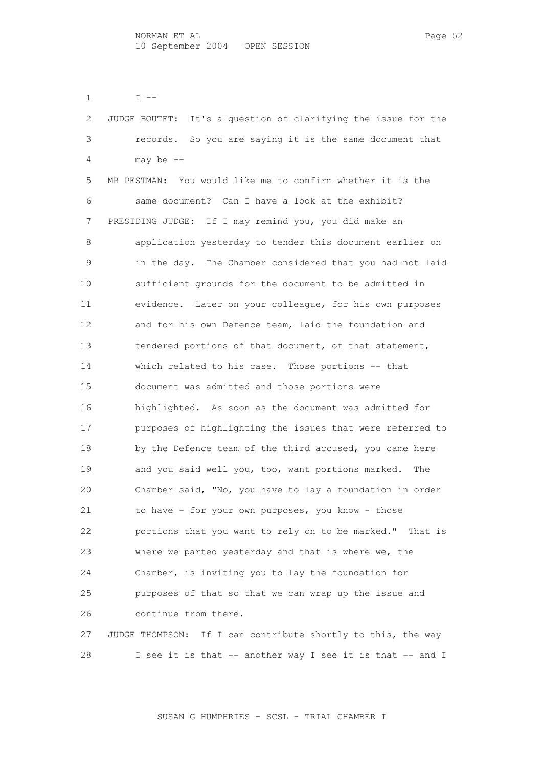I --

JUDGE BOUTET: It's a question of clarifying the issue for the records. So you are saying it is the same document that may be --

MR PESTMAN: You would like me to confirm whether it is the same document? Can I have a look at the exhibit?

PRESIDING JUDGE: If I may remind you, you did make an application yesterday to tender this document earlier on in the day. The Chamber considered that you had not laid sufficient grounds for the document to be admitted in evidence. Later on your colleague, for his own purposes and for his own Defence team, laid the foundation and tendered portions of that document, of that statement, which related to his case. Those portions -- that document was admitted and those portions were highlighted. As soon as the document was admitted for purposes of highlighting the issues that were referred to by the Defence team of the third accused, you came here and you said well you, too, want portions marked. The Chamber said, "No, you have to lay a foundation in order to have - for your own purposes, you know - those portions that you want to rely on to be marked." That is where we parted yesterday and that is where we, the Chamber, is inviting you to lay the foundation for purposes of that so that we can wrap up the issue and continue from there.

JUDGE THOMPSON: If I can contribute shortly to this, the way I see it is that -- another way I see it is that -- and I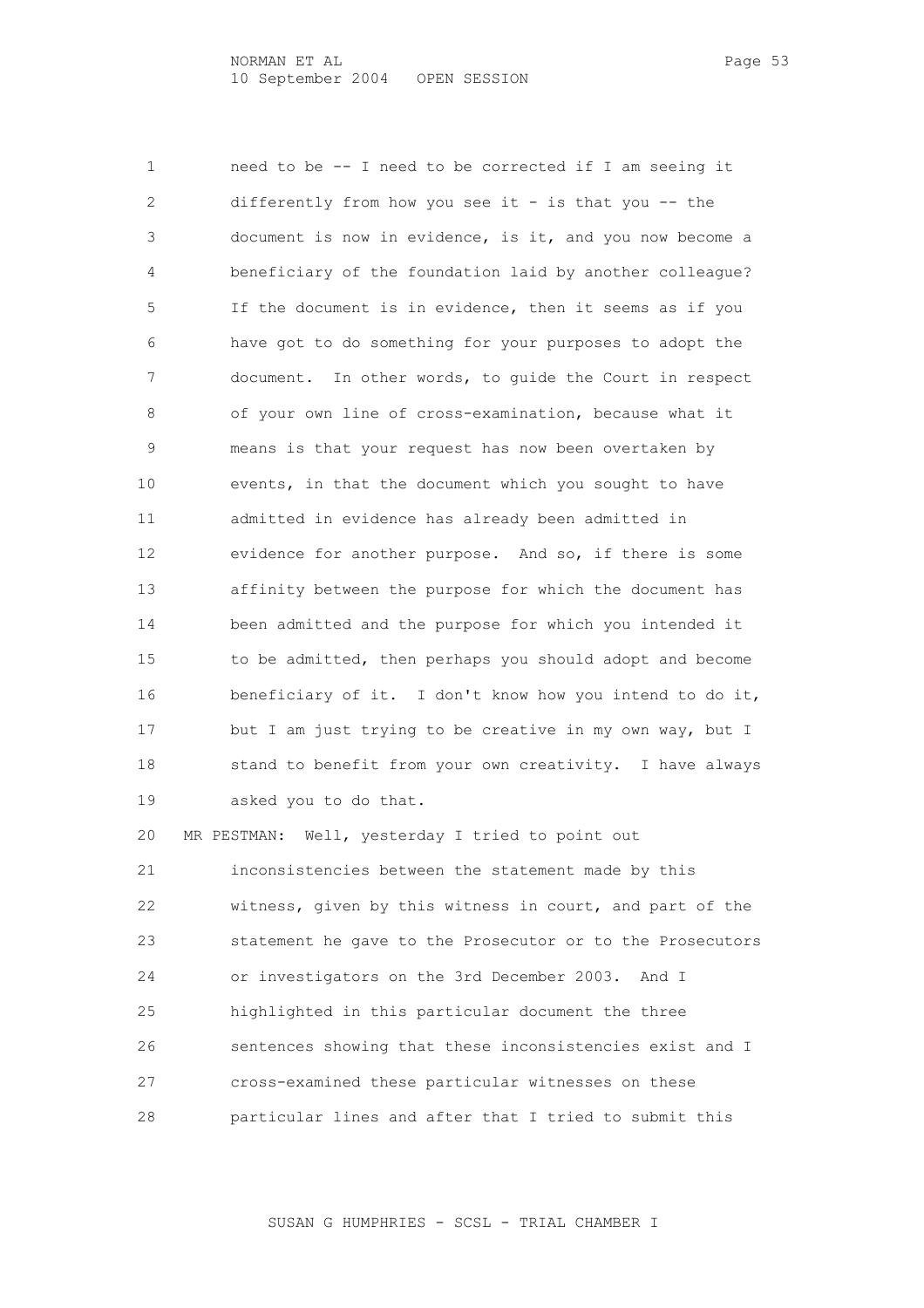need to be -- I need to be corrected if I am seeing it differently from how you see it - is that you -- the document is now in evidence, is it, and you now become a beneficiary of the foundation laid by another colleague? If the document is in evidence, then it seems as if you have got to do something for your purposes to adopt the document. In other words, to guide the Court in respect of your own line of cross-examination, because what it means is that your request has now been overtaken by events, in that the document which you sought to have admitted in evidence has already been admitted in evidence for another purpose. And so, if there is some affinity between the purpose for which the document has been admitted and the purpose for which you intended it to be admitted, then perhaps you should adopt and become beneficiary of it. I don't know how you intend to do it, but I am just trying to be creative in my own way, but I stand to benefit from your own creativity. I have always asked you to do that.

MR PESTMAN: Well, yesterday I tried to point out inconsistencies between the statement made by this witness, given by this witness in court, and part of the statement he gave to the Prosecutor or to the Prosecutors or investigators on the 3rd December 2003. And I highlighted in this particular document the three sentences showing that these inconsistencies exist and I cross-examined these particular witnesses on these particular lines and after that I tried to submit this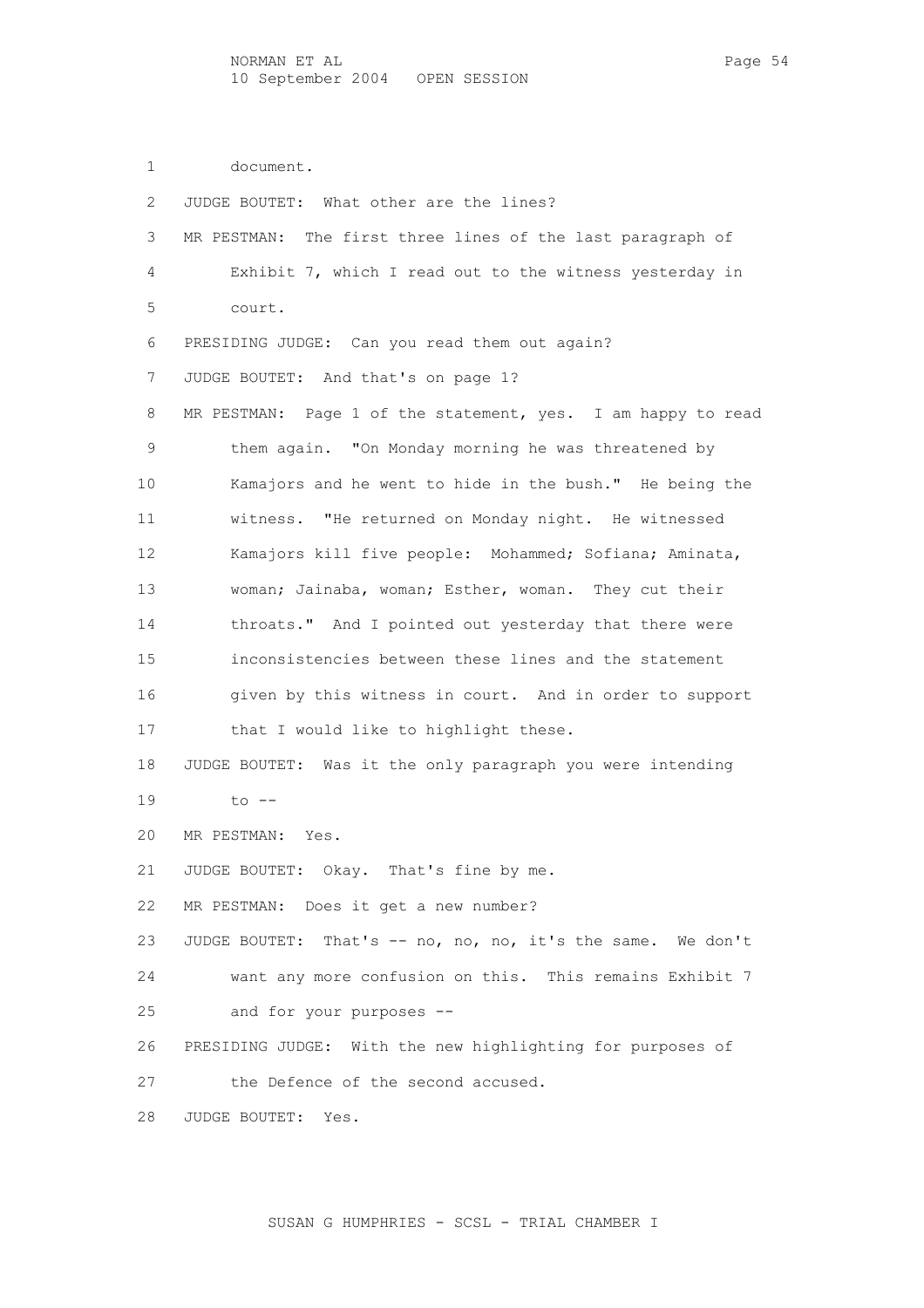1 document.

2 JUDGE BOUTET: What other are the lines?

3 MR PESTMAN: The first three lines of the last paragraph of

4 Exhibit 7, which I read out to the witness yesterday in

5 court.

6 PRESIDING JUDGE: Can you read them out again?

7 JUDGE BOUTET: And that's on page 1?

8 MR PESTMAN: Page 1 of the statement, yes. I am happy to read

9 them again. "On Monday morning he was threatened by

10 Kamajors and he went to hide in the bush." He being the

11 witness. "He returned on Monday night. He witnessed

12 Kamajors kill five people: Mohammed; Sofiana; Aminata,

13 woman; Jainaba, woman; Esther, woman. They cut their

14 throats." And I pointed out yesterday that there were

15 inconsistencies between these lines and the statement

16 given by this witness in court. And in order to support

17 that I would like to highlight these.

18 JUDGE BOUTET: Was it the only paragraph you were intending

19 to --

20 MR PESTMAN: Yes.

21 JUDGE BOUTET: Okay. That's fine by me.

22 MR PESTMAN: Does it get a new number?

23 JUDGE BOUTET: That's -- no, no, no, it's the same. We don't

24 want any more confusion on this. This remains Exhibit 7

25 and for your purposes --

26 PRESIDING JUDGE: With the new highlighting for purposes of

27 the Defence of the second accused.

28 JUDGE BOUTET: Yes.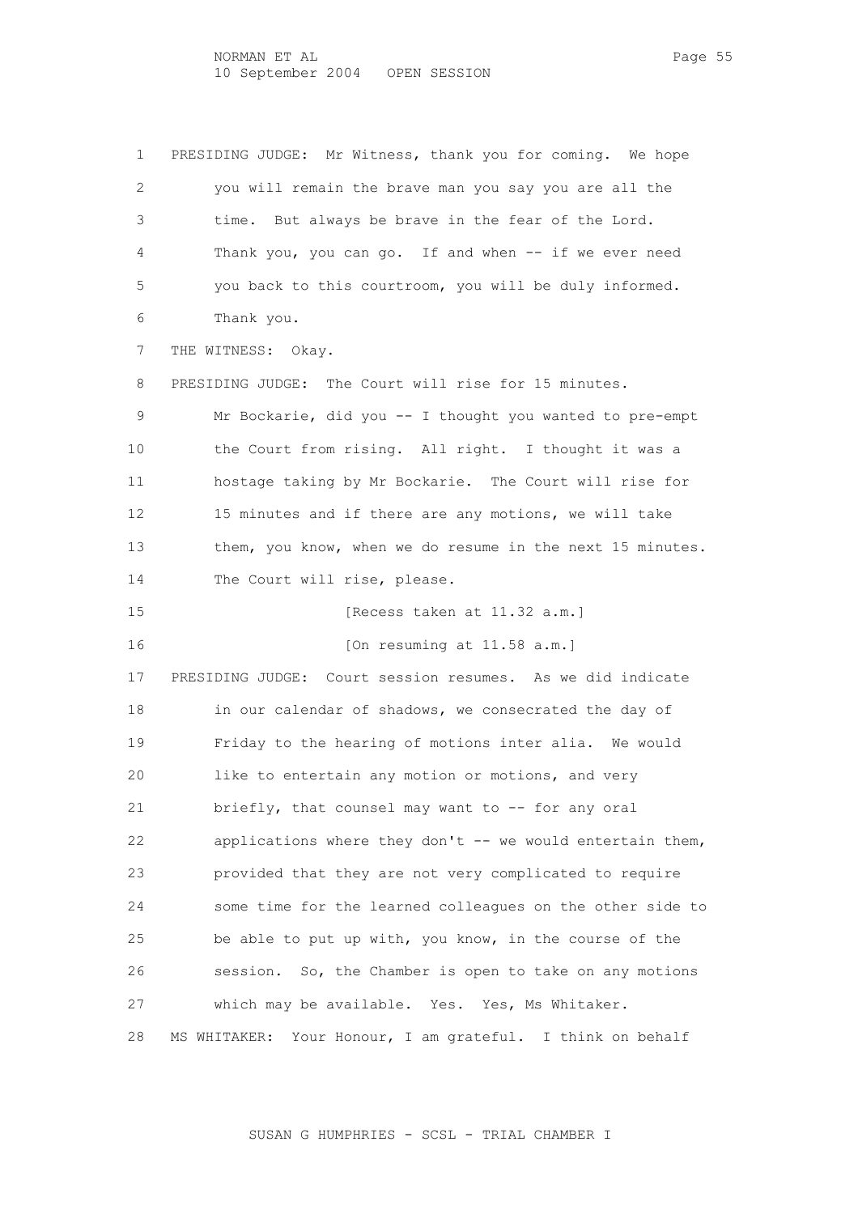1 PRESIDING JUDGE: Mr Witness, thank you for coming. We hope
2 you will remain the brave man you say you are all the
3 time. But always be brave in the fear of the Lord.
4 Thank you, you can go. If and when -- if we ever need
5 you back to this courtroom, you will be duly informed.
6 Thank you.
7 THE WITNESS: Okay.
8 PRESIDING JUDGE: The Court will rise for 15 minutes.
9 Mr Bockarie, did you -- I thought you wanted to pre-empt
10 the Court from rising. All right. I thought it was a
11 hostage taking by Mr Bockarie. The Court will rise for
12 15 minutes and if there are any motions, we will take
13 them, you know, when we do resume in the next 15 minutes.
14 The Court will rise, please.
15 [Recess taken at 11.32 a.m.]
16 [On resuming at 11.58 a.m.]
17 PRESIDING JUDGE: Court session resumes. As we did indicate
18 in our calendar of shadows, we consecrated the day of
19 Friday to the hearing of motions inter alia. We would
20 like to entertain any motion or motions, and very
21 briefly, that counsel may want to -- for any oral
22 applications where they don't -- we would entertain them,
23 provided that they are not very complicated to require
24 some time for the learned colleagues on the other side to
25 be able to put up with, you know, in the course of the
26 session. So, the Chamber is open to take on any motions
27 which may be available. Yes. Yes, Ms Whitaker.
28 MS WHITAKER: Your Honour, I am grateful. I think on behalf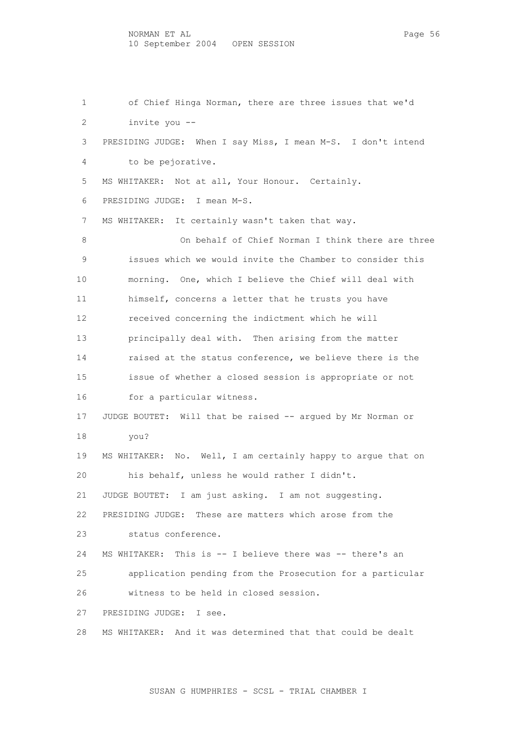of Chief Hinga Norman, there are three issues that we'd invite you --

PRESIDING JUDGE: When I say Miss, I mean M-S. I don't intend to be pejorative.

MS WHITAKER: Not at all, Your Honour. Certainly.

PRESIDING JUDGE: I mean M-S.

MS WHITAKER: It certainly wasn't taken that way.

On behalf of Chief Norman I think there are three issues which we would invite the Chamber to consider this morning. One, which I believe the Chief will deal with himself, concerns a letter that he trusts you have received concerning the indictment which he will principally deal with. Then arising from the matter raised at the status conference, we believe there is the issue of whether a closed session is appropriate or not for a particular witness.

JUDGE BOUTET: Will that be raised -- argued by Mr Norman or you?

MS WHITAKER: No. Well, I am certainly happy to argue that on his behalf, unless he would rather I didn't.

JUDGE BOUTET: I am just asking. I am not suggesting.

PRESIDING JUDGE: These are matters which arose from the status conference.

MS WHITAKER: This is -- I believe there was -- there's an application pending from the Prosecution for a particular witness to be held in closed session.

PRESIDING JUDGE: I see.

MS WHITAKER: And it was determined that that could be dealt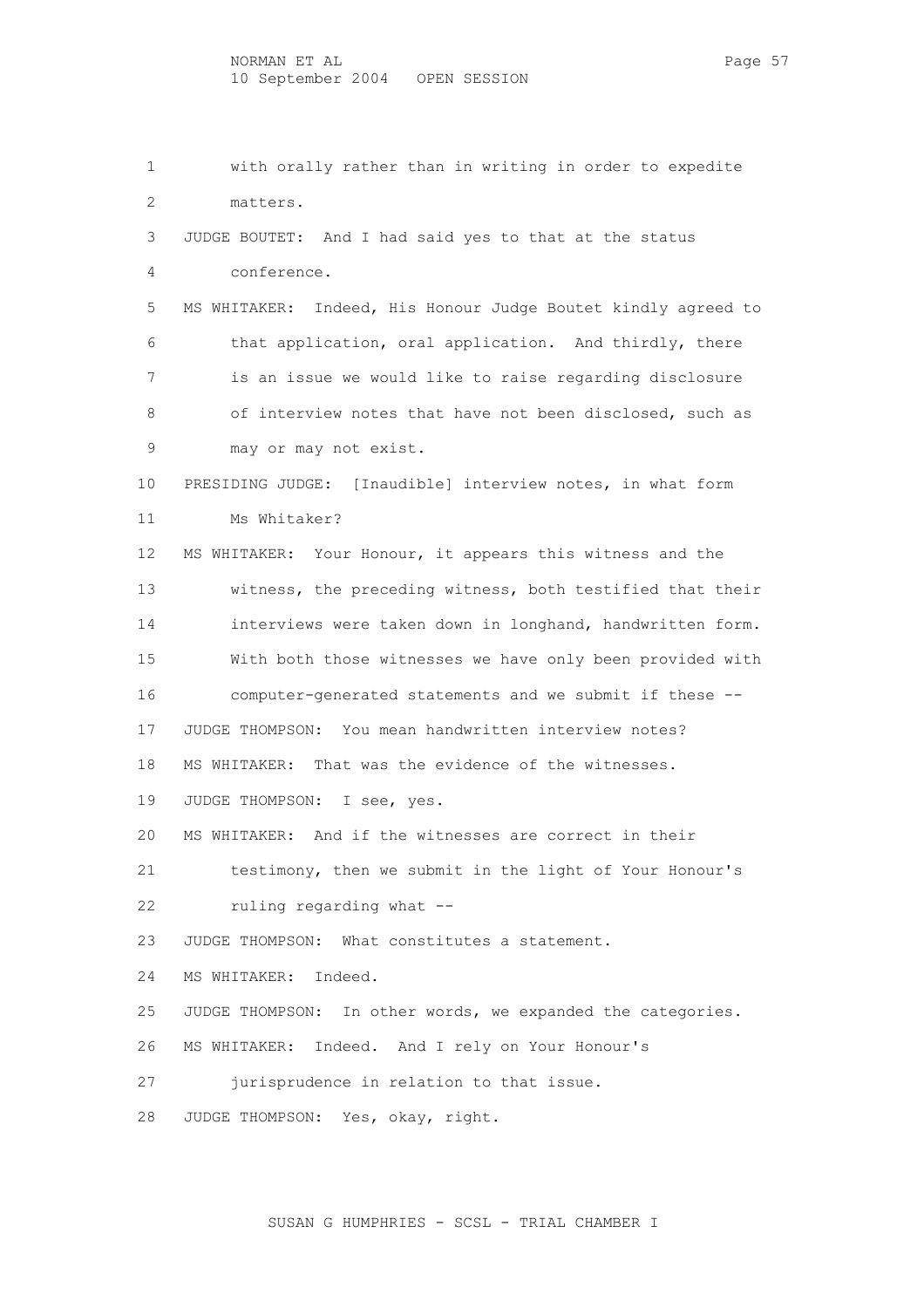1 with orally rather than in writing in order to expedite
2 matters.
3 JUDGE BOUTET: And I had said yes to that at the status
4 conference.
5 MS WHITAKER: Indeed, His Honour Judge Boutet kindly agreed to
6 that application, oral application. And thirdly, there
7 is an issue we would like to raise regarding disclosure
8 of interview notes that have not been disclosed, such as
9 may or may not exist.
10 PRESIDING JUDGE: [Inaudible] interview notes, in what form
11 Ms Whitaker?
12 MS WHITAKER: Your Honour, it appears this witness and the
13 witness, the preceding witness, both testified that their
14 interviews were taken down in longhand, handwritten form.
15 With both those witnesses we have only been provided with
16 computer-generated statements and we submit if these --
17 JUDGE THOMPSON: You mean handwritten interview notes?
18 MS WHITAKER: That was the evidence of the witnesses.
19 JUDGE THOMPSON: I see, yes.
20 MS WHITAKER: And if the witnesses are correct in their
21 testimony, then we submit in the light of Your Honour's
22 ruling regarding what --
23 JUDGE THOMPSON: What constitutes a statement.
24 MS WHITAKER: Indeed.
25 JUDGE THOMPSON: In other words, we expanded the categories.
26 MS WHITAKER: Indeed. And I rely on Your Honour's
27 jurisprudence in relation to that issue.
28 JUDGE THOMPSON: Yes, okay, right.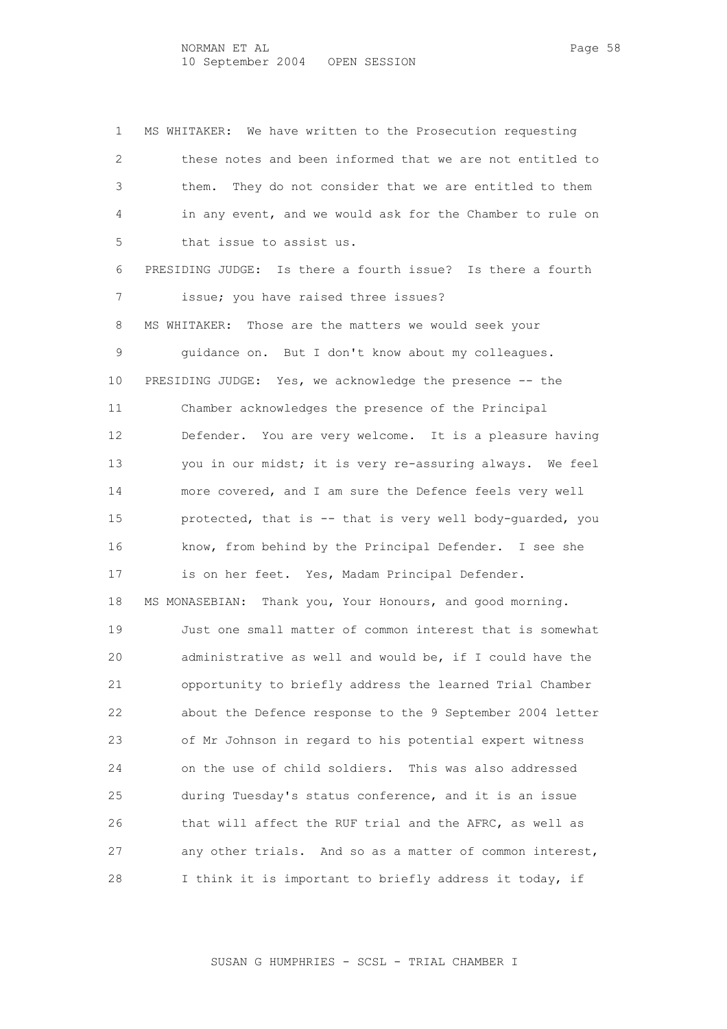1 MS WHITAKER: We have written to the Prosecution requesting
2 these notes and been informed that we are not entitled to
3 them. They do not consider that we are entitled to them
4 in any event, and we would ask for the Chamber to rule on
5 that issue to assist us.
6 PRESIDING JUDGE: Is there a fourth issue? Is there a fourth
7 issue; you have raised three issues?
8 MS WHITAKER: Those are the matters we would seek your
9 guidance on. But I don't know about my colleagues.
10 PRESIDING JUDGE: Yes, we acknowledge the presence -- the
11 Chamber acknowledges the presence of the Principal
12 Defender. You are very welcome. It is a pleasure having
13 you in our midst; it is very re-assuring always. We feel
14 more covered, and I am sure the Defence feels very well
15 protected, that is -- that is very well body-guarded, you
16 know, from behind by the Principal Defender. I see she
17 is on her feet. Yes, Madam Principal Defender.
18 MS MONASEBIAN: Thank you, Your Honours, and good morning.
19 Just one small matter of common interest that is somewhat
20 administrative as well and would be, if I could have the
21 opportunity to briefly address the learned Trial Chamber
22 about the Defence response to the 9 September 2004 letter
23 of Mr Johnson in regard to his potential expert witness
24 on the use of child soldiers. This was also addressed
25 during Tuesday's status conference, and it is an issue
26 that will affect the RUF trial and the AFRC, as well as
27 any other trials. And so as a matter of common interest,
28 I think it is important to briefly address it today, if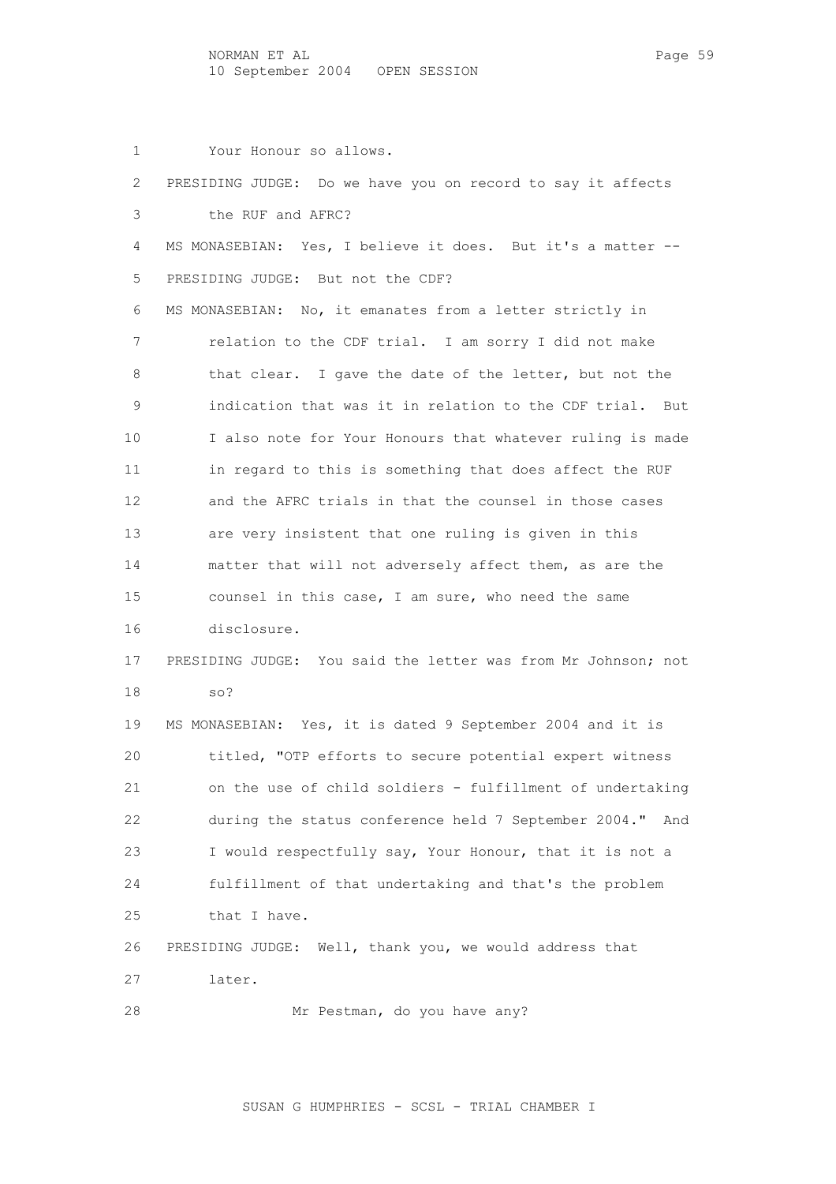1 Your Honour so allows.

2 PRESIDING JUDGE: Do we have you on record to say it affects

3 the RUF and AFRC?

4 MS MONASEBIAN: Yes, I believe it does. But it's a matter --

5 PRESIDING JUDGE: But not the CDF?

6 MS MONASEBIAN: No, it emanates from a letter strictly in

7 relation to the CDF trial. I am sorry I did not make

8 that clear. I gave the date of the letter, but not the

9 indication that was it in relation to the CDF trial. But

10 I also note for Your Honours that whatever ruling is made

11 in regard to this is something that does affect the RUF

12 and the AFRC trials in that the counsel in those cases

13 are very insistent that one ruling is given in this

14 matter that will not adversely affect them, as are the

15 counsel in this case, I am sure, who need the same

16 disclosure.

17 PRESIDING JUDGE: You said the letter was from Mr Johnson; not

18 so?

19 MS MONASEBIAN: Yes, it is dated 9 September 2004 and it is

20 titled, "OTP efforts to secure potential expert witness

21 on the use of child soldiers - fulfillment of undertaking

22 during the status conference held 7 September 2004." And

23 I would respectfully say, Your Honour, that it is not a

24 fulfillment of that undertaking and that's the problem

25 that I have.

26 PRESIDING JUDGE: Well, thank you, we would address that

27 later.

28 Mr Pestman, do you have any?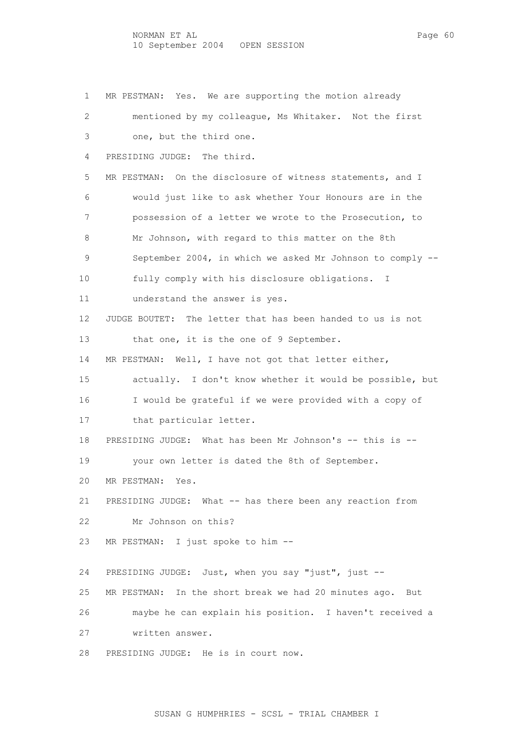1 MR PESTMAN: Yes. We are supporting the motion already
2 mentioned by my colleague, Ms Whitaker. Not the first
3 one, but the third one.
4 PRESIDING JUDGE: The third.
5 MR PESTMAN: On the disclosure of witness statements, and I
6 would just like to ask whether Your Honours are in the
7 possession of a letter we wrote to the Prosecution, to
8 Mr Johnson, with regard to this matter on the 8th
9 September 2004, in which we asked Mr Johnson to comply --
10 fully comply with his disclosure obligations. I
11 understand the answer is yes.
12 JUDGE BOUTET: The letter that has been handed to us is not
13 that one, it is the one of 9 September.
14 MR PESTMAN: Well, I have not got that letter either,
15 actually. I don't know whether it would be possible, but
16 I would be grateful if we were provided with a copy of
17 that particular letter.
18 PRESIDING JUDGE: What has been Mr Johnson's -- this is --
19 your own letter is dated the 8th of September.
20 MR PESTMAN: Yes.
21 PRESIDING JUDGE: What -- has there been any reaction from
22 Mr Johnson on this?
23 MR PESTMAN: I just spoke to him --
24 PRESIDING JUDGE: Just, when you say "just", just --
25 MR PESTMAN: In the short break we had 20 minutes ago. But
26 maybe he can explain his position. I haven't received a
27 written answer.
28 PRESIDING JUDGE: He is in court now.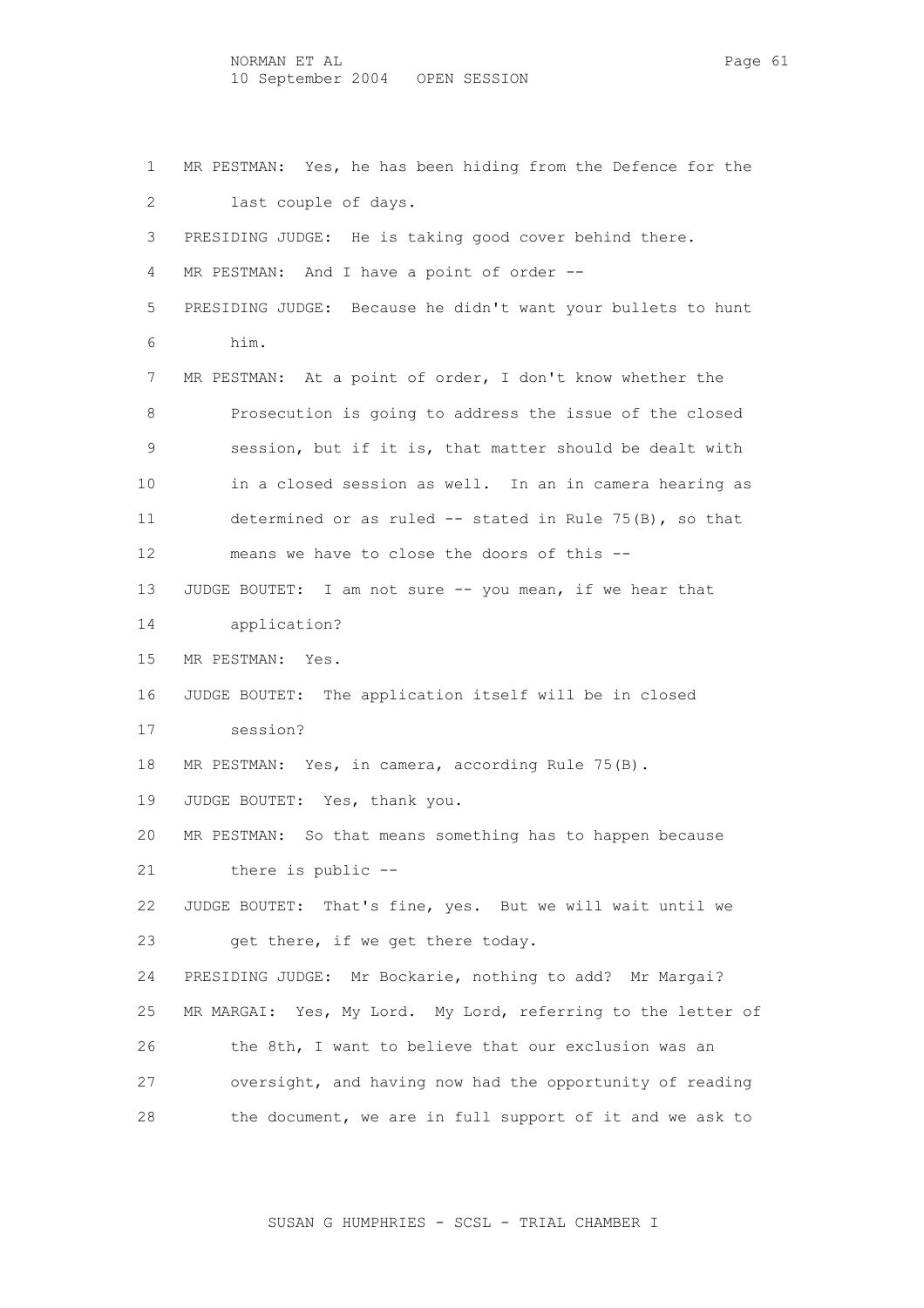1 MR PESTMAN: Yes, he has been hiding from the Defence for the
2 last couple of days.
3 PRESIDING JUDGE: He is taking good cover behind there.
4 MR PESTMAN: And I have a point of order --
5 PRESIDING JUDGE: Because he didn't want your bullets to hunt
6 him.
7 MR PESTMAN: At a point of order, I don't know whether the
8 Prosecution is going to address the issue of the closed
9 session, but if it is, that matter should be dealt with
10 in a closed session as well. In an in camera hearing as
11 determined or as ruled -- stated in Rule 75(B), so that
12 means we have to close the doors of this --
13 JUDGE BOUTET: I am not sure -- you mean, if we hear that
14 application?
15 MR PESTMAN: Yes.
16 JUDGE BOUTET: The application itself will be in closed
17 session?
18 MR PESTMAN: Yes, in camera, according Rule 75(B).
19 JUDGE BOUTET: Yes, thank you.
20 MR PESTMAN: So that means something has to happen because
21 there is public --
22 JUDGE BOUTET: That's fine, yes. But we will wait until we
23 get there, if we get there today.
24 PRESIDING JUDGE: Mr Bockarie, nothing to add? Mr Margai?
25 MR MARGAI: Yes, My Lord. My Lord, referring to the letter of
26 the 8th, I want to believe that our exclusion was an
27 oversight, and having now had the opportunity of reading
28 the document, we are in full support of it and we ask to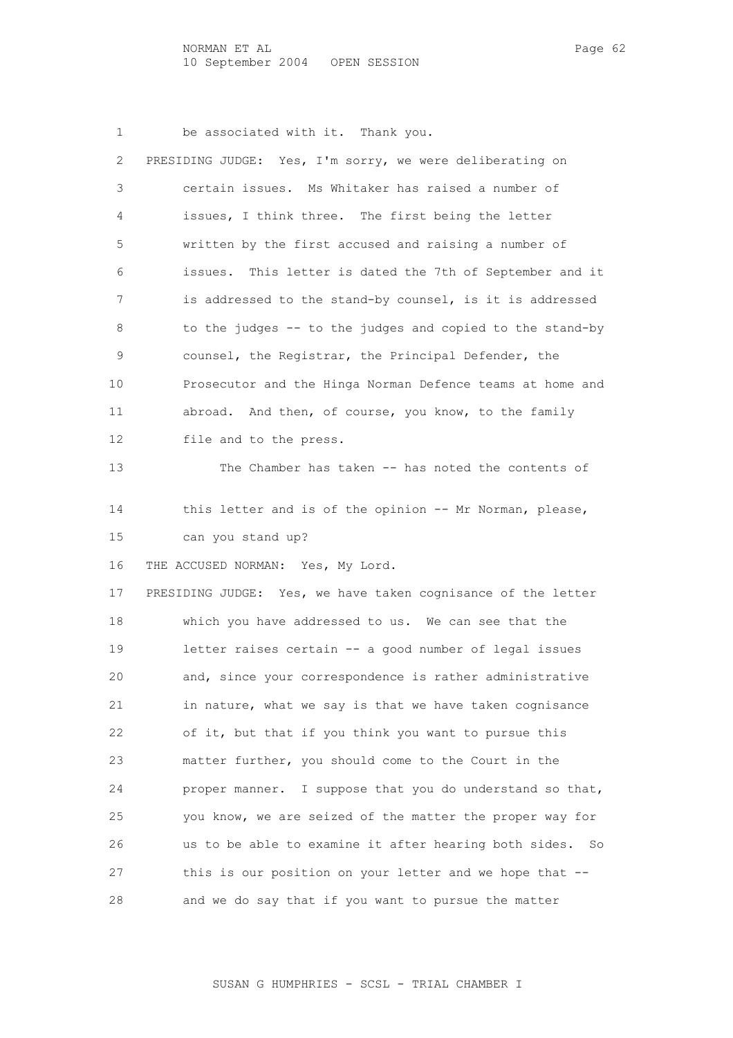be associated with it. Thank you.

PRESIDING JUDGE: Yes, I'm sorry, we were deliberating on certain issues. Ms Whitaker has raised a number of issues, I think three. The first being the letter written by the first accused and raising a number of issues. This letter is dated the 7th of September and it is addressed to the stand-by counsel, is it is addressed to the judges -- to the judges and copied to the stand-by counsel, the Registrar, the Principal Defender, the Prosecutor and the Hinga Norman Defence teams at home and abroad. And then, of course, you know, to the family file and to the press.

The Chamber has taken -- has noted the contents of this letter and is of the opinion -- Mr Norman, please, can you stand up?

THE ACCUSED NORMAN: Yes, My Lord.

PRESIDING JUDGE: Yes, we have taken cognisance of the letter which you have addressed to us. We can see that the letter raises certain -- a good number of legal issues and, since your correspondence is rather administrative in nature, what we say is that we have taken cognisance of it, but that if you think you want to pursue this matter further, you should come to the Court in the proper manner. I suppose that you do understand so that, you know, we are seized of the matter the proper way for us to be able to examine it after hearing both sides. So this is our position on your letter and we hope that -- and we do say that if you want to pursue the matter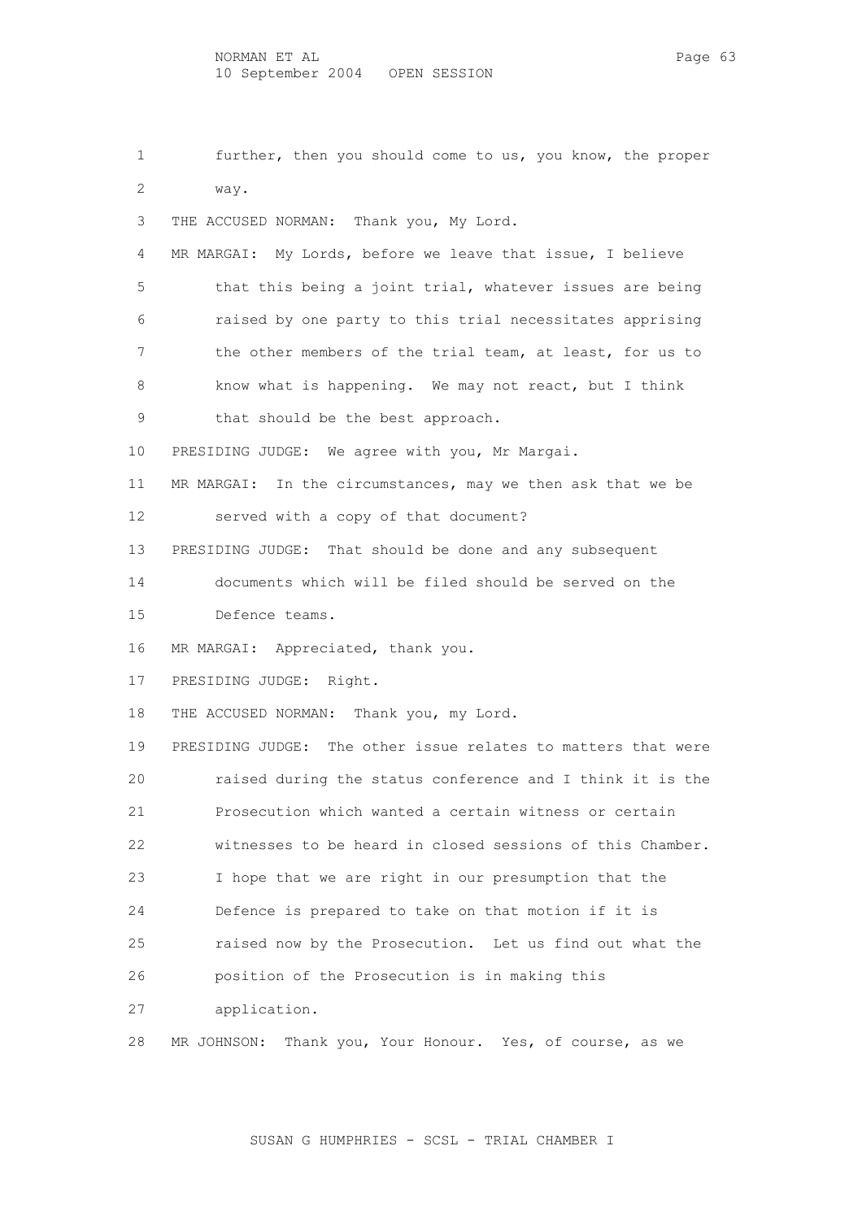1 further, then you should come to us, you know, the proper
2 way.
3 THE ACCUSED NORMAN: Thank you, My Lord.
4 MR MARGAI: My Lords, before we leave that issue, I believe
5 that this being a joint trial, whatever issues are being
6 raised by one party to this trial necessitates apprising
7 the other members of the trial team, at least, for us to
8 know what is happening. We may not react, but I think
9 that should be the best approach.
10 PRESIDING JUDGE: We agree with you, Mr Margai.
11 MR MARGAI: In the circumstances, may we then ask that we be
12 served with a copy of that document?
13 PRESIDING JUDGE: That should be done and any subsequent
14 documents which will be filed should be served on the
15 Defence teams.
16 MR MARGAI: Appreciated, thank you.
17 PRESIDING JUDGE: Right.
18 THE ACCUSED NORMAN: Thank you, my Lord.
19 PRESIDING JUDGE: The other issue relates to matters that were
20 raised during the status conference and I think it is the
21 Prosecution which wanted a certain witness or certain
22 witnesses to be heard in closed sessions of this Chamber.
23 I hope that we are right in our presumption that the
24 Defence is prepared to take on that motion if it is
25 raised now by the Prosecution. Let us find out what the
26 position of the Prosecution is in making this
27 application.
28 MR JOHNSON: Thank you, Your Honour. Yes, of course, as we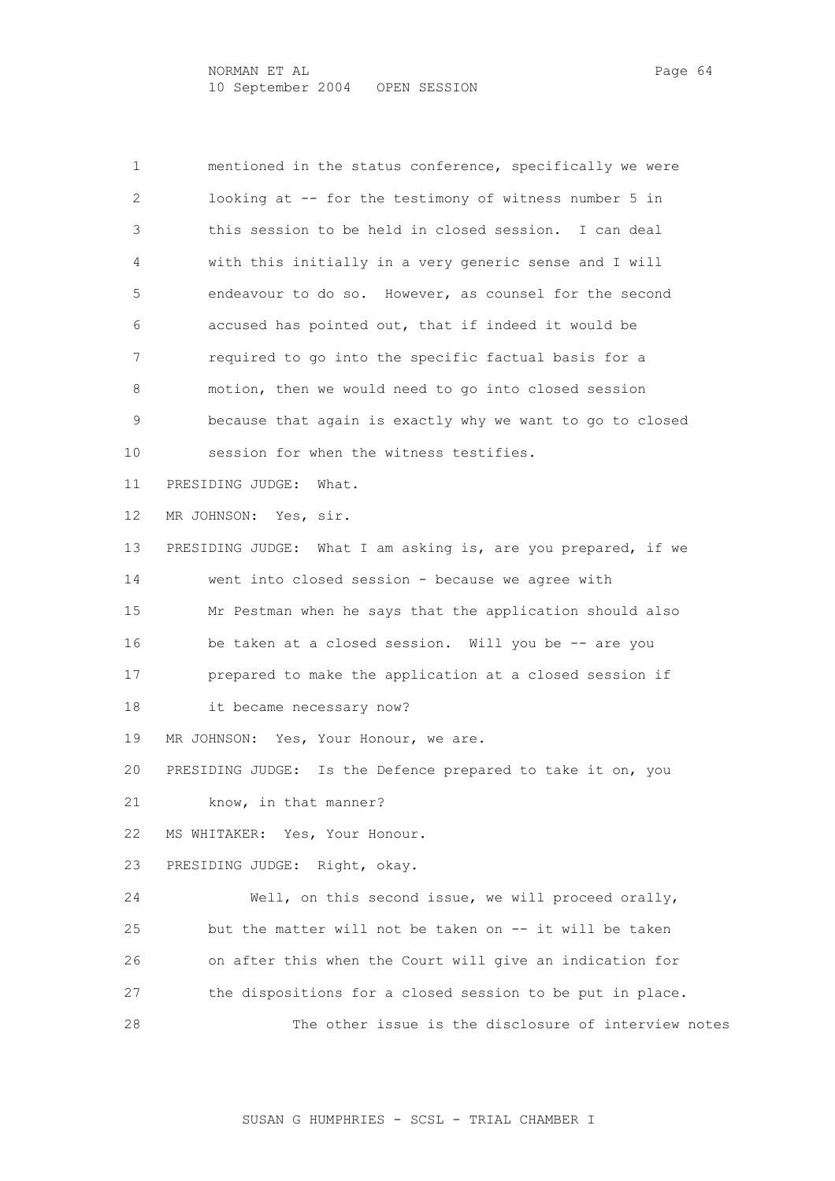mentioned in the status conference, specifically we were looking at -- for the testimony of witness number 5 in this session to be held in closed session. I can deal with this initially in a very generic sense and I will endeavour to do so. However, as counsel for the second accused has pointed out, that if indeed it would be required to go into the specific factual basis for a motion, then we would need to go into closed session because that again is exactly why we want to go to closed session for when the witness testifies.

PRESIDING JUDGE: What.

MR JOHNSON: Yes, sir.

PRESIDING JUDGE: What I am asking is, are you prepared, if we went into closed session - because we agree with Mr Pestman when he says that the application should also be taken at a closed session. Will you be -- are you prepared to make the application at a closed session if it became necessary now?

MR JOHNSON: Yes, Your Honour, we are.

PRESIDING JUDGE: Is the Defence prepared to take it on, you know, in that manner?

MS WHITAKER: Yes, Your Honour.

PRESIDING JUDGE: Right, okay.

Well, on this second issue, we will proceed orally, but the matter will not be taken on -- it will be taken on after this when the Court will give an indication for the dispositions for a closed session to be put in place.

The other issue is the disclosure of interview notes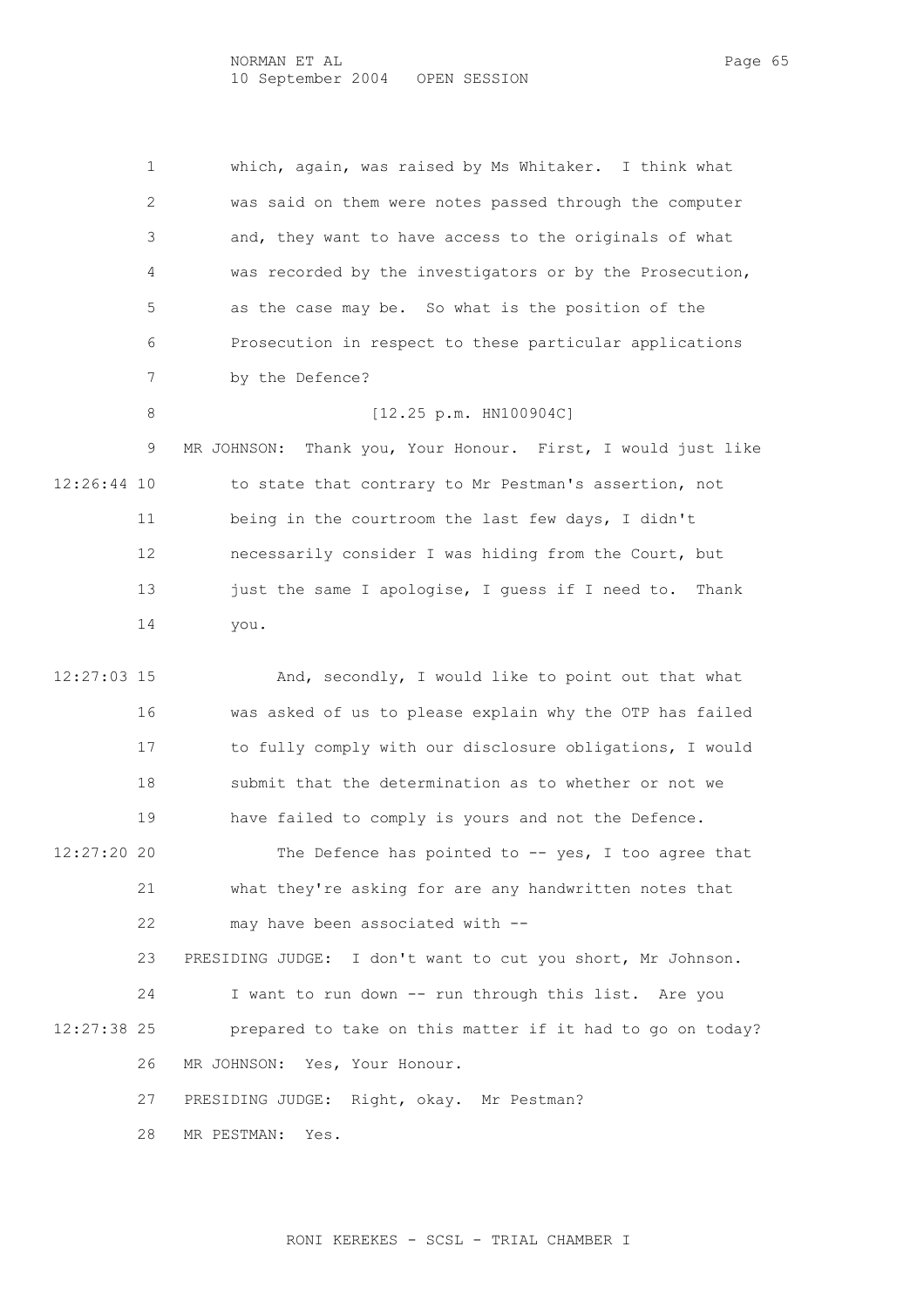which, again, was raised by Ms Whitaker. I think what was said on them were notes passed through the computer and, they want to have access to the originals of what was recorded by the investigators or by the Prosecution, as the case may be. So what is the position of the Prosecution in respect to these particular applications by the Defence?

[12.25 p.m. HN100904C]

MR JOHNSON: Thank you, Your Honour. First, I would just like to state that contrary to Mr Pestman's assertion, not being in the courtroom the last few days, I didn't necessarily consider I was hiding from the Court, but just the same I apologise, I guess if I need to. Thank you.

And, secondly, I would like to point out that what was asked of us to please explain why the OTP has failed to fully comply with our disclosure obligations, I would submit that the determination as to whether or not we have failed to comply is yours and not the Defence.

The Defence has pointed to -- yes, I too agree that what they're asking for are any handwritten notes that may have been associated with --

PRESIDING JUDGE: I don't want to cut you short, Mr Johnson. I want to run down -- run through this list. Are you prepared to take on this matter if it had to go on today?

MR JOHNSON: Yes, Your Honour.

PRESIDING JUDGE: Right, okay. Mr Pestman?

MR PESTMAN: Yes.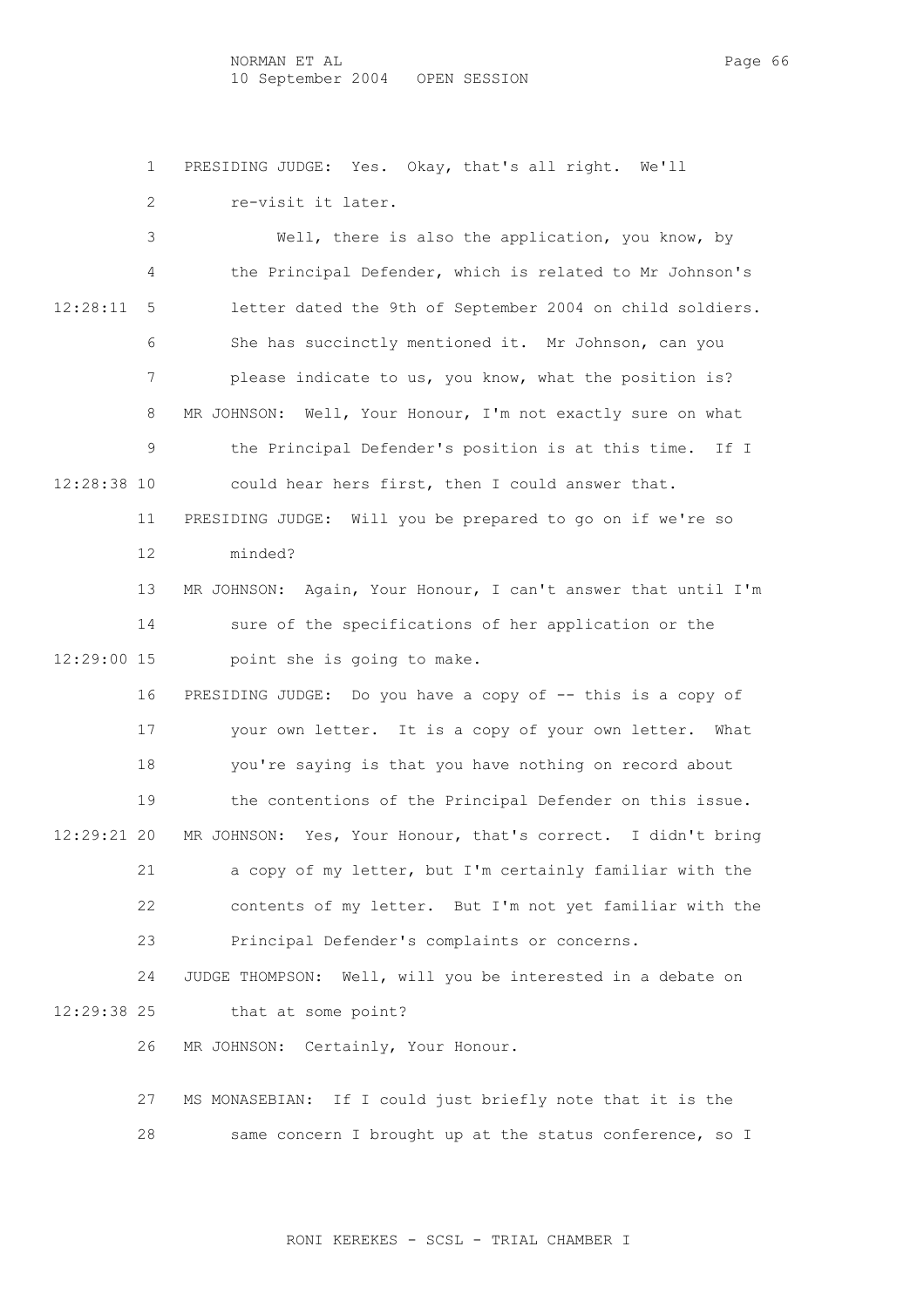PRESIDING JUDGE: Yes. Okay, that's all right. We'll re-visit it later.

Well, there is also the application, you know, by the Principal Defender, which is related to Mr Johnson's letter dated the 9th of September 2004 on child soldiers. She has succinctly mentioned it. Mr Johnson, can you please indicate to us, you know, what the position is?

MR JOHNSON: Well, Your Honour, I'm not exactly sure on what the Principal Defender's position is at this time. If I could hear hers first, then I could answer that.

PRESIDING JUDGE: Will you be prepared to go on if we're so minded?

MR JOHNSON: Again, Your Honour, I can't answer that until I'm sure of the specifications of her application or the point she is going to make.

PRESIDING JUDGE: Do you have a copy of -- this is a copy of your own letter. It is a copy of your own letter. What you're saying is that you have nothing on record about the contentions of the Principal Defender on this issue.

MR JOHNSON: Yes, Your Honour, that's correct. I didn't bring a copy of my letter, but I'm certainly familiar with the contents of my letter. But I'm not yet familiar with the Principal Defender's complaints or concerns.

JUDGE THOMPSON: Well, will you be interested in a debate on that at some point?

MR JOHNSON: Certainly, Your Honour.

MS MONASEBIAN: If I could just briefly note that it is the same concern I brought up at the status conference, so I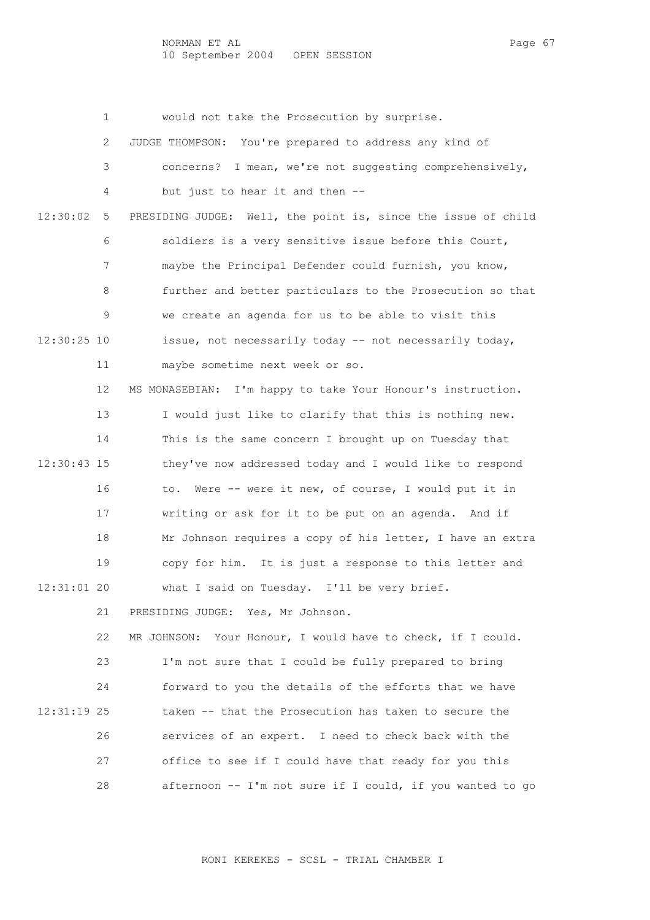would not take the Prosecution by surprise.

JUDGE THOMPSON: You're prepared to address any kind of concerns? I mean, we're not suggesting comprehensively, but just to hear it and then --

PRESIDING JUDGE: Well, the point is, since the issue of child soldiers is a very sensitive issue before this Court, maybe the Principal Defender could furnish, you know, further and better particulars to the Prosecution so that we create an agenda for us to be able to visit this issue, not necessarily today -- not necessarily today, maybe sometime next week or so.

MS MONASEBIAN: I'm happy to take Your Honour's instruction. I would just like to clarify that this is nothing new. This is the same concern I brought up on Tuesday that they've now addressed today and I would like to respond to. Were -- were it new, of course, I would put it in writing or ask for it to be put on an agenda. And if Mr Johnson requires a copy of his letter, I have an extra copy for him. It is just a response to this letter and what I said on Tuesday. I'll be very brief.

PRESIDING JUDGE: Yes, Mr Johnson.

MR JOHNSON: Your Honour, I would have to check, if I could. I'm not sure that I could be fully prepared to bring forward to you the details of the efforts that we have taken -- that the Prosecution has taken to secure the services of an expert. I need to check back with the office to see if I could have that ready for you this afternoon -- I'm not sure if I could, if you wanted to go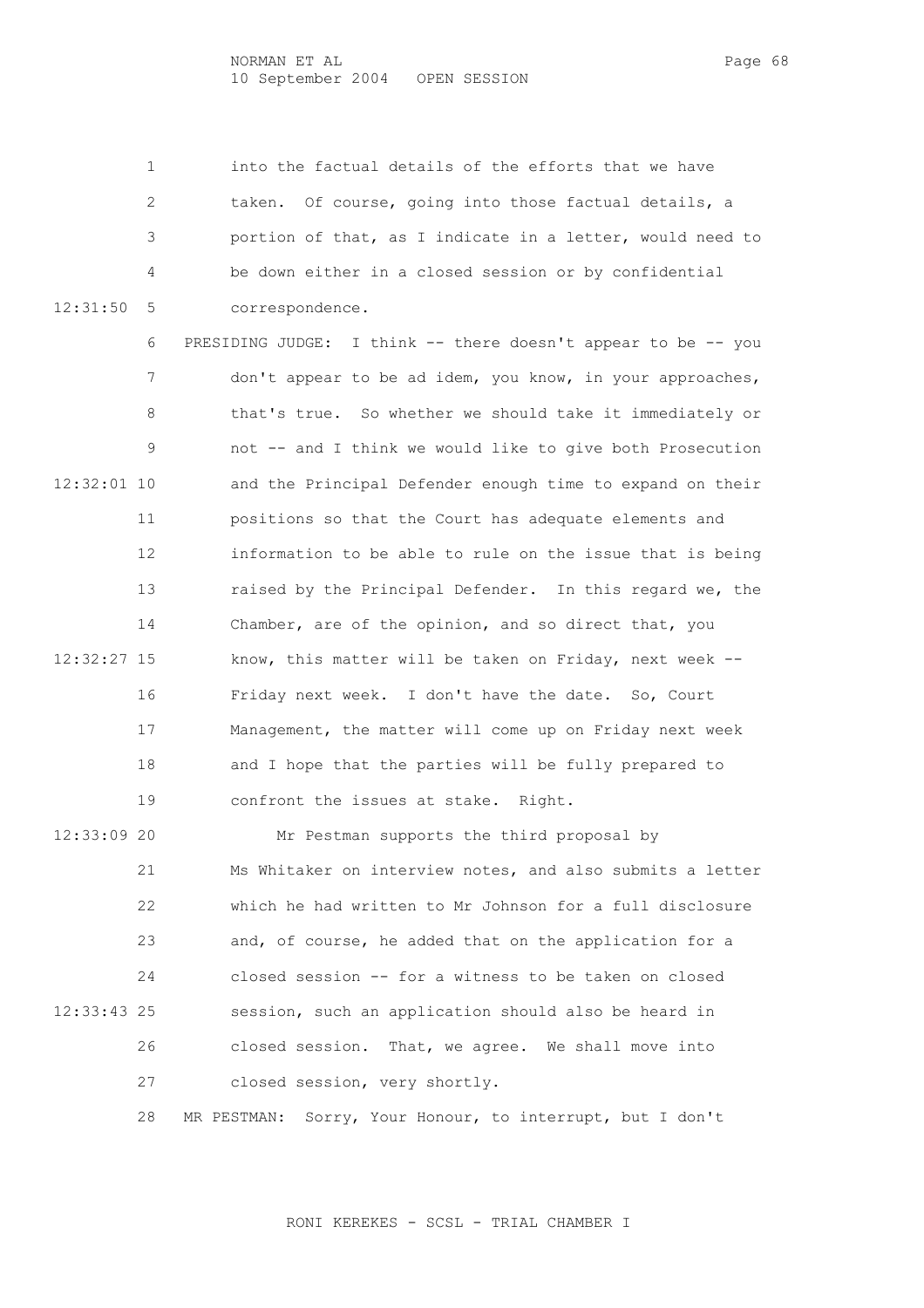into the factual details of the efforts that we have taken. Of course, going into those factual details, a portion of that, as I indicate in a letter, would need to be down either in a closed session or by confidential correspondence.

PRESIDING JUDGE: I think -- there doesn't appear to be -- you don't appear to be ad idem, you know, in your approaches, that's true. So whether we should take it immediately or not -- and I think we would like to give both Prosecution and the Principal Defender enough time to expand on their positions so that the Court has adequate elements and information to be able to rule on the issue that is being raised by the Principal Defender. In this regard we, the Chamber, are of the opinion, and so direct that, you know, this matter will be taken on Friday, next week -- Friday next week. I don't have the date. So, Court Management, the matter will come up on Friday next week and I hope that the parties will be fully prepared to confront the issues at stake. Right.

Mr Pestman supports the third proposal by Ms Whitaker on interview notes, and also submits a letter which he had written to Mr Johnson for a full disclosure and, of course, he added that on the application for a closed session -- for a witness to be taken on closed session, such an application should also be heard in closed session. That, we agree. We shall move into closed session, very shortly.

MR PESTMAN: Sorry, Your Honour, to interrupt, but I don't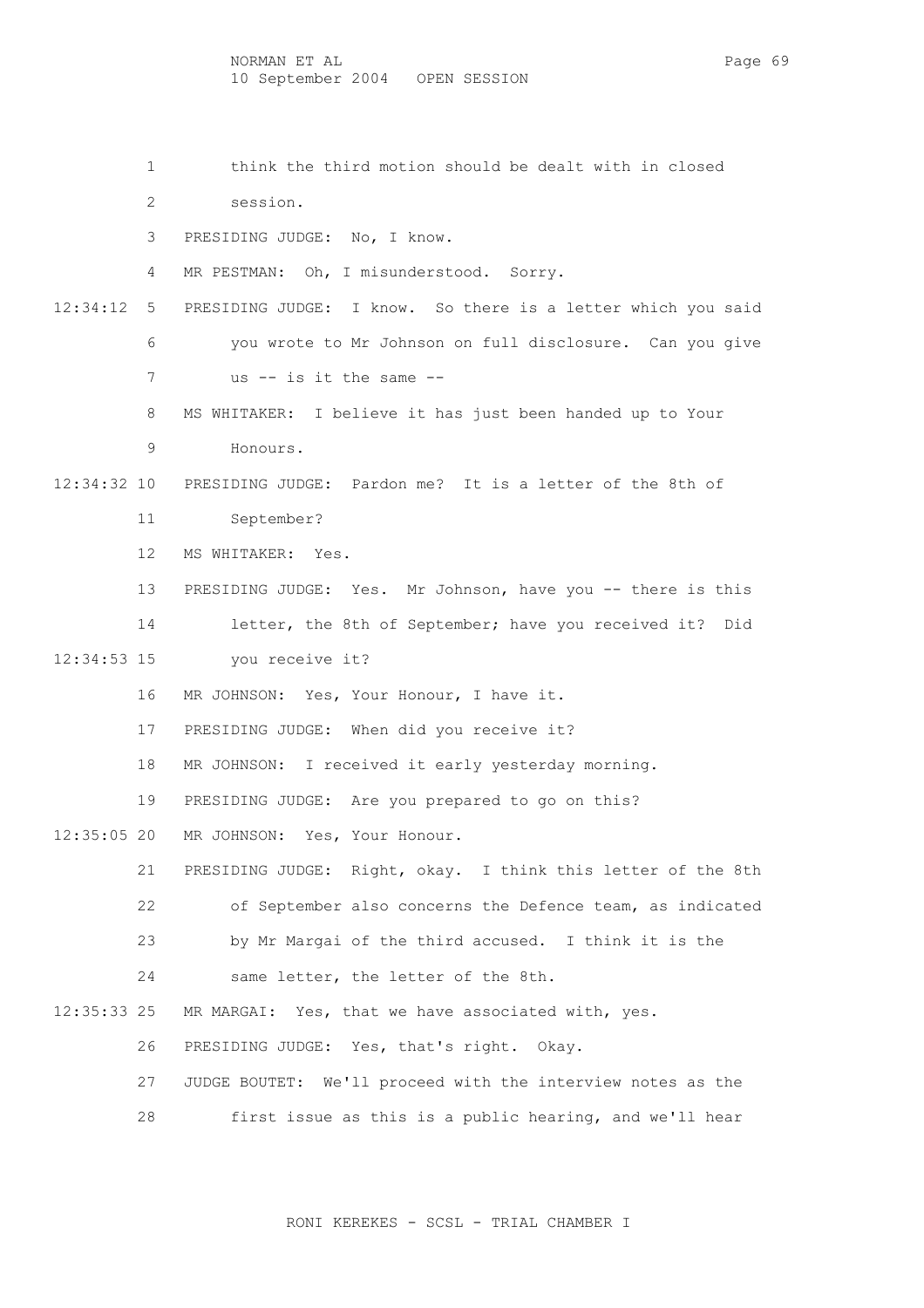1 think the third motion should be dealt with in closed

2 session.

3 PRESIDING JUDGE: No, I know.

4 MR PESTMAN: Oh, I misunderstood. Sorry.

12:34:12 5 PRESIDING JUDGE: I know. So there is a letter which you said

6 you wrote to Mr Johnson on full disclosure. Can you give

7 us -- is it the same --

8 MS WHITAKER: I believe it has just been handed up to Your

9 Honours.

12:34:32 10 PRESIDING JUDGE: Pardon me? It is a letter of the 8th of

11 September?

12 MS WHITAKER: Yes.

13 PRESIDING JUDGE: Yes. Mr Johnson, have you -- there is this

14 letter, the 8th of September; have you received it? Did

12:34:53 15 you receive it?

16 MR JOHNSON: Yes, Your Honour, I have it.

17 PRESIDING JUDGE: When did you receive it?

18 MR JOHNSON: I received it early yesterday morning.

19 PRESIDING JUDGE: Are you prepared to go on this?

12:35:05 20 MR JOHNSON: Yes, Your Honour.

21 PRESIDING JUDGE: Right, okay. I think this letter of the 8th

22 of September also concerns the Defence team, as indicated

23 by Mr Margai of the third accused. I think it is the

24 same letter, the letter of the 8th.

12:35:33 25 MR MARGAI: Yes, that we have associated with, yes.

26 PRESIDING JUDGE: Yes, that's right. Okay.

27 JUDGE BOUTET: We'll proceed with the interview notes as the

28 first issue as this is a public hearing, and we'll hear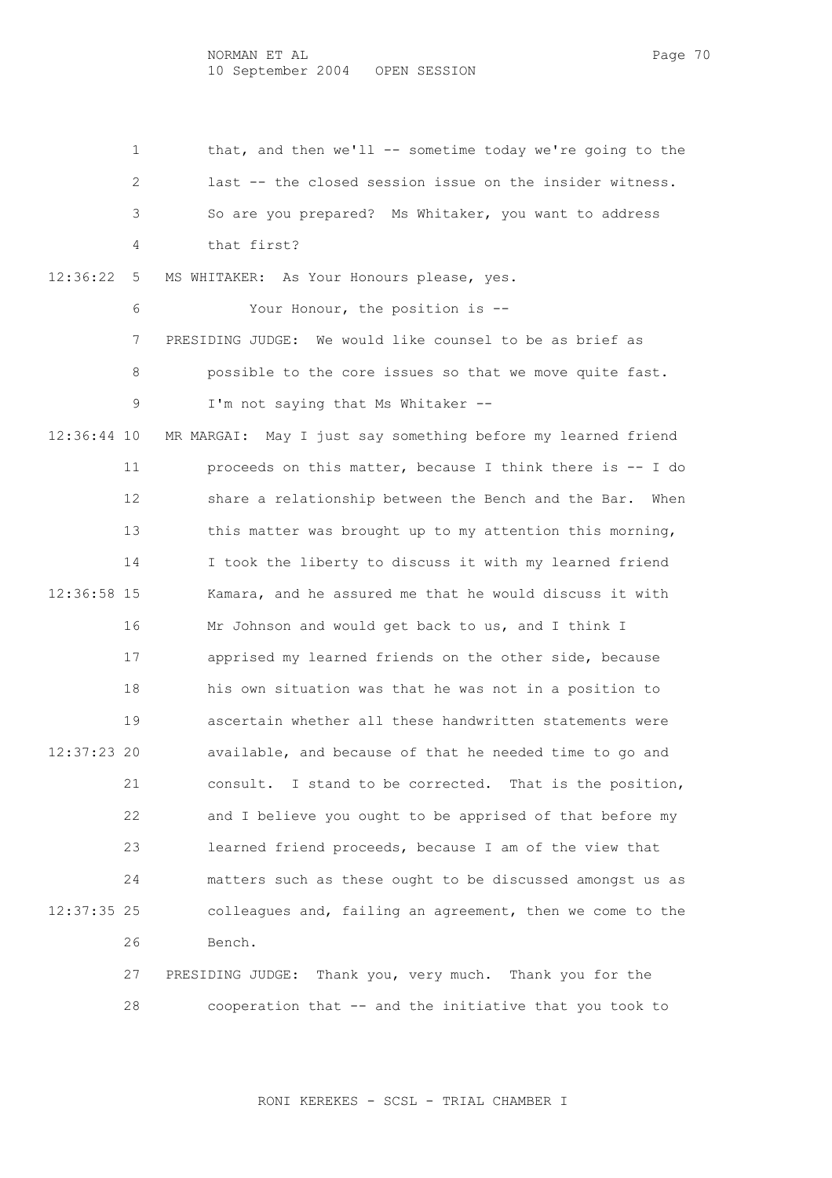1 that, and then we'll -- sometime today we're going to the
2 last -- the closed session issue on the insider witness.
3 So are you prepared? Ms Whitaker, you want to address
4 that first?

12:36:22 5 MS WHITAKER: As Your Honours please, yes.

6 Your Honour, the position is --

7 PRESIDING JUDGE: We would like counsel to be as brief as
8 possible to the core issues so that we move quite fast.
9 I'm not saying that Ms Whitaker --

12:36:44 10 MR MARGAI: May I just say something before my learned friend
11 proceeds on this matter, because I think there is -- I do
12 share a relationship between the Bench and the Bar. When
13 this matter was brought up to my attention this morning,
14 I took the liberty to discuss it with my learned friend

12:36:58 15 Kamara, and he assured me that he would discuss it with
16 Mr Johnson and would get back to us, and I think I
17 apprised my learned friends on the other side, because
18 his own situation was that he was not in a position to
19 ascertain whether all these handwritten statements were

12:37:23 20 available, and because of that he needed time to go and
21 consult. I stand to be corrected. That is the position,
22 and I believe you ought to be apprised of that before my
23 learned friend proceeds, because I am of the view that
24 matters such as these ought to be discussed amongst us as

12:37:35 25 colleagues and, failing an agreement, then we come to the
26 Bench.

27 PRESIDING JUDGE: Thank you, very much. Thank you for the
28 cooperation that -- and the initiative that you took to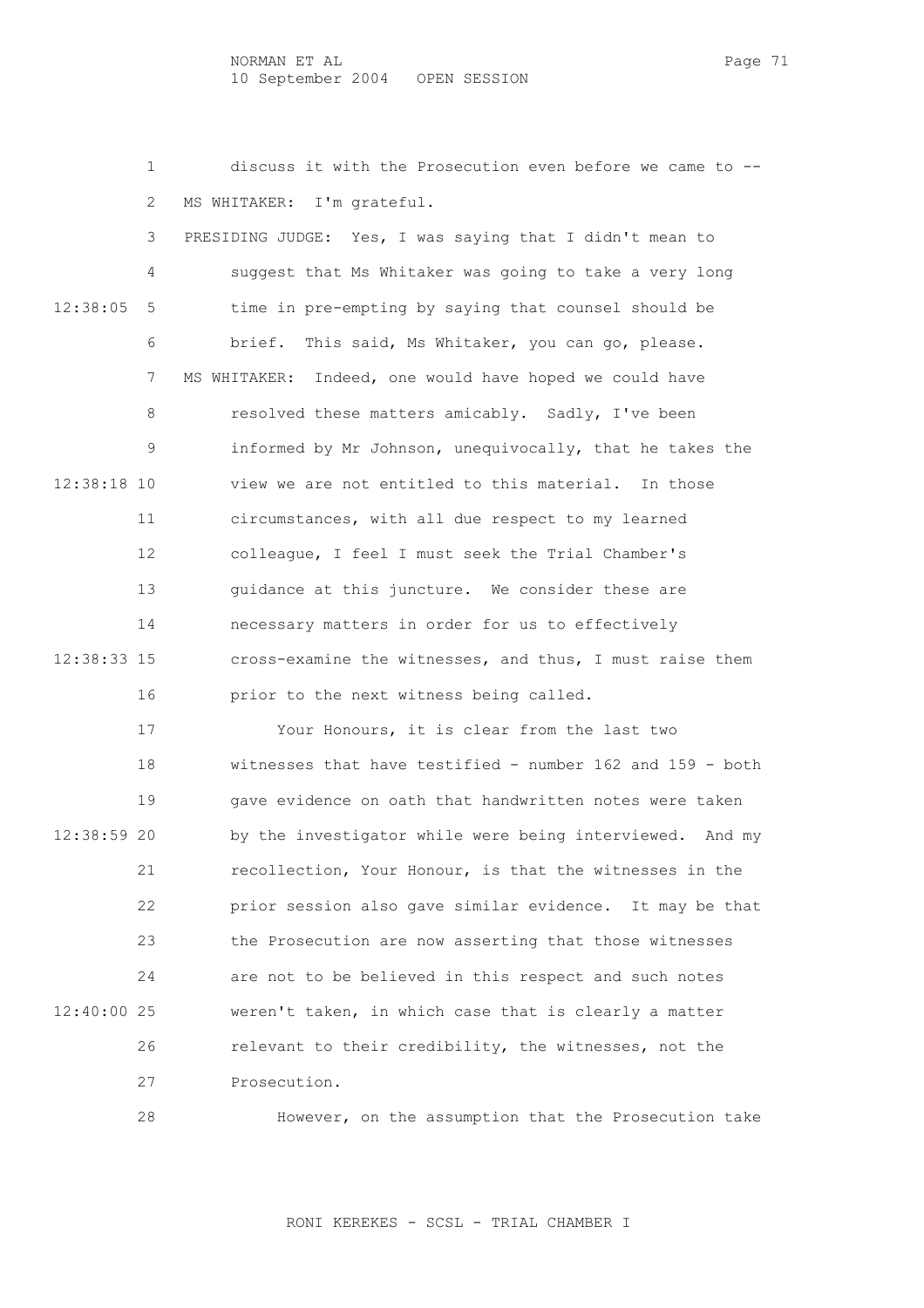1 discuss it with the Prosecution even before we came to --
2 MS WHITAKER: I'm grateful.
3 PRESIDING JUDGE: Yes, I was saying that I didn't mean to
4 suggest that Ms Whitaker was going to take a very long
12:38:05 5 time in pre-empting by saying that counsel should be
6 brief. This said, Ms Whitaker, you can go, please.
7 MS WHITAKER: Indeed, one would have hoped we could have
8 resolved these matters amicably. Sadly, I've been
9 informed by Mr Johnson, unequivocally, that he takes the
12:38:18 10 view we are not entitled to this material. In those
11 circumstances, with all due respect to my learned
12 colleague, I feel I must seek the Trial Chamber's
13 guidance at this juncture. We consider these are
14 necessary matters in order for us to effectively
12:38:33 15 cross-examine the witnesses, and thus, I must raise them
16 prior to the next witness being called.
17 Your Honours, it is clear from the last two
18 witnesses that have testified - number 162 and 159 - both
19 gave evidence on oath that handwritten notes were taken
12:38:59 20 by the investigator while were being interviewed. And my
21 recollection, Your Honour, is that the witnesses in the
22 prior session also gave similar evidence. It may be that
23 the Prosecution are now asserting that those witnesses
24 are not to be believed in this respect and such notes
12:40:00 25 weren't taken, in which case that is clearly a matter
26 relevant to their credibility, the witnesses, not the
27 Prosecution.
28 However, on the assumption that the Prosecution take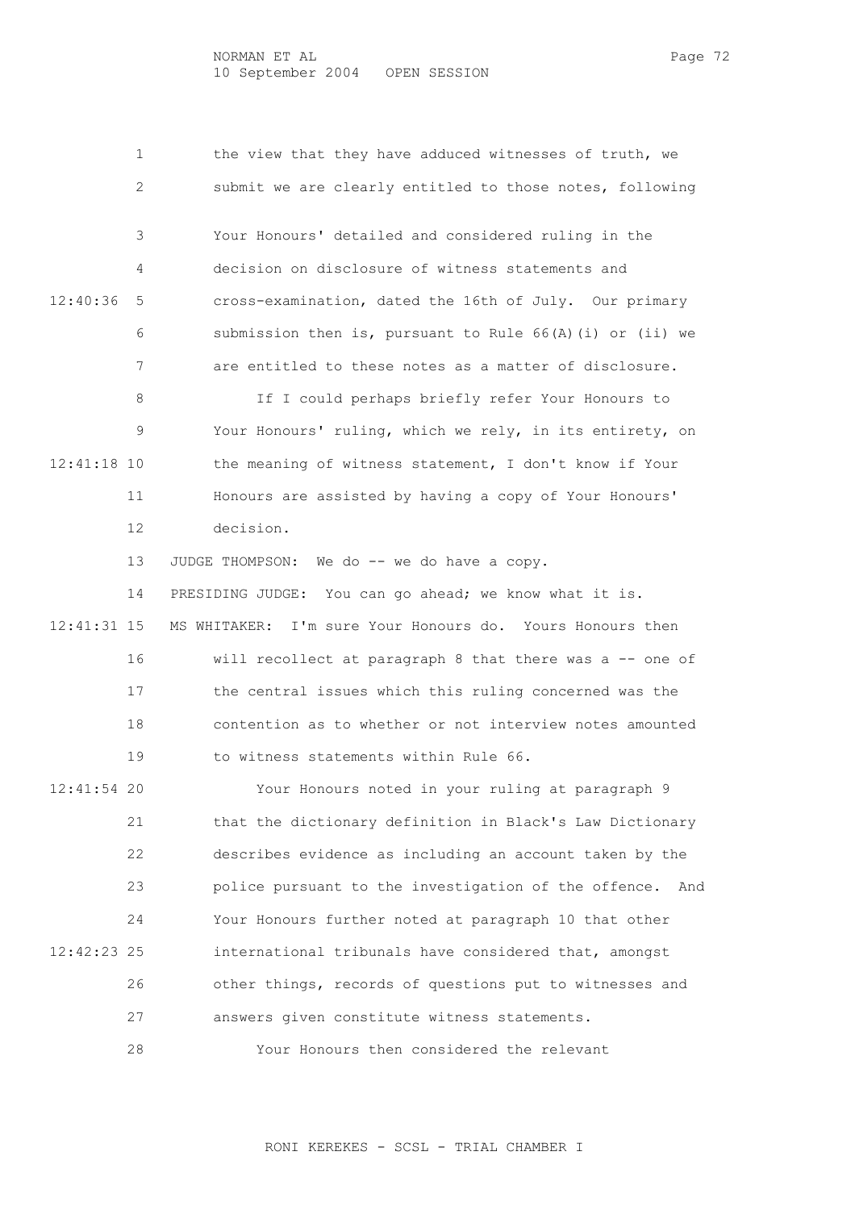the view that they have adduced witnesses of truth, we submit we are clearly entitled to those notes, following Your Honours' detailed and considered ruling in the decision on disclosure of witness statements and cross-examination, dated the 16th of July. Our primary submission then is, pursuant to Rule 66(A)(i) or (ii) we are entitled to these notes as a matter of disclosure.

If I could perhaps briefly refer Your Honours to Your Honours' ruling, which we rely, in its entirety, on the meaning of witness statement, I don't know if Your Honours are assisted by having a copy of Your Honours' decision.

JUDGE THOMPSON: We do -- we do have a copy.

PRESIDING JUDGE: You can go ahead; we know what it is.

MS WHITAKER: I'm sure Your Honours do. Yours Honours then will recollect at paragraph 8 that there was a -- one of the central issues which this ruling concerned was the contention as to whether or not interview notes amounted to witness statements within Rule 66.

Your Honours noted in your ruling at paragraph 9 that the dictionary definition in Black's Law Dictionary describes evidence as including an account taken by the police pursuant to the investigation of the offence. And Your Honours further noted at paragraph 10 that other international tribunals have considered that, amongst other things, records of questions put to witnesses and answers given constitute witness statements.

Your Honours then considered the relevant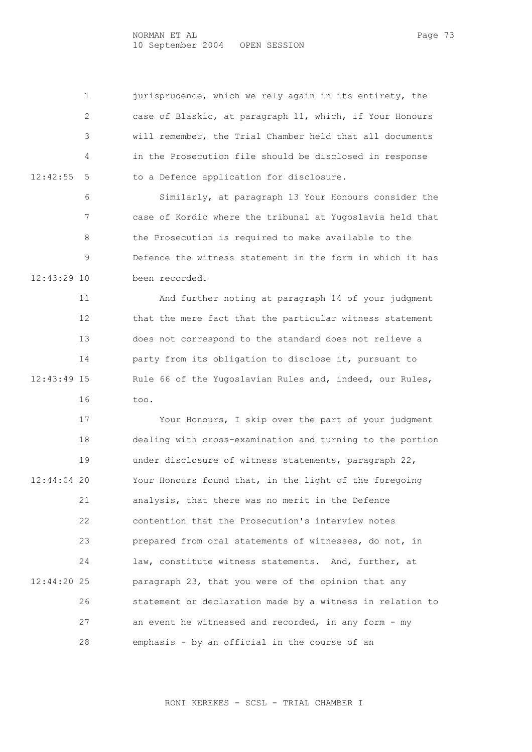jurisprudence, which we rely again in its entirety, the case of Blaskic, at paragraph 11, which, if Your Honours will remember, the Trial Chamber held that all documents in the Prosecution file should be disclosed in response to a Defence application for disclosure.

Similarly, at paragraph 13 Your Honours consider the case of Kordic where the tribunal at Yugoslavia held that the Prosecution is required to make available to the Defence the witness statement in the form in which it has been recorded.

And further noting at paragraph 14 of your judgment that the mere fact that the particular witness statement does not correspond to the standard does not relieve a party from its obligation to disclose it, pursuant to Rule 66 of the Yugoslavian Rules and, indeed, our Rules, too.

Your Honours, I skip over the part of your judgment dealing with cross-examination and turning to the portion under disclosure of witness statements, paragraph 22, Your Honours found that, in the light of the foregoing analysis, that there was no merit in the Defence contention that the Prosecution's interview notes prepared from oral statements of witnesses, do not, in law, constitute witness statements. And, further, at paragraph 23, that you were of the opinion that any statement or declaration made by a witness in relation to an event he witnessed and recorded, in any form - my emphasis - by an official in the course of an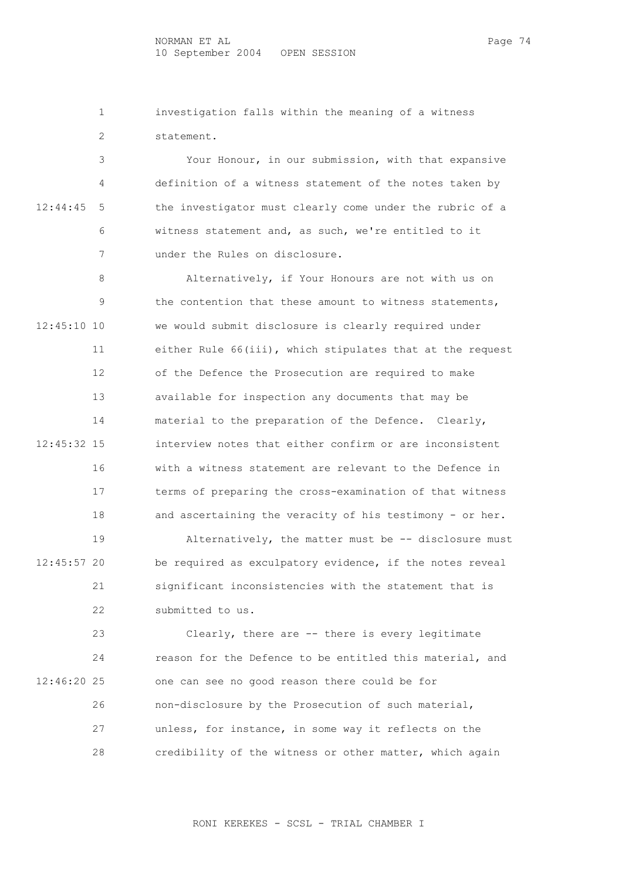investigation falls within the meaning of a witness statement.

Your Honour, in our submission, with that expansive definition of a witness statement of the notes taken by the investigator must clearly come under the rubric of a witness statement and, as such, we're entitled to it under the Rules on disclosure.

Alternatively, if Your Honours are not with us on the contention that these amount to witness statements, we would submit disclosure is clearly required under either Rule 66(iii), which stipulates that at the request of the Defence the Prosecution are required to make available for inspection any documents that may be material to the preparation of the Defence. Clearly, interview notes that either confirm or are inconsistent with a witness statement are relevant to the Defence in terms of preparing the cross-examination of that witness and ascertaining the veracity of his testimony - or her.

Alternatively, the matter must be -- disclosure must be required as exculpatory evidence, if the notes reveal significant inconsistencies with the statement that is submitted to us.

Clearly, there are -- there is every legitimate reason for the Defence to be entitled this material, and one can see no good reason there could be for non-disclosure by the Prosecution of such material, unless, for instance, in some way it reflects on the credibility of the witness or other matter, which again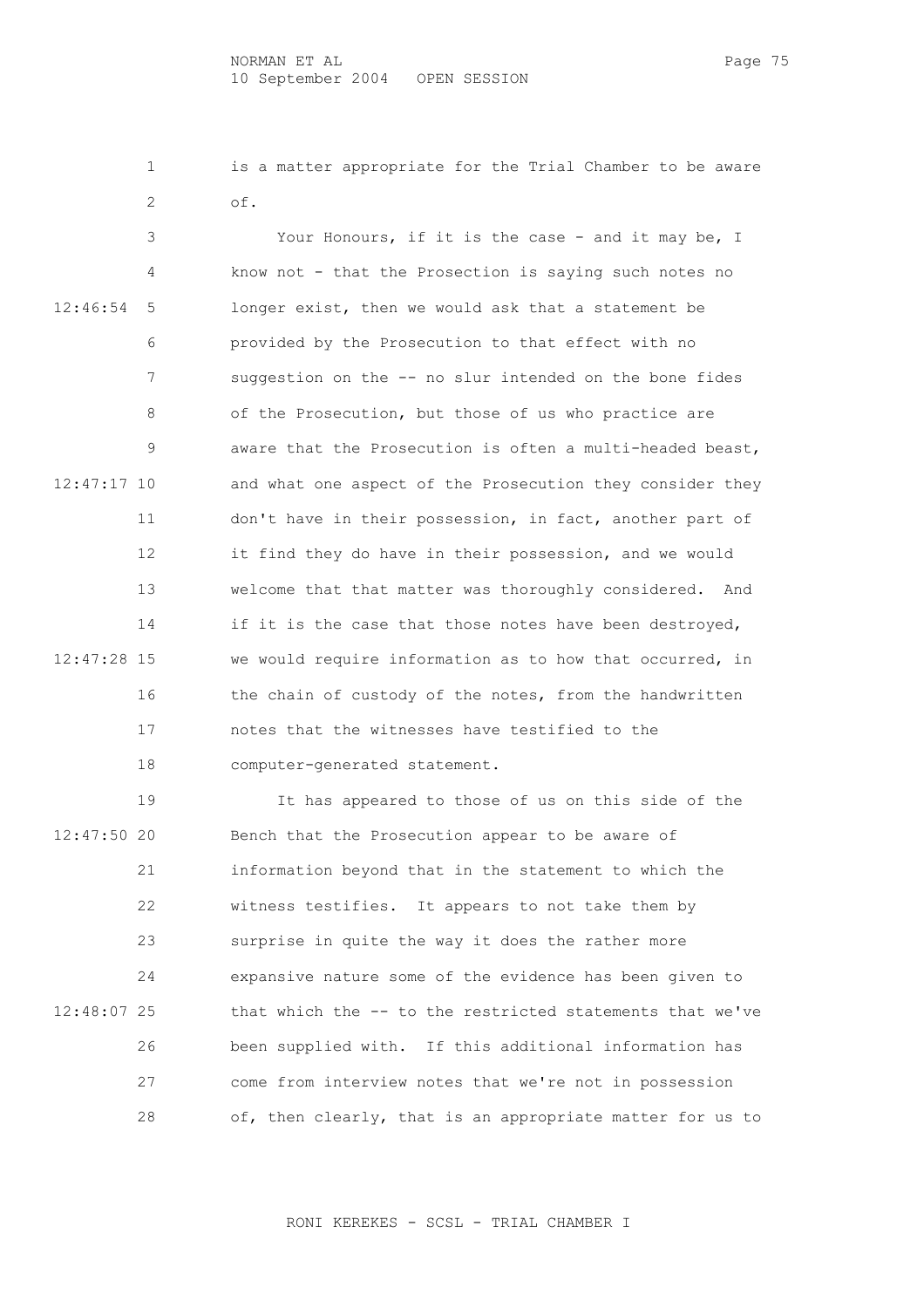is a matter appropriate for the Trial Chamber to be aware of.

Your Honours, if it is the case - and it may be, I know not - that the Prosection is saying such notes no longer exist, then we would ask that a statement be provided by the Prosecution to that effect with no suggestion on the -- no slur intended on the bone fides of the Prosecution, but those of us who practice are aware that the Prosecution is often a multi-headed beast, and what one aspect of the Prosecution they consider they don't have in their possession, in fact, another part of it find they do have in their possession, and we would welcome that that matter was thoroughly considered. And if it is the case that those notes have been destroyed, we would require information as to how that occurred, in the chain of custody of the notes, from the handwritten notes that the witnesses have testified to the computer-generated statement.

It has appeared to those of us on this side of the Bench that the Prosecution appear to be aware of information beyond that in the statement to which the witness testifies. It appears to not take them by surprise in quite the way it does the rather more expansive nature some of the evidence has been given to that which the -- to the restricted statements that we've been supplied with. If this additional information has come from interview notes that we're not in possession of, then clearly, that is an appropriate matter for us to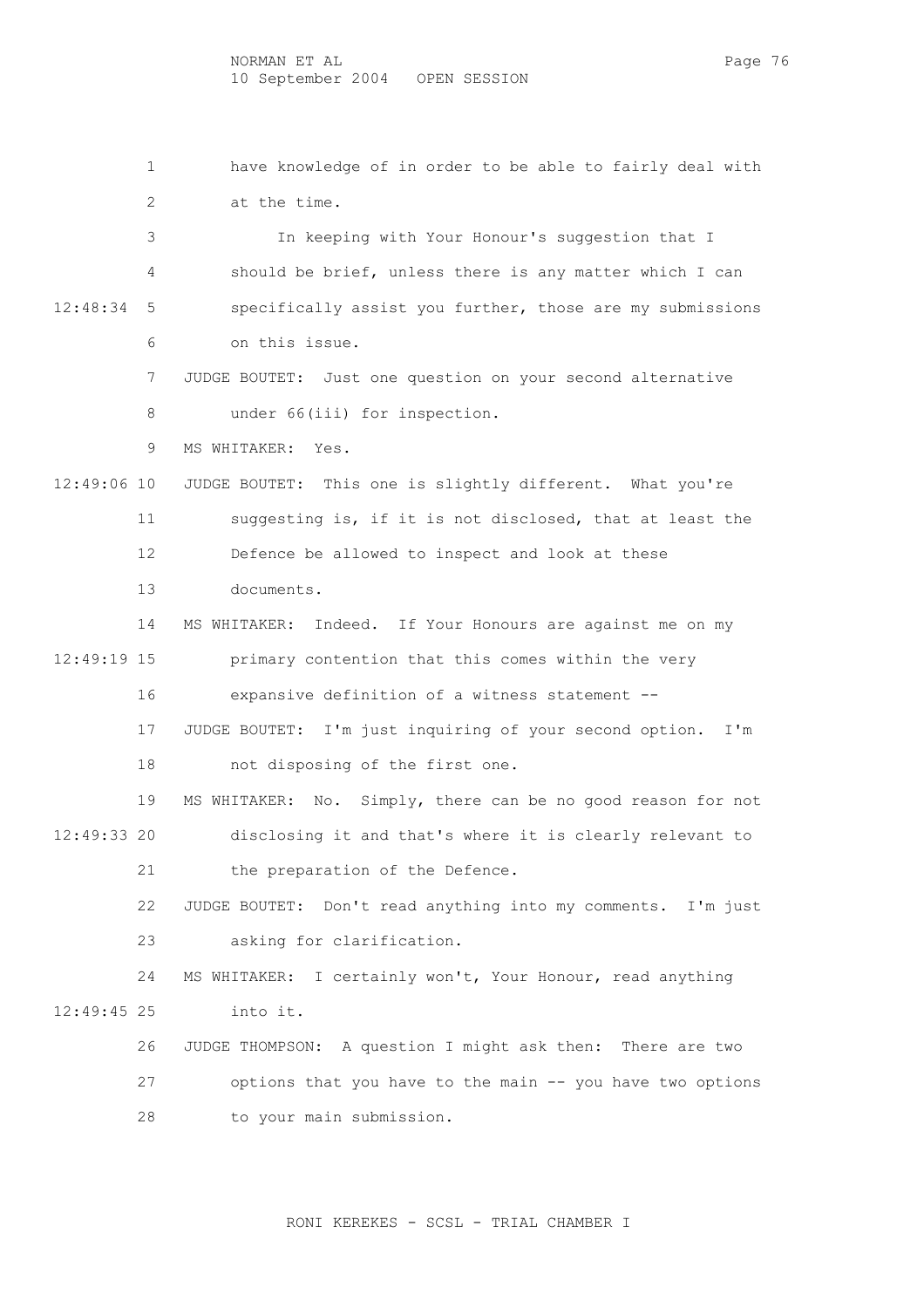1 have knowledge of in order to be able to fairly deal with
2 at the time.
3 In keeping with Your Honour's suggestion that I
4 should be brief, unless there is any matter which I can
12:48:34 5 specifically assist you further, those are my submissions
6 on this issue.
7 JUDGE BOUTET: Just one question on your second alternative
8 under 66(iii) for inspection.
9 MS WHITAKER: Yes.
12:49:06 10 JUDGE BOUTET: This one is slightly different. What you're
11 suggesting is, if it is not disclosed, that at least the
12 Defence be allowed to inspect and look at these
13 documents.
14 MS WHITAKER: Indeed. If Your Honours are against me on my
12:49:19 15 primary contention that this comes within the very
16 expansive definition of a witness statement --
17 JUDGE BOUTET: I'm just inquiring of your second option. I'm
18 not disposing of the first one.
19 MS WHITAKER: No. Simply, there can be no good reason for not
12:49:33 20 disclosing it and that's where it is clearly relevant to
21 the preparation of the Defence.
22 JUDGE BOUTET: Don't read anything into my comments. I'm just
23 asking for clarification.
24 MS WHITAKER: I certainly won't, Your Honour, read anything
12:49:45 25 into it.
26 JUDGE THOMPSON: A question I might ask then: There are two
27 options that you have to the main -- you have two options
28 to your main submission.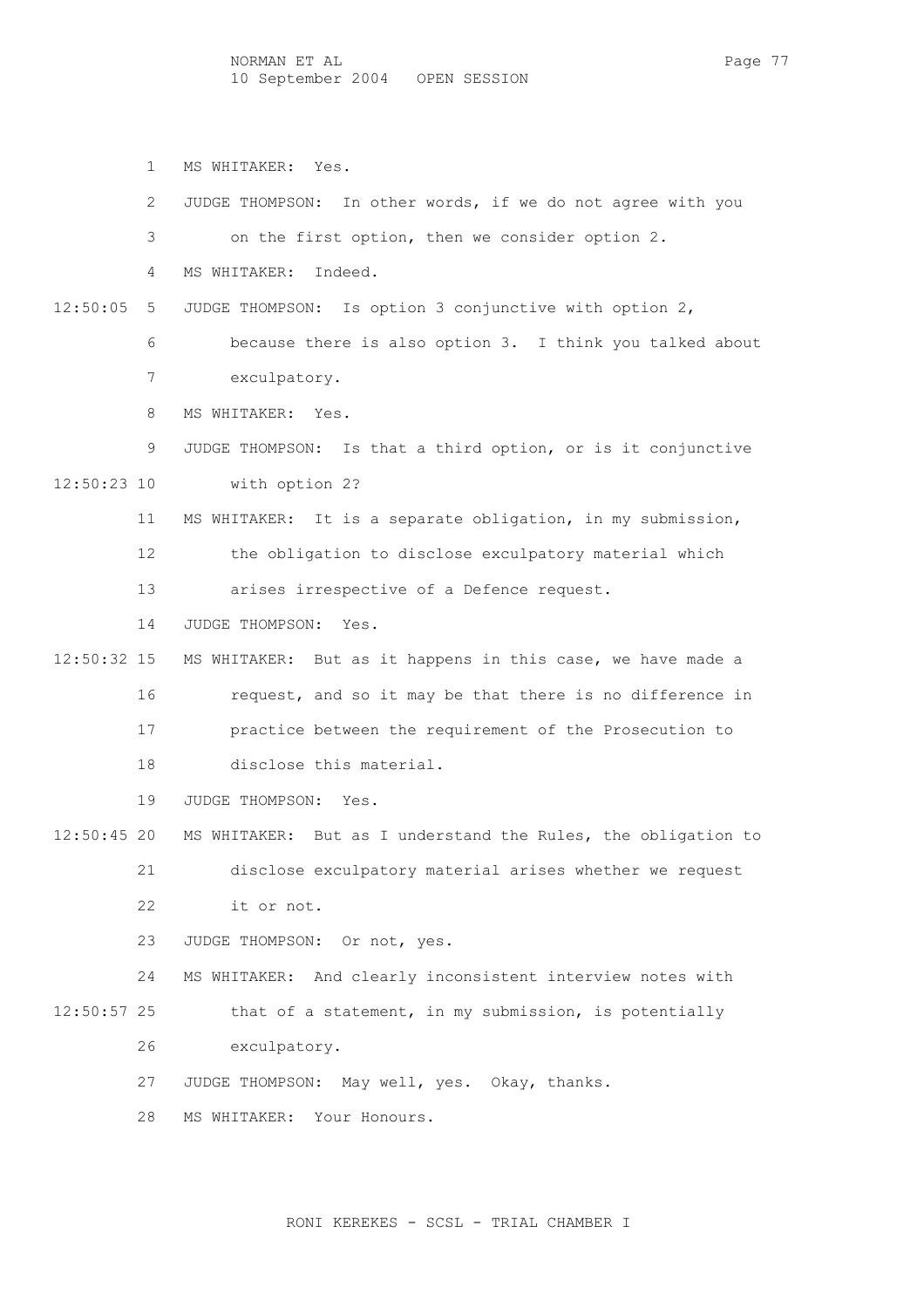1 MS WHITAKER: Yes.

2 JUDGE THOMPSON: In other words, if we do not agree with you

3 on the first option, then we consider option 2.

4 MS WHITAKER: Indeed.

12:50:05 5 JUDGE THOMPSON: Is option 3 conjunctive with option 2,

6 because there is also option 3. I think you talked about

7 exculpatory.

8 MS WHITAKER: Yes.

9 JUDGE THOMPSON: Is that a third option, or is it conjunctive

12:50:23 10 with option 2?

11 MS WHITAKER: It is a separate obligation, in my submission,

12 the obligation to disclose exculpatory material which

13 arises irrespective of a Defence request.

14 JUDGE THOMPSON: Yes.

12:50:32 15 MS WHITAKER: But as it happens in this case, we have made a

16 request, and so it may be that there is no difference in

17 practice between the requirement of the Prosecution to

18 disclose this material.

19 JUDGE THOMPSON: Yes.

12:50:45 20 MS WHITAKER: But as I understand the Rules, the obligation to

21 disclose exculpatory material arises whether we request

22 it or not.

23 JUDGE THOMPSON: Or not, yes.

24 MS WHITAKER: And clearly inconsistent interview notes with

12:50:57 25 that of a statement, in my submission, is potentially

26 exculpatory.

27 JUDGE THOMPSON: May well, yes. Okay, thanks.

28 MS WHITAKER: Your Honours.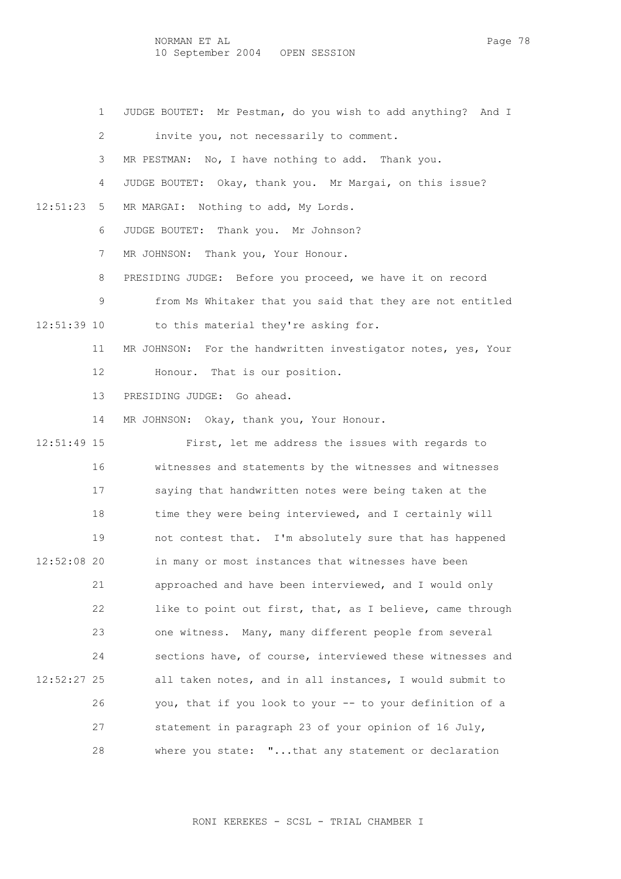JUDGE BOUTET: Mr Pestman, do you wish to add anything? And I invite you, not necessarily to comment.

MR PESTMAN: No, I have nothing to add. Thank you.

JUDGE BOUTET: Okay, thank you. Mr Margai, on this issue?

MR MARGAI: Nothing to add, My Lords.

JUDGE BOUTET: Thank you. Mr Johnson?

MR JOHNSON: Thank you, Your Honour.

PRESIDING JUDGE: Before you proceed, we have it on record from Ms Whitaker that you said that they are not entitled to this material they're asking for.

MR JOHNSON: For the handwritten investigator notes, yes, Your Honour. That is our position.

PRESIDING JUDGE: Go ahead.

MR JOHNSON: Okay, thank you, Your Honour.

First, let me address the issues with regards to witnesses and statements by the witnesses and witnesses saying that handwritten notes were being taken at the time they were being interviewed, and I certainly will not contest that. I'm absolutely sure that has happened in many or most instances that witnesses have been approached and have been interviewed, and I would only like to point out first, that, as I believe, came through one witness. Many, many different people from several sections have, of course, interviewed these witnesses and all taken notes, and in all instances, I would submit to you, that if you look to your -- to your definition of a statement in paragraph 23 of your opinion of 16 July, where you state: "...that any statement or declaration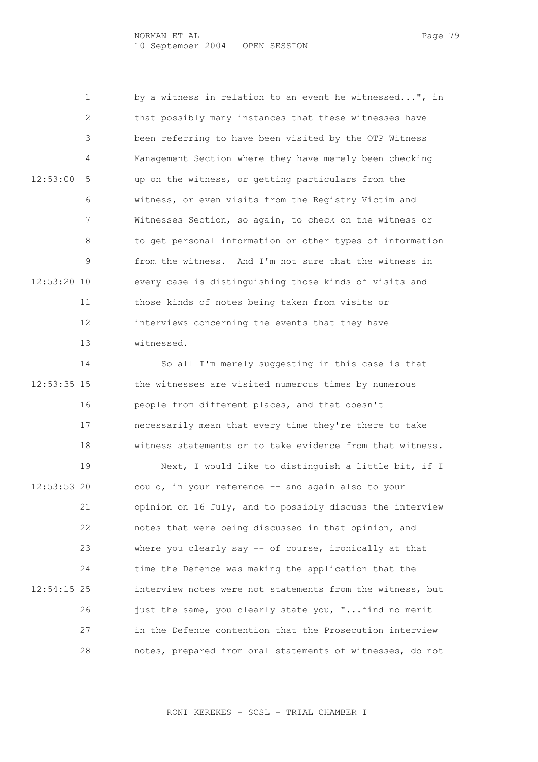by a witness in relation to an event he witnessed...", in that possibly many instances that these witnesses have been referring to have been visited by the OTP Witness Management Section where they have merely been checking up on the witness, or getting particulars from the witness, or even visits from the Registry Victim and Witnesses Section, so again, to check on the witness or to get personal information or other types of information from the witness. And I'm not sure that the witness in every case is distinguishing those kinds of visits and those kinds of notes being taken from visits or interviews concerning the events that they have witnessed.

So all I'm merely suggesting in this case is that the witnesses are visited numerous times by numerous people from different places, and that doesn't necessarily mean that every time they're there to take witness statements or to take evidence from that witness.

Next, I would like to distinguish a little bit, if I could, in your reference -- and again also to your opinion on 16 July, and to possibly discuss the interview notes that were being discussed in that opinion, and where you clearly say -- of course, ironically at that time the Defence was making the application that the interview notes were not statements from the witness, but just the same, you clearly state you, "...find no merit in the Defence contention that the Prosecution interview notes, prepared from oral statements of witnesses, do not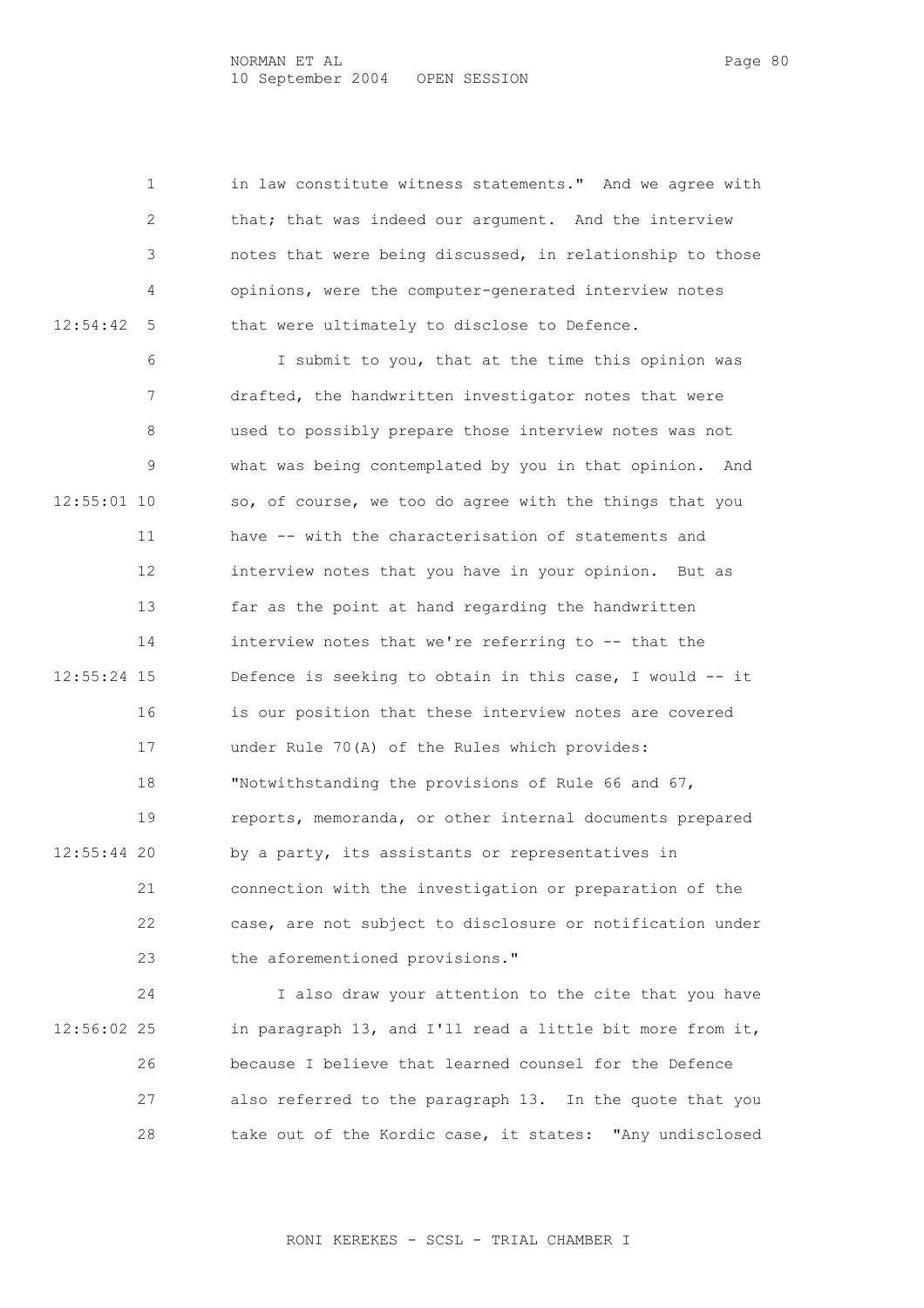in law constitute witness statements." And we agree with that; that was indeed our argument. And the interview notes that were being discussed, in relationship to those opinions, were the computer-generated interview notes that were ultimately to disclose to Defence.

I submit to you, that at the time this opinion was drafted, the handwritten investigator notes that were used to possibly prepare those interview notes was not what was being contemplated by you in that opinion. And so, of course, we too do agree with the things that you have -- with the characterisation of statements and interview notes that you have in your opinion. But as far as the point at hand regarding the handwritten interview notes that we're referring to -- that the Defence is seeking to obtain in this case, I would -- it is our position that these interview notes are covered under Rule 70(A) of the Rules which provides: "Notwithstanding the provisions of Rule 66 and 67, reports, memoranda, or other internal documents prepared by a party, its assistants or representatives in connection with the investigation or preparation of the case, are not subject to disclosure or notification under the aforementioned provisions."

I also draw your attention to the cite that you have in paragraph 13, and I'll read a little bit more from it, because I believe that learned counsel for the Defence also referred to the paragraph 13. In the quote that you take out of the Kordic case, it states: "Any undisclosed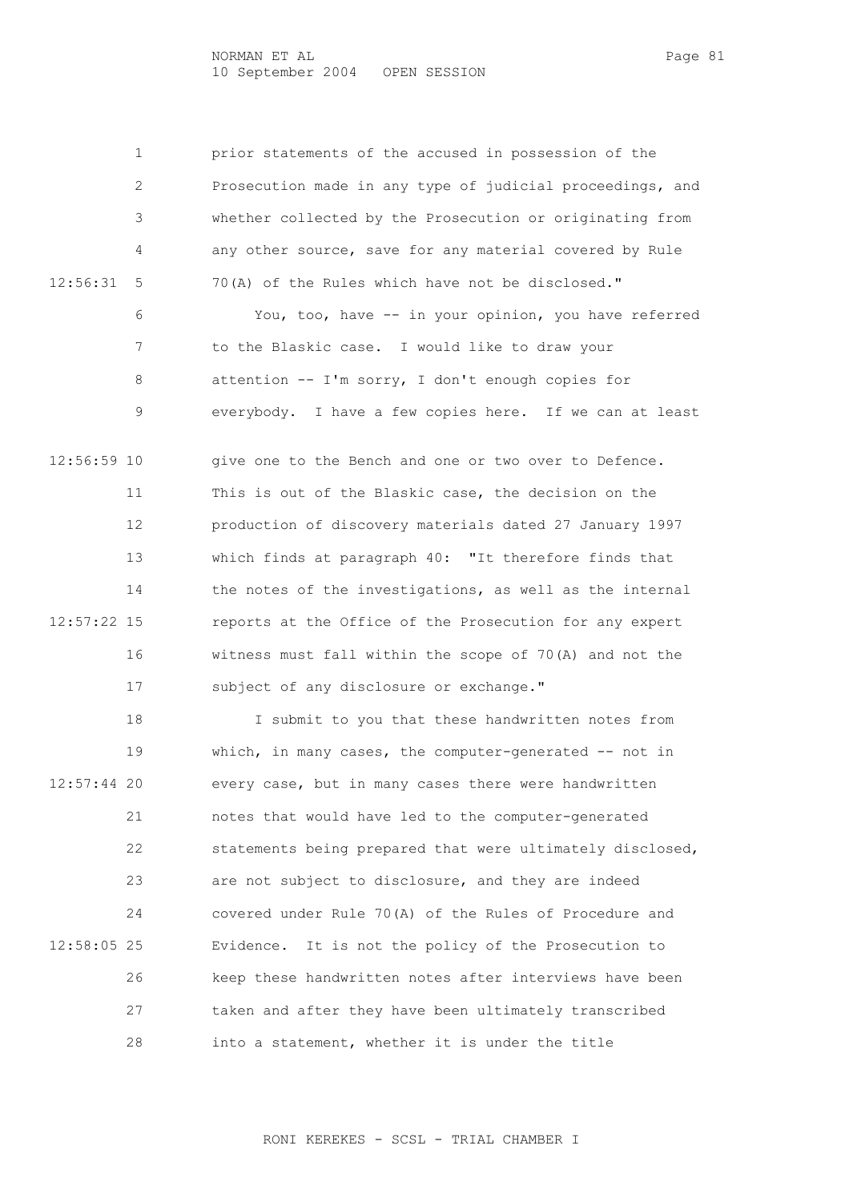prior statements of the accused in possession of the Prosecution made in any type of judicial proceedings, and whether collected by the Prosecution or originating from any other source, save for any material covered by Rule 70(A) of the Rules which have not be disclosed."

You, too, have -- in your opinion, you have referred to the Blaskic case. I would like to draw your attention -- I'm sorry, I don't enough copies for everybody. I have a few copies here. If we can at least give one to the Bench and one or two over to Defence. This is out of the Blaskic case, the decision on the production of discovery materials dated 27 January 1997 which finds at paragraph 40: "It therefore finds that the notes of the investigations, as well as the internal reports at the Office of the Prosecution for any expert witness must fall within the scope of 70(A) and not the subject of any disclosure or exchange."

I submit to you that these handwritten notes from which, in many cases, the computer-generated -- not in every case, but in many cases there were handwritten notes that would have led to the computer-generated statements being prepared that were ultimately disclosed, are not subject to disclosure, and they are indeed covered under Rule 70(A) of the Rules of Procedure and Evidence. It is not the policy of the Prosecution to keep these handwritten notes after interviews have been taken and after they have been ultimately transcribed into a statement, whether it is under the title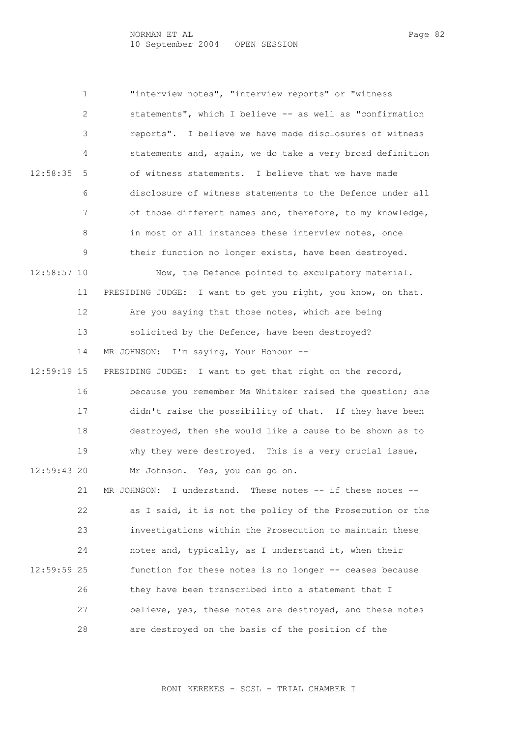"interview notes", "interview reports" or "witness statements", which I believe -- as well as "confirmation reports". I believe we have made disclosures of witness statements and, again, we do take a very broad definition of witness statements. I believe that we have made disclosure of witness statements to the Defence under all of those different names and, therefore, to my knowledge, in most or all instances these interview notes, once their function no longer exists, have been destroyed.

Now, the Defence pointed to exculpatory material.

PRESIDING JUDGE: I want to get you right, you know, on that. Are you saying that those notes, which are being solicited by the Defence, have been destroyed?

MR JOHNSON: I'm saying, Your Honour --

PRESIDING JUDGE: I want to get that right on the record, because you remember Ms Whitaker raised the question; she didn't raise the possibility of that. If they have been destroyed, then she would like a cause to be shown as to why they were destroyed. This is a very crucial issue, Mr Johnson. Yes, you can go on.

MR JOHNSON: I understand. These notes -- if these notes -- as I said, it is not the policy of the Prosecution or the investigations within the Prosecution to maintain these notes and, typically, as I understand it, when their function for these notes is no longer -- ceases because they have been transcribed into a statement that I believe, yes, these notes are destroyed, and these notes are destroyed on the basis of the position of the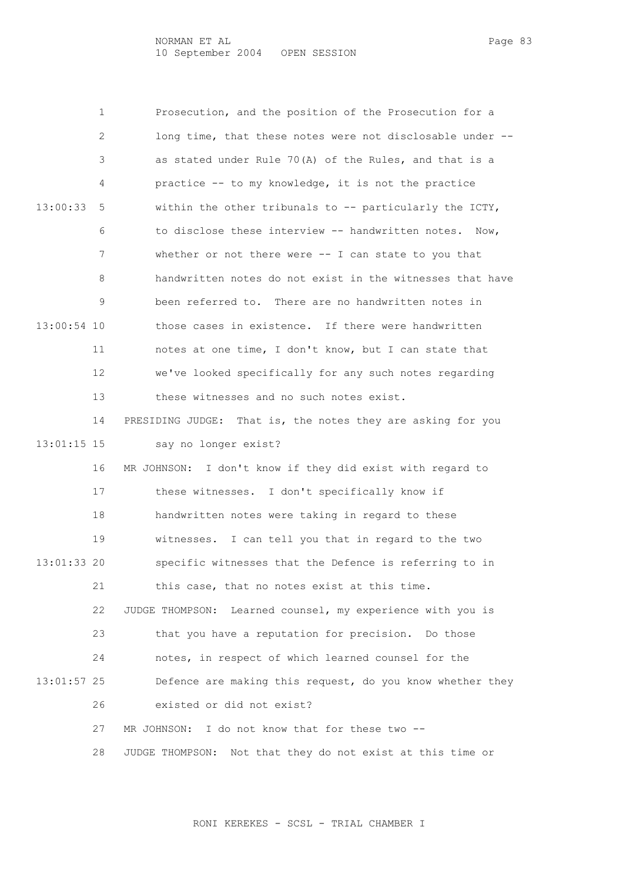Prosecution, and the position of the Prosecution for a long time, that these notes were not disclosable under -- as stated under Rule 70(A) of the Rules, and that is a practice -- to my knowledge, it is not the practice within the other tribunals to -- particularly the ICTY, to disclose these interview -- handwritten notes. Now, whether or not there were -- I can state to you that handwritten notes do not exist in the witnesses that have been referred to. There are no handwritten notes in those cases in existence. If there were handwritten notes at one time, I don't know, but I can state that we've looked specifically for any such notes regarding these witnesses and no such notes exist.

PRESIDING JUDGE: That is, the notes they are asking for you say no longer exist?

MR JOHNSON: I don't know if they did exist with regard to these witnesses. I don't specifically know if handwritten notes were taking in regard to these witnesses. I can tell you that in regard to the two specific witnesses that the Defence is referring to in this case, that no notes exist at this time.

JUDGE THOMPSON: Learned counsel, my experience with you is that you have a reputation for precision. Do those notes, in respect of which learned counsel for the Defence are making this request, do you know whether they existed or did not exist?

MR JOHNSON: I do not know that for these two --

JUDGE THOMPSON: Not that they do not exist at this time or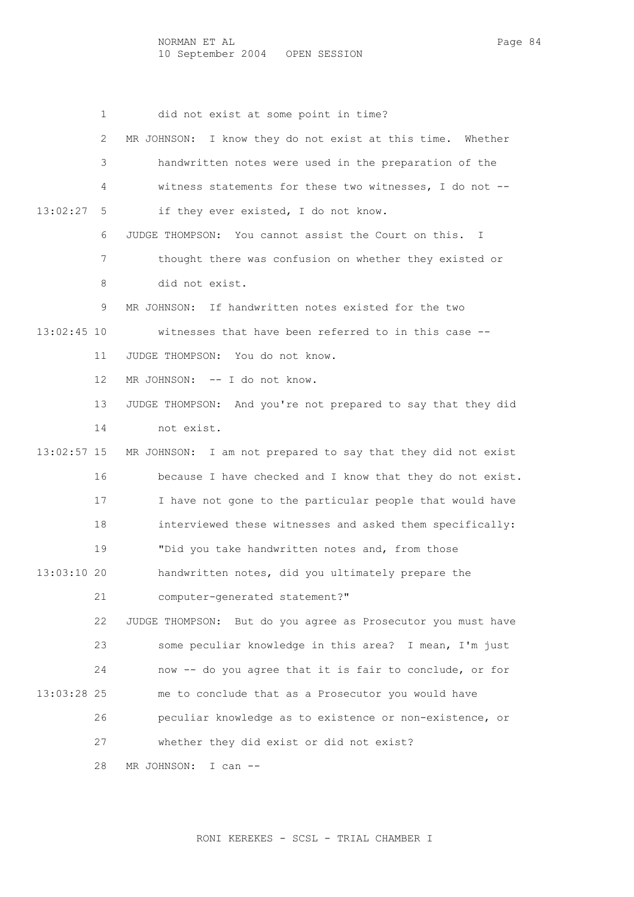did not exist at some point in time?

MR JOHNSON: I know they do not exist at this time. Whether handwritten notes were used in the preparation of the witness statements for these two witnesses, I do not -- if they ever existed, I do not know.

JUDGE THOMPSON: You cannot assist the Court on this. I thought there was confusion on whether they existed or did not exist.

MR JOHNSON: If handwritten notes existed for the two witnesses that have been referred to in this case --

JUDGE THOMPSON: You do not know.

MR JOHNSON: -- I do not know.

JUDGE THOMPSON: And you're not prepared to say that they did not exist.

MR JOHNSON: I am not prepared to say that they did not exist because I have checked and I know that they do not exist. I have not gone to the particular people that would have interviewed these witnesses and asked them specifically: "Did you take handwritten notes and, from those handwritten notes, did you ultimately prepare the computer-generated statement?"

JUDGE THOMPSON: But do you agree as Prosecutor you must have some peculiar knowledge in this area? I mean, I'm just now -- do you agree that it is fair to conclude, or for me to conclude that as a Prosecutor you would have peculiar knowledge as to existence or non-existence, or whether they did exist or did not exist?

MR JOHNSON: I can --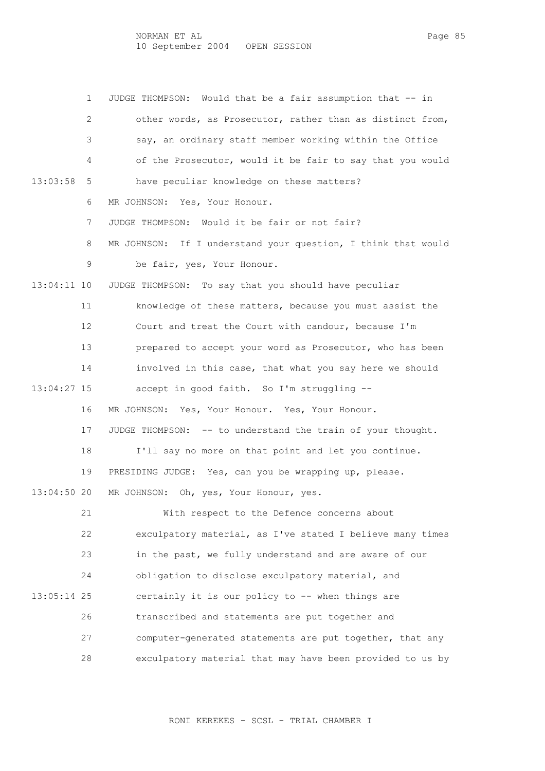JUDGE THOMPSON: Would that be a fair assumption that -- in other words, as Prosecutor, rather than as distinct from, say, an ordinary staff member working within the Office of the Prosecutor, would it be fair to say that you would have peculiar knowledge on these matters?

MR JOHNSON: Yes, Your Honour.

JUDGE THOMPSON: Would it be fair or not fair?

MR JOHNSON: If I understand your question, I think that would be fair, yes, Your Honour.

JUDGE THOMPSON: To say that you should have peculiar knowledge of these matters, because you must assist the Court and treat the Court with candour, because I'm prepared to accept your word as Prosecutor, who has been involved in this case, that what you say here we should accept in good faith. So I'm struggling --

MR JOHNSON: Yes, Your Honour. Yes, Your Honour.

JUDGE THOMPSON: -- to understand the train of your thought. I'll say no more on that point and let you continue.

PRESIDING JUDGE: Yes, can you be wrapping up, please.

MR JOHNSON: Oh, yes, Your Honour, yes.

With respect to the Defence concerns about exculpatory material, as I've stated I believe many times in the past, we fully understand and are aware of our obligation to disclose exculpatory material, and certainly it is our policy to -- when things are transcribed and statements are put together and computer-generated statements are put together, that any exculpatory material that may have been provided to us by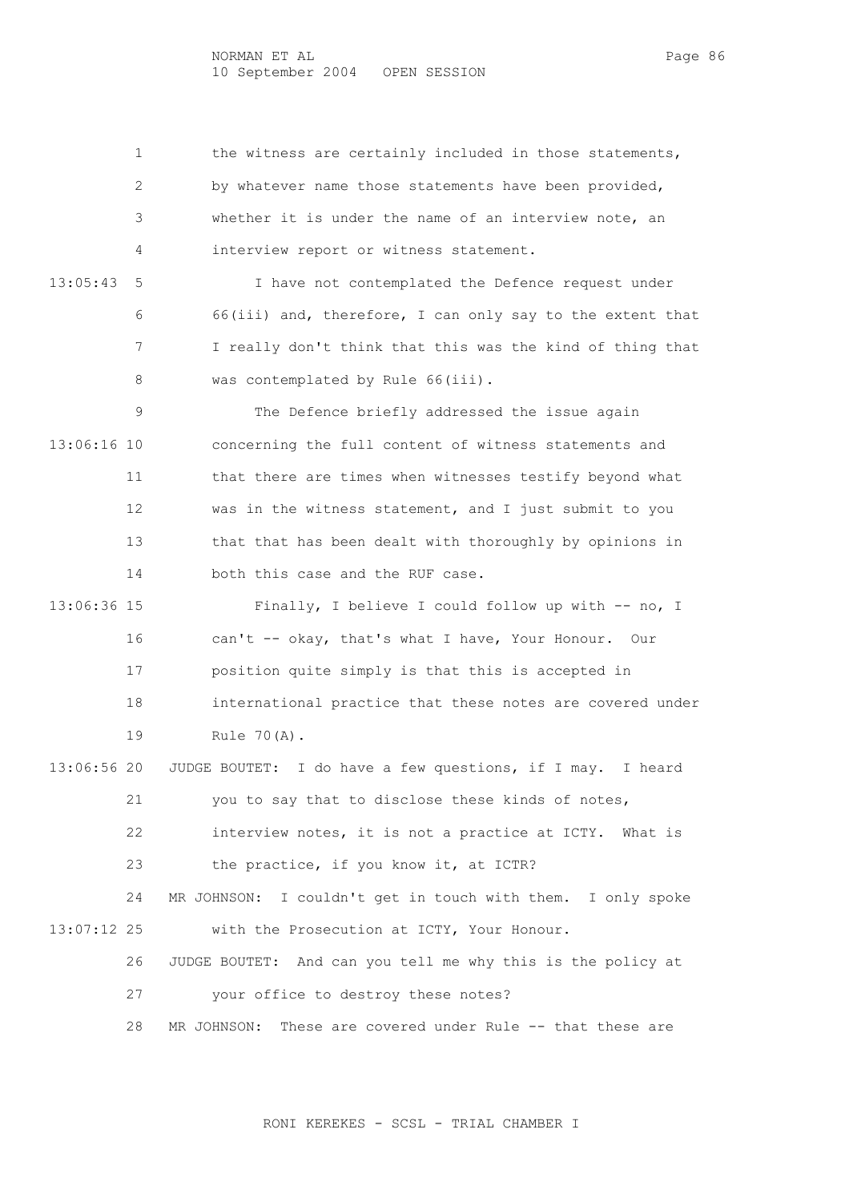the witness are certainly included in those statements, by whatever name those statements have been provided, whether it is under the name of an interview note, an interview report or witness statement.

I have not contemplated the Defence request under 66(iii) and, therefore, I can only say to the extent that I really don't think that this was the kind of thing that was contemplated by Rule 66(iii).

The Defence briefly addressed the issue again concerning the full content of witness statements and that there are times when witnesses testify beyond what was in the witness statement, and I just submit to you that that has been dealt with thoroughly by opinions in both this case and the RUF case.

Finally, I believe I could follow up with -- no, I can't -- okay, that's what I have, Your Honour. Our position quite simply is that this is accepted in international practice that these notes are covered under Rule 70(A).

JUDGE BOUTET: I do have a few questions, if I may. I heard you to say that to disclose these kinds of notes, interview notes, it is not a practice at ICTY. What is the practice, if you know it, at ICTR?

MR JOHNSON: I couldn't get in touch with them. I only spoke with the Prosecution at ICTY, Your Honour.

JUDGE BOUTET: And can you tell me why this is the policy at your office to destroy these notes?

MR JOHNSON: These are covered under Rule -- that these are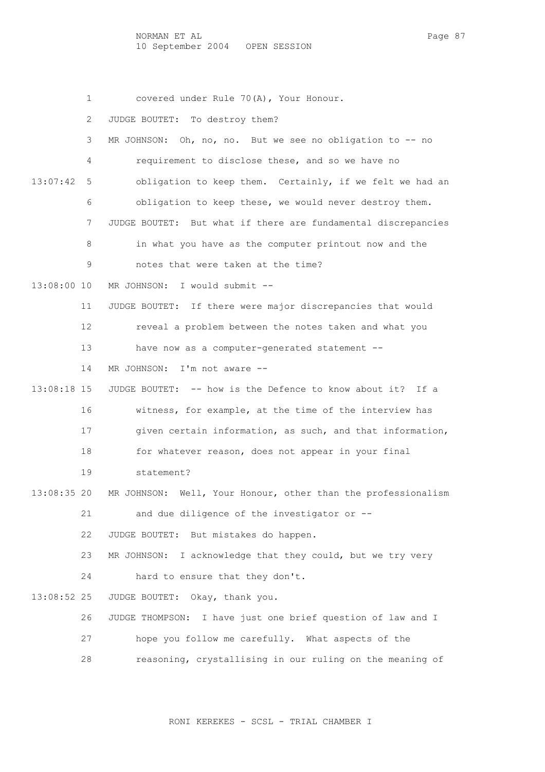1 covered under Rule 70(A), Your Honour.

2 JUDGE BOUTET: To destroy them?

3 MR JOHNSON: Oh, no, no. But we see no obligation to -- no

4 requirement to disclose these, and so we have no

13:07:42 5 obligation to keep them. Certainly, if we felt we had an

6 obligation to keep these, we would never destroy them.

7 JUDGE BOUTET: But what if there are fundamental discrepancies

8 in what you have as the computer printout now and the

9 notes that were taken at the time?

13:08:00 10 MR JOHNSON: I would submit --

11 JUDGE BOUTET: If there were major discrepancies that would

12 reveal a problem between the notes taken and what you

13 have now as a computer-generated statement --

14 MR JOHNSON: I'm not aware --

13:08:18 15 JUDGE BOUTET: -- how is the Defence to know about it? If a

16 witness, for example, at the time of the interview has

17 given certain information, as such, and that information,

18 for whatever reason, does not appear in your final

19 statement?

13:08:35 20 MR JOHNSON: Well, Your Honour, other than the professionalism

21 and due diligence of the investigator or --

22 JUDGE BOUTET: But mistakes do happen.

23 MR JOHNSON: I acknowledge that they could, but we try very

24 hard to ensure that they don't.

13:08:52 25 JUDGE BOUTET: Okay, thank you.

26 JUDGE THOMPSON: I have just one brief question of law and I

27 hope you follow me carefully. What aspects of the

28 reasoning, crystallising in our ruling on the meaning of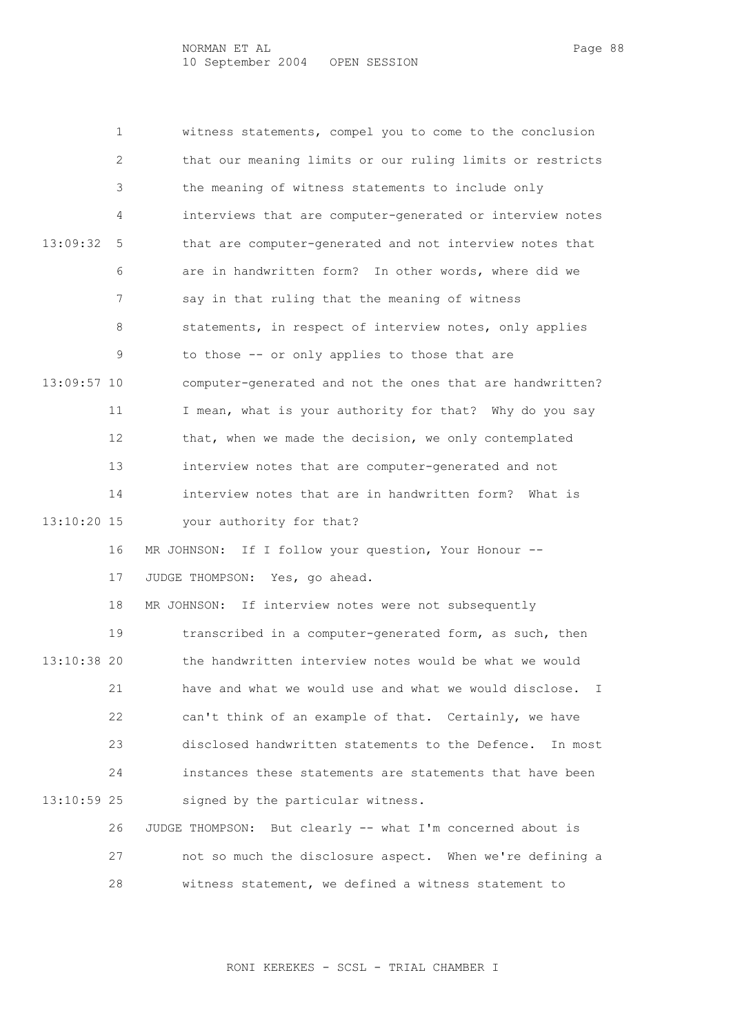witness statements, compel you to come to the conclusion that our meaning limits or our ruling limits or restricts the meaning of witness statements to include only interviews that are computer-generated or interview notes that are computer-generated and not interview notes that are in handwritten form? In other words, where did we say in that ruling that the meaning of witness statements, in respect of interview notes, only applies to those -- or only applies to those that are computer-generated and not the ones that are handwritten? I mean, what is your authority for that? Why do you say that, when we made the decision, we only contemplated interview notes that are computer-generated and not interview notes that are in handwritten form? What is your authority for that?

MR JOHNSON: If I follow your question, Your Honour --

JUDGE THOMPSON: Yes, go ahead.

MR JOHNSON: If interview notes were not subsequently transcribed in a computer-generated form, as such, then the handwritten interview notes would be what we would have and what we would use and what we would disclose. I can't think of an example of that. Certainly, we have disclosed handwritten statements to the Defence. In most instances these statements are statements that have been signed by the particular witness.

JUDGE THOMPSON: But clearly -- what I'm concerned about is not so much the disclosure aspect. When we're defining a witness statement, we defined a witness statement to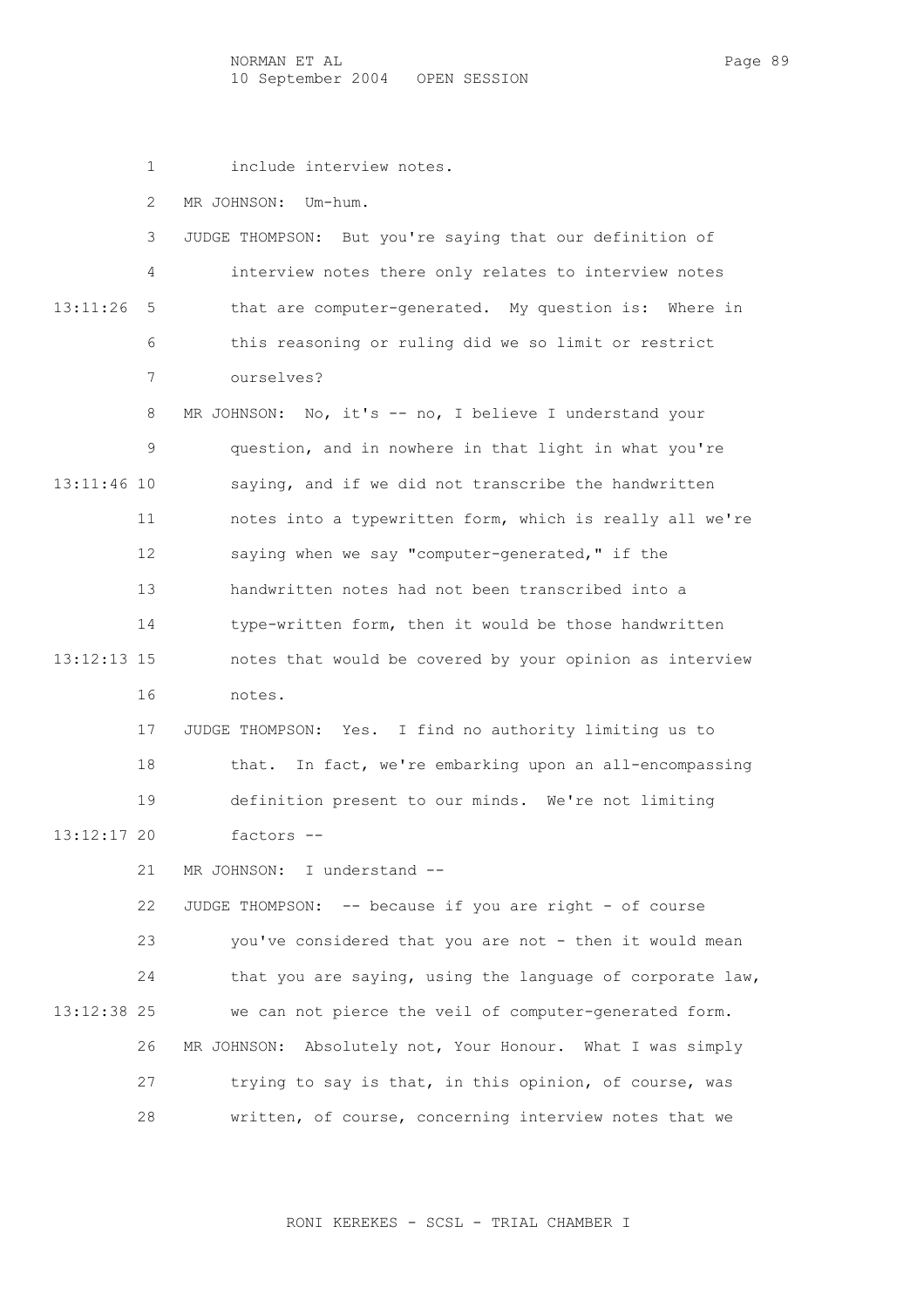1 include interview notes.

2 MR JOHNSON: Um-hum.

3 JUDGE THOMPSON: But you're saying that our definition of

4 interview notes there only relates to interview notes

13:11:26 5 that are computer-generated. My question is: Where in

6 this reasoning or ruling did we so limit or restrict

7 ourselves?

8 MR JOHNSON: No, it's -- no, I believe I understand your

9 question, and in nowhere in that light in what you're

13:11:46 10 saying, and if we did not transcribe the handwritten

11 notes into a typewritten form, which is really all we're

12 saying when we say "computer-generated," if the

13 handwritten notes had not been transcribed into a

14 type-written form, then it would be those handwritten

13:12:13 15 notes that would be covered by your opinion as interview

16 notes.

17 JUDGE THOMPSON: Yes. I find no authority limiting us to

18 that. In fact, we're embarking upon an all-encompassing

19 definition present to our minds. We're not limiting

13:12:17 20 factors --

21 MR JOHNSON: I understand --

22 JUDGE THOMPSON: -- because if you are right - of course

23 you've considered that you are not - then it would mean

24 that you are saying, using the language of corporate law,

13:12:38 25 we can not pierce the veil of computer-generated form.

26 MR JOHNSON: Absolutely not, Your Honour. What I was simply

27 trying to say is that, in this opinion, of course, was

28 written, of course, concerning interview notes that we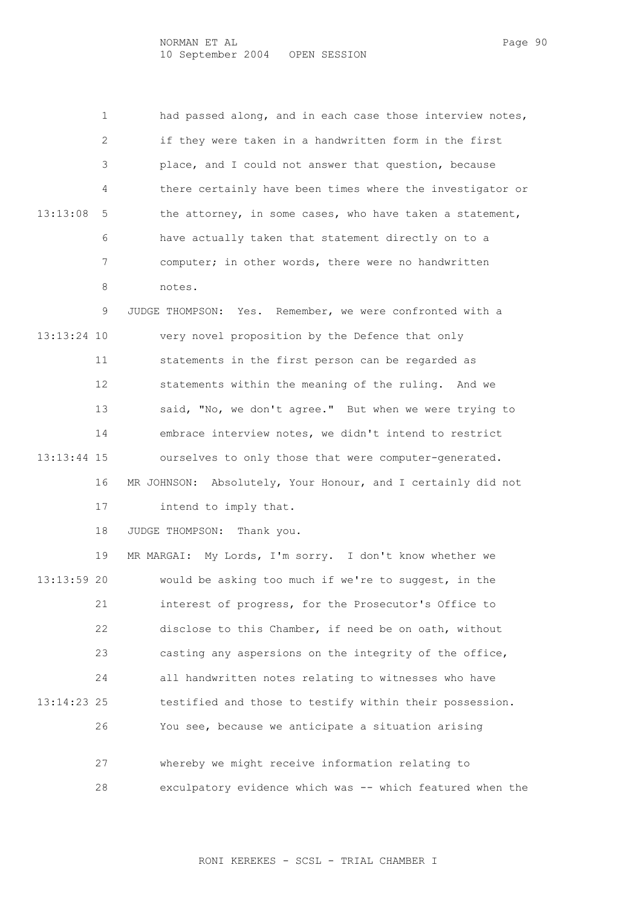had passed along, and in each case those interview notes, if they were taken in a handwritten form in the first place, and I could not answer that question, because there certainly have been times where the investigator or the attorney, in some cases, who have taken a statement, have actually taken that statement directly on to a computer; in other words, there were no handwritten notes.

JUDGE THOMPSON: Yes. Remember, we were confronted with a very novel proposition by the Defence that only statements in the first person can be regarded as statements within the meaning of the ruling. And we said, "No, we don't agree." But when we were trying to embrace interview notes, we didn't intend to restrict ourselves to only those that were computer-generated.

MR JOHNSON: Absolutely, Your Honour, and I certainly did not intend to imply that.

JUDGE THOMPSON: Thank you.

MR MARGAI: My Lords, I'm sorry. I don't know whether we would be asking too much if we're to suggest, in the interest of progress, for the Prosecutor's Office to disclose to this Chamber, if need be on oath, without casting any aspersions on the integrity of the office, all handwritten notes relating to witnesses who have testified and those to testify within their possession. You see, because we anticipate a situation arising whereby we might receive information relating to exculpatory evidence which was -- which featured when the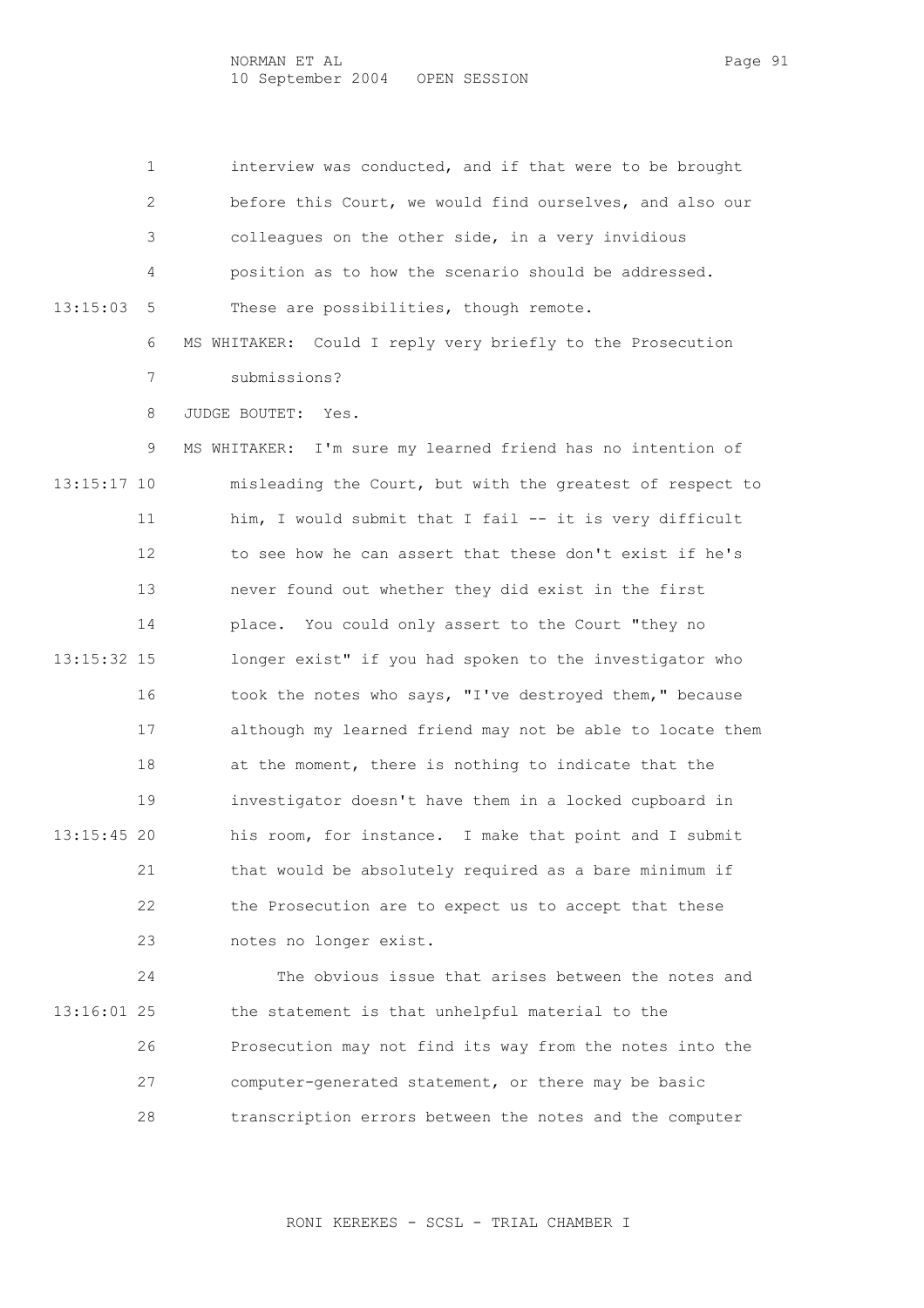interview was conducted, and if that were to be brought before this Court, we would find ourselves, and also our colleagues on the other side, in a very invidious position as to how the scenario should be addressed. These are possibilities, though remote.

MS WHITAKER: Could I reply very briefly to the Prosecution submissions?

JUDGE BOUTET: Yes.

MS WHITAKER: I'm sure my learned friend has no intention of misleading the Court, but with the greatest of respect to him, I would submit that I fail -- it is very difficult to see how he can assert that these don't exist if he's never found out whether they did exist in the first place. You could only assert to the Court "they no longer exist" if you had spoken to the investigator who took the notes who says, "I've destroyed them," because although my learned friend may not be able to locate them at the moment, there is nothing to indicate that the investigator doesn't have them in a locked cupboard in his room, for instance. I make that point and I submit that would be absolutely required as a bare minimum if the Prosecution are to expect us to accept that these notes no longer exist.

The obvious issue that arises between the notes and the statement is that unhelpful material to the Prosecution may not find its way from the notes into the computer-generated statement, or there may be basic transcription errors between the notes and the computer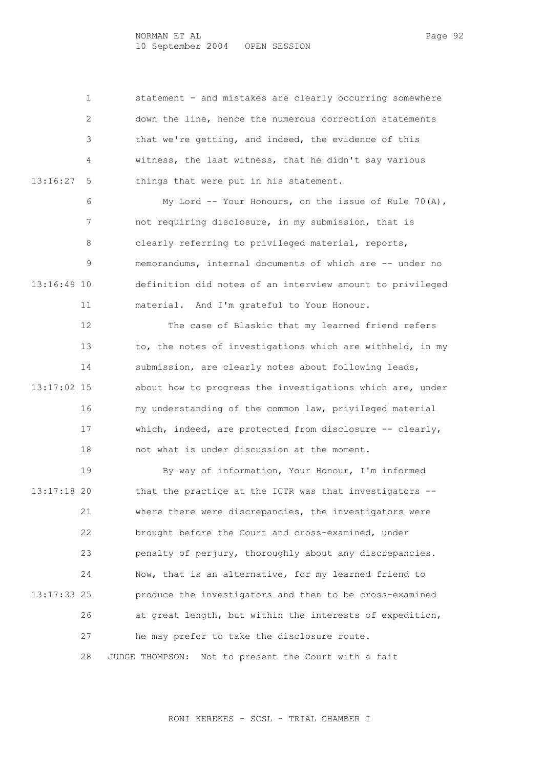statement - and mistakes are clearly occurring somewhere down the line, hence the numerous correction statements that we're getting, and indeed, the evidence of this witness, the last witness, that he didn't say various things that were put in his statement.

My Lord -- Your Honours, on the issue of Rule 70(A), not requiring disclosure, in my submission, that is clearly referring to privileged material, reports, memorandums, internal documents of which are -- under no definition did notes of an interview amount to privileged material. And I'm grateful to Your Honour.

The case of Blaskic that my learned friend refers to, the notes of investigations which are withheld, in my submission, are clearly notes about following leads, about how to progress the investigations which are, under my understanding of the common law, privileged material which, indeed, are protected from disclosure -- clearly, not what is under discussion at the moment.

By way of information, Your Honour, I'm informed that the practice at the ICTR was that investigators -- where there were discrepancies, the investigators were brought before the Court and cross-examined, under penalty of perjury, thoroughly about any discrepancies. Now, that is an alternative, for my learned friend to produce the investigators and then to be cross-examined at great length, but within the interests of expedition, he may prefer to take the disclosure route.

JUDGE THOMPSON: Not to present the Court with a fait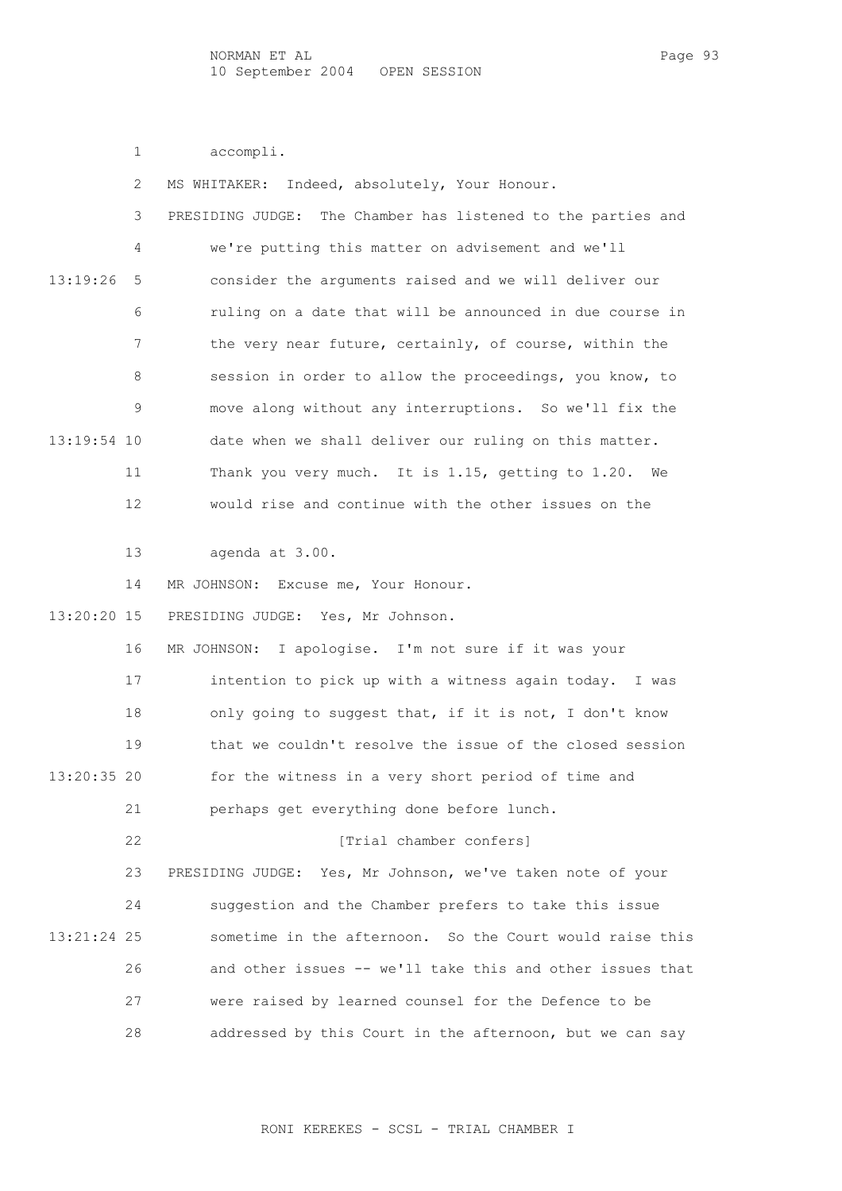1 accompli.

2 MS WHITAKER: Indeed, absolutely, Your Honour.

3 PRESIDING JUDGE: The Chamber has listened to the parties and

4 we're putting this matter on advisement and we'll

13:19:26 5 consider the arguments raised and we will deliver our

6 ruling on a date that will be announced in due course in

7 the very near future, certainly, of course, within the

8 session in order to allow the proceedings, you know, to

9 move along without any interruptions. So we'll fix the

13:19:54 10 date when we shall deliver our ruling on this matter.

11 Thank you very much. It is 1.15, getting to 1.20. We

12 would rise and continue with the other issues on the

13 agenda at 3.00.

14 MR JOHNSON: Excuse me, Your Honour.

13:20:20 15 PRESIDING JUDGE: Yes, Mr Johnson.

16 MR JOHNSON: I apologise. I'm not sure if it was your

17 intention to pick up with a witness again today. I was

18 only going to suggest that, if it is not, I don't know

19 that we couldn't resolve the issue of the closed session

13:20:35 20 for the witness in a very short period of time and

21 perhaps get everything done before lunch.

22 [Trial chamber confers]

23 PRESIDING JUDGE: Yes, Mr Johnson, we've taken note of your

24 suggestion and the Chamber prefers to take this issue

13:21:24 25 sometime in the afternoon. So the Court would raise this

26 and other issues -- we'll take this and other issues that

27 were raised by learned counsel for the Defence to be

28 addressed by this Court in the afternoon, but we can say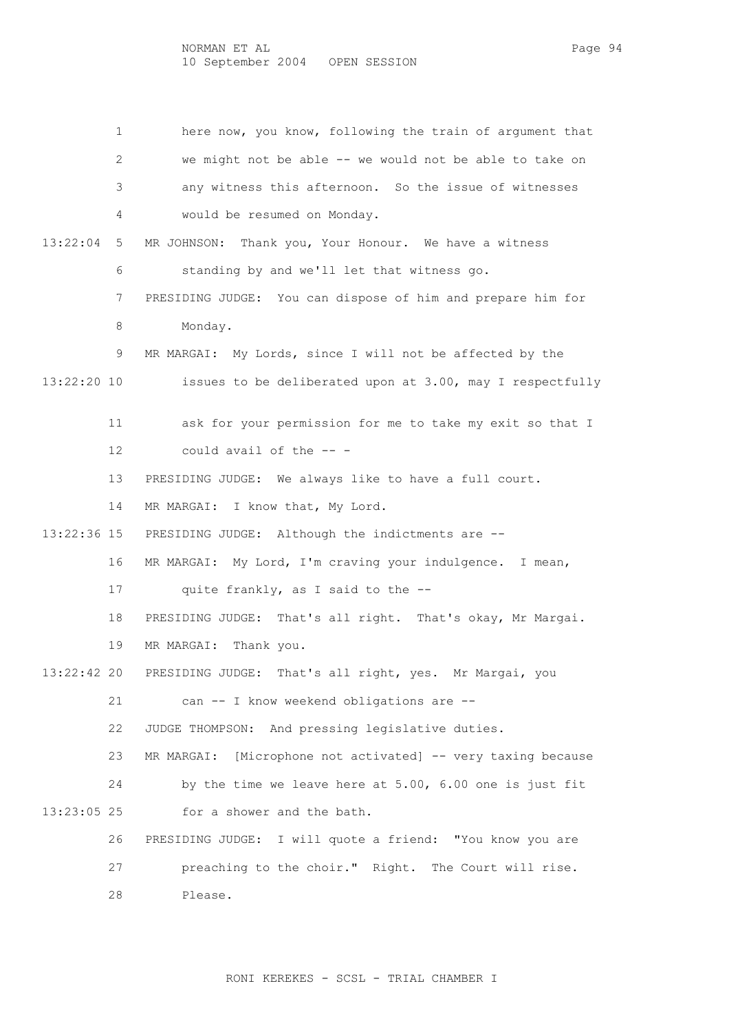1 here now, you know, following the train of argument that
2 we might not be able -- we would not be able to take on
3 any witness this afternoon. So the issue of witnesses
4 would be resumed on Monday.

13:22:04 5 MR JOHNSON: Thank you, Your Honour. We have a witness
6 standing by and we'll let that witness go.
7 PRESIDING JUDGE: You can dispose of him and prepare him for
8 Monday.
9 MR MARGAI: My Lords, since I will not be affected by the

13:22:20 10 issues to be deliberated upon at 3.00, may I respectfully
11 ask for your permission for me to take my exit so that I
12 could avail of the -- -
13 PRESIDING JUDGE: We always like to have a full court.
14 MR MARGAI: I know that, My Lord.

13:22:36 15 PRESIDING JUDGE: Although the indictments are --
16 MR MARGAI: My Lord, I'm craving your indulgence. I mean,
17 quite frankly, as I said to the --
18 PRESIDING JUDGE: That's all right. That's okay, Mr Margai.
19 MR MARGAI: Thank you.

13:22:42 20 PRESIDING JUDGE: That's all right, yes. Mr Margai, you
21 can -- I know weekend obligations are --
22 JUDGE THOMPSON: And pressing legislative duties.
23 MR MARGAI: [Microphone not activated] -- very taxing because
24 by the time we leave here at 5.00, 6.00 one is just fit

13:23:05 25 for a shower and the bath.
26 PRESIDING JUDGE: I will quote a friend: "You know you are
27 preaching to the choir." Right. The Court will rise.
28 Please.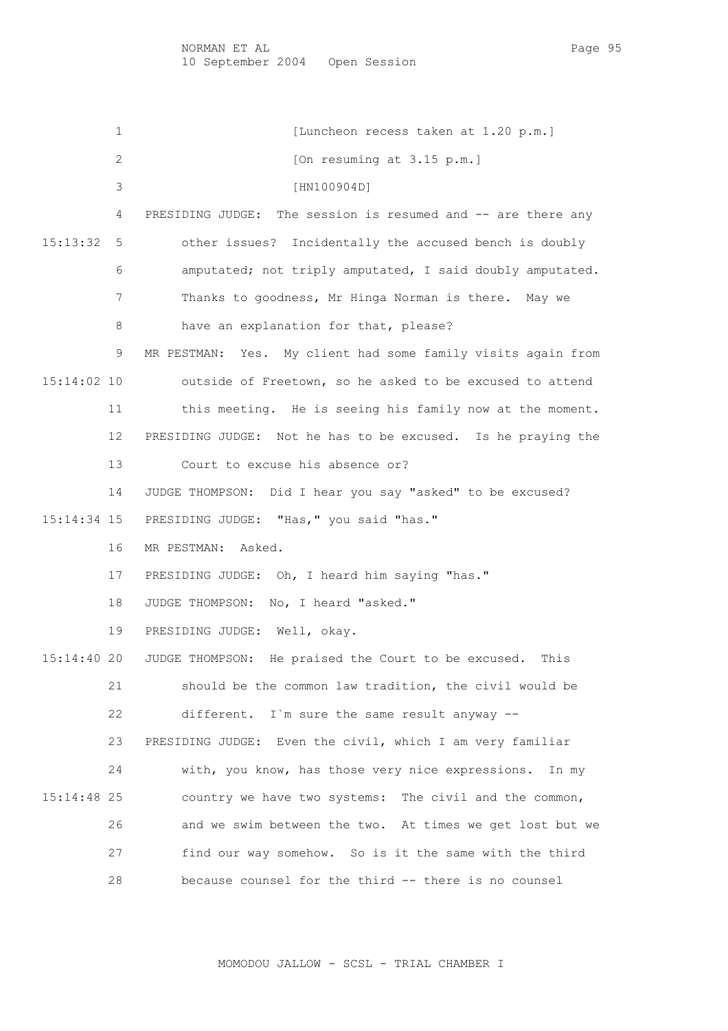1 [Luncheon recess taken at 1.20 p.m.]

2 [On resuming at 3.15 p.m.]

3 [HN100904D]

4 PRESIDING JUDGE: The session is resumed and -- are there any

15:13:32 5 other issues? Incidentally the accused bench is doubly

6 amputated; not triply amputated, I said doubly amputated.

7 Thanks to goodness, Mr Hinga Norman is there. May we

8 have an explanation for that, please?

9 MR PESTMAN: Yes. My client had some family visits again from

15:14:02 10 outside of Freetown, so he asked to be excused to attend

11 this meeting. He is seeing his family now at the moment.

12 PRESIDING JUDGE: Not he has to be excused. Is he praying the

13 Court to excuse his absence or?

14 JUDGE THOMPSON: Did I hear you say "asked" to be excused?

15:14:34 15 PRESIDING JUDGE: "Has," you said "has."

16 MR PESTMAN: Asked.

17 PRESIDING JUDGE: Oh, I heard him saying "has."

18 JUDGE THOMPSON: No, I heard "asked."

19 PRESIDING JUDGE: Well, okay.

15:14:40 20 JUDGE THOMPSON: He praised the Court to be excused. This

21 should be the common law tradition, the civil would be

22 different. I`m sure the same result anyway --

23 PRESIDING JUDGE: Even the civil, which I am very familiar

24 with, you know, has those very nice expressions. In my

15:14:48 25 country we have two systems: The civil and the common,

26 and we swim between the two. At times we get lost but we

27 find our way somehow. So is it the same with the third

28 because counsel for the third -- there is no counsel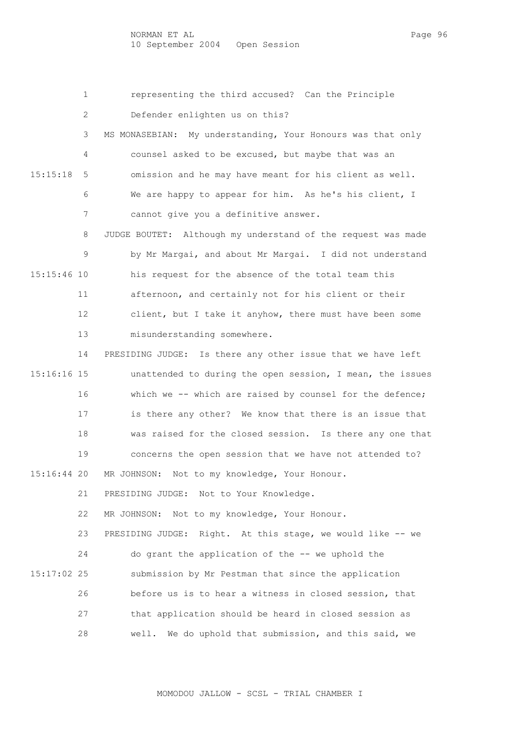1 representing the third accused? Can the Principle

2 Defender enlighten us on this?

3 MS MONASEBIAN: My understanding, Your Honours was that only

4 counsel asked to be excused, but maybe that was an

15:15:18 5 omission and he may have meant for his client as well.

6 We are happy to appear for him. As he's his client, I

7 cannot give you a definitive answer.

8 JUDGE BOUTET: Although my understand of the request was made

9 by Mr Margai, and about Mr Margai. I did not understand

15:15:46 10 his request for the absence of the total team this

11 afternoon, and certainly not for his client or their

12 client, but I take it anyhow, there must have been some

13 misunderstanding somewhere.

14 PRESIDING JUDGE: Is there any other issue that we have left

15:16:16 15 unattended to during the open session, I mean, the issues

16 which we -- which are raised by counsel for the defence;

17 is there any other? We know that there is an issue that

18 was raised for the closed session. Is there any one that

19 concerns the open session that we have not attended to?

15:16:44 20 MR JOHNSON: Not to my knowledge, Your Honour.

21 PRESIDING JUDGE: Not to Your Knowledge.

22 MR JOHNSON: Not to my knowledge, Your Honour.

23 PRESIDING JUDGE: Right. At this stage, we would like -- we

24 do grant the application of the -- we uphold the

15:17:02 25 submission by Mr Pestman that since the application

26 before us is to hear a witness in closed session, that

27 that application should be heard in closed session as

28 well. We do uphold that submission, and this said, we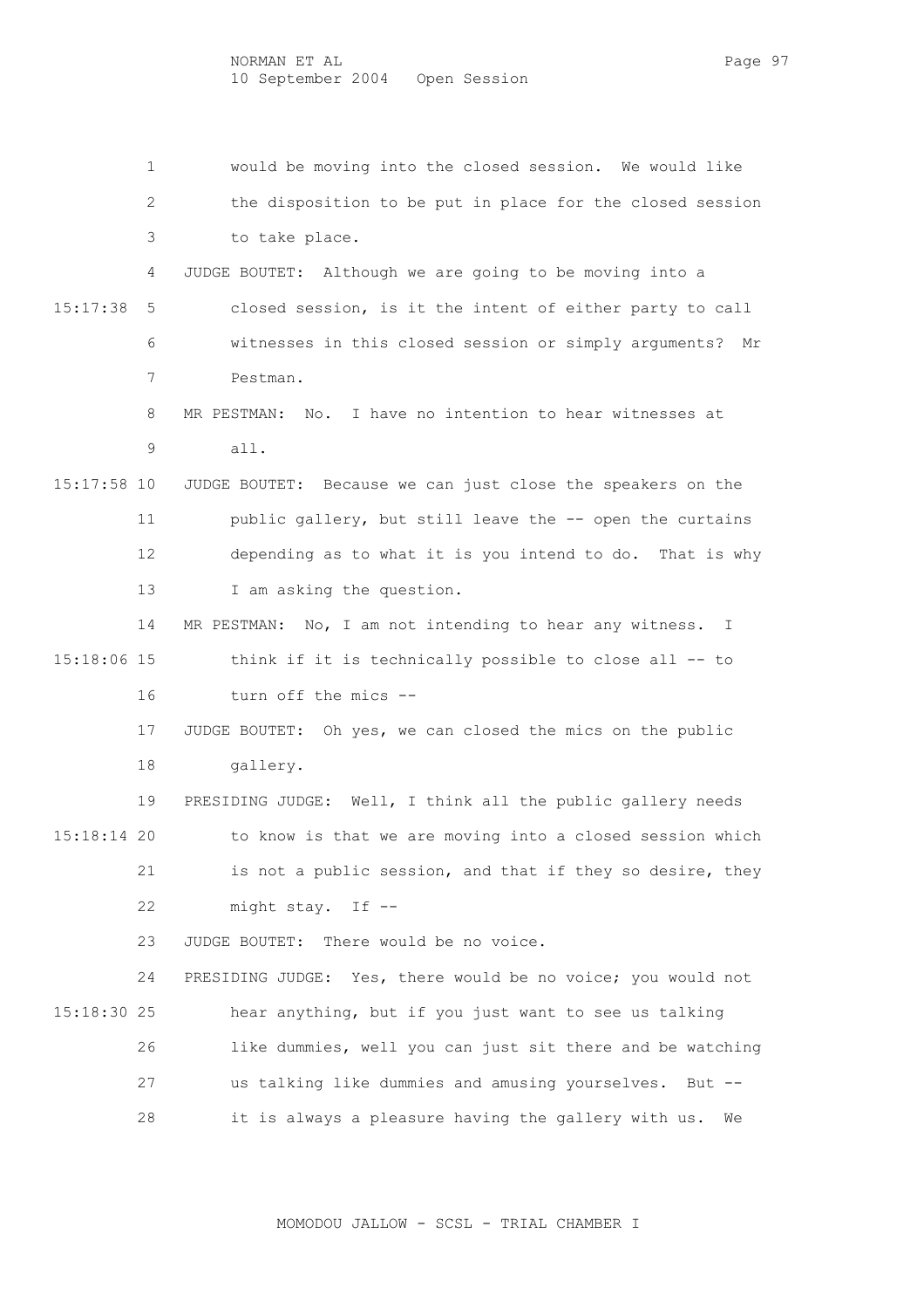would be moving into the closed session. We would like the disposition to be put in place for the closed session to take place.

JUDGE BOUTET: Although we are going to be moving into a closed session, is it the intent of either party to call witnesses in this closed session or simply arguments? Mr Pestman.

MR PESTMAN: No. I have no intention to hear witnesses at all.

JUDGE BOUTET: Because we can just close the speakers on the public gallery, but still leave the -- open the curtains depending as to what it is you intend to do. That is why I am asking the question.

MR PESTMAN: No, I am not intending to hear any witness. I think if it is technically possible to close all -- to turn off the mics --

JUDGE BOUTET: Oh yes, we can closed the mics on the public gallery.

PRESIDING JUDGE: Well, I think all the public gallery needs to know is that we are moving into a closed session which is not a public session, and that if they so desire, they might stay. If --

JUDGE BOUTET: There would be no voice.

PRESIDING JUDGE: Yes, there would be no voice; you would not hear anything, but if you just want to see us talking like dummies, well you can just sit there and be watching us talking like dummies and amusing yourselves. But -- it is always a pleasure having the gallery with us. We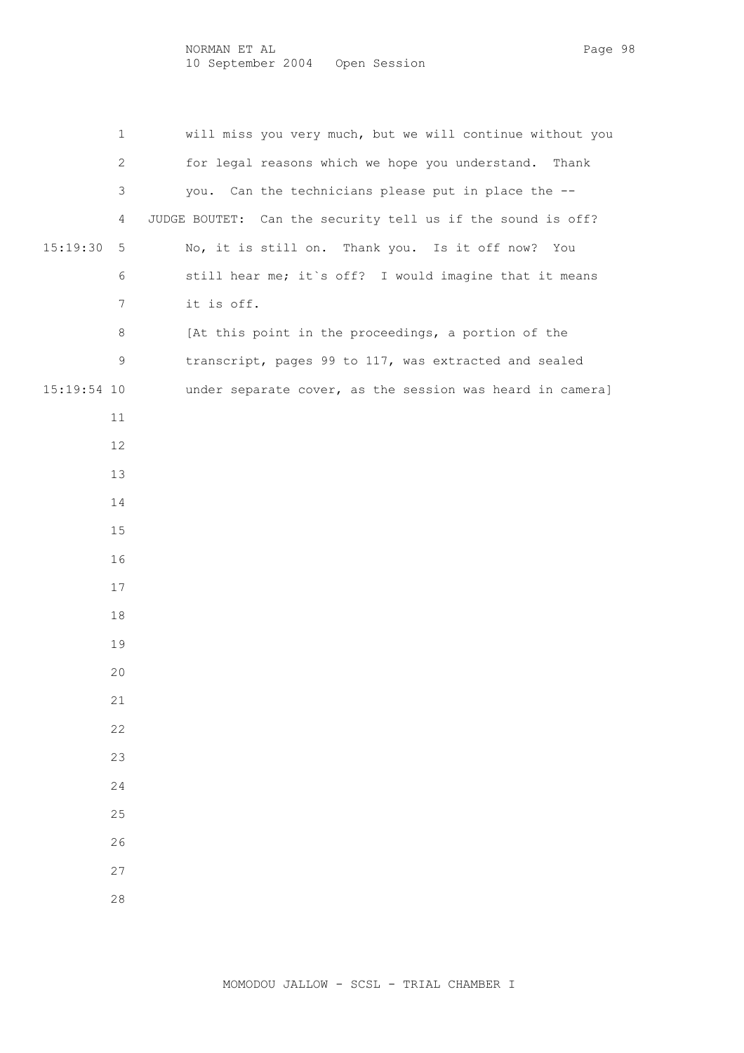will miss you very much, but we will continue without you for legal reasons which we hope you understand. Thank you. Can the technicians please put in place the --

JUDGE BOUTET: Can the security tell us if the sound is off? No, it is still on. Thank you. Is it off now? You still hear me; it`s off? I would imagine that it means it is off.

[At this point in the proceedings, a portion of the transcript, pages 99 to 117, was extracted and sealed under separate cover, as the session was heard in camera]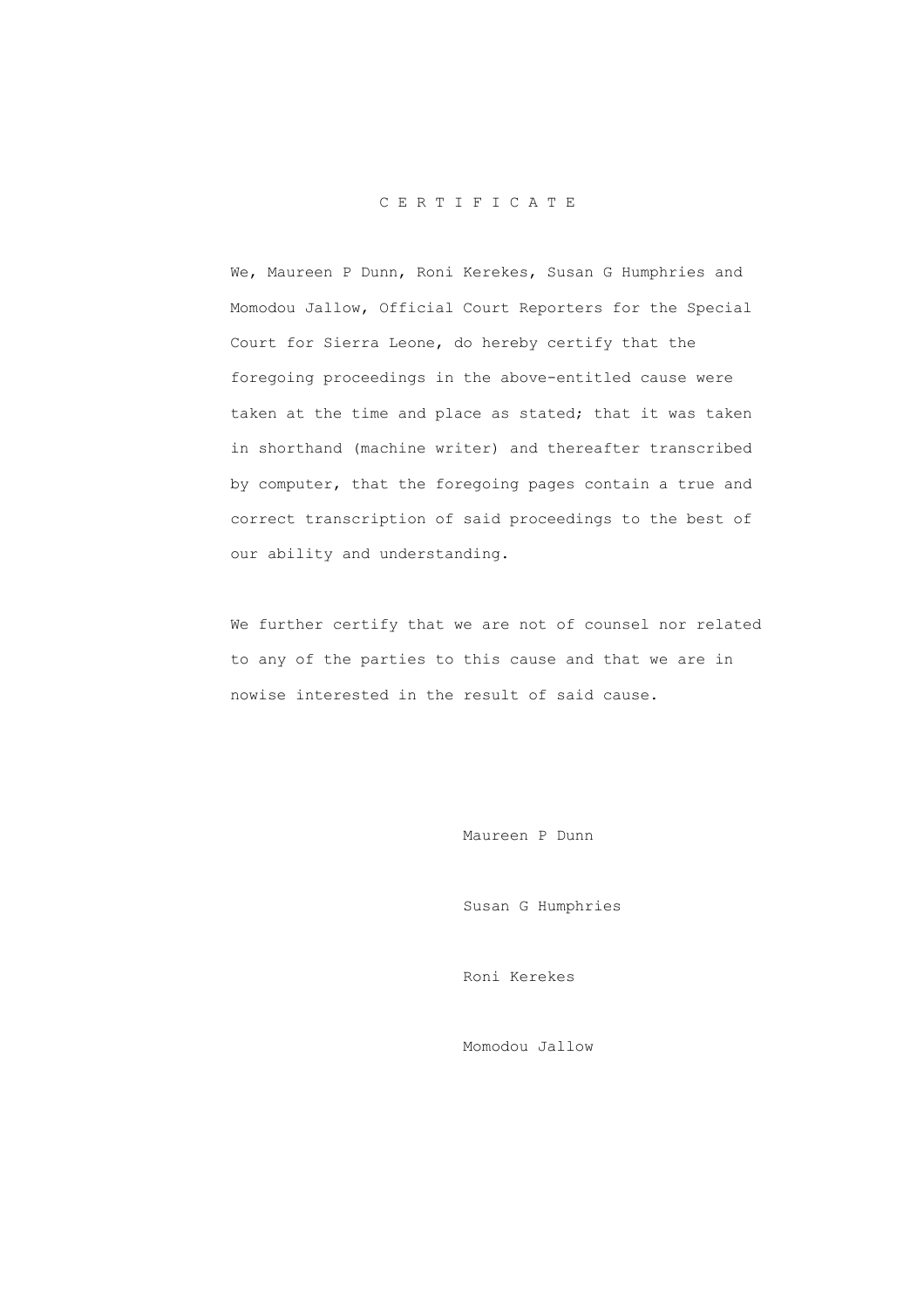# C E R T I F I C A T E

We, Maureen P Dunn, Roni Kerekes, Susan G Humphries and Momodou Jallow, Official Court Reporters for the Special Court for Sierra Leone, do hereby certify that the foregoing proceedings in the above-entitled cause were taken at the time and place as stated; that it was taken in shorthand (machine writer) and thereafter transcribed by computer, that the foregoing pages contain a true and correct transcription of said proceedings to the best of our ability and understanding.

We further certify that we are not of counsel nor related to any of the parties to this cause and that we are in nowise interested in the result of said cause.

Maureen P Dunn

Susan G Humphries

Roni Kerekes

Momodou Jallow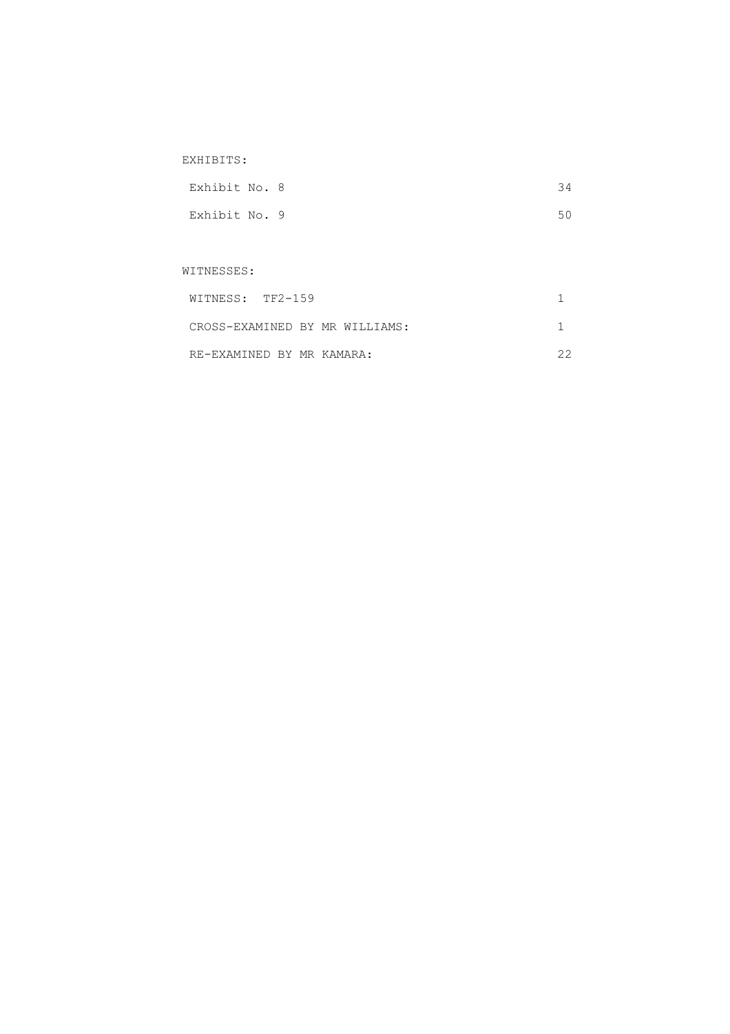EXHIBITS:

| | |
|---|---|
| Exhibit No. 8 | 34 |
| Exhibit No. 9 | 50 |

WITNESSES:

| | |
|---|---|
| WITNESS: TF2-159 | 1 |
| CROSS-EXAMINED BY MR WILLIAMS: | 1 |
| RE-EXAMINED BY MR KAMARA: | 22 |